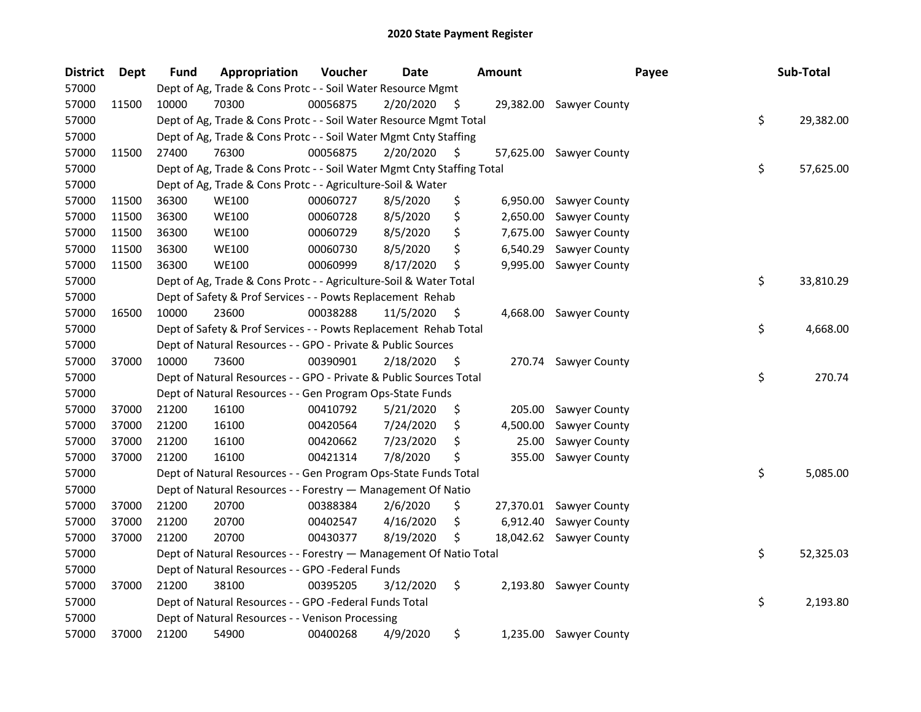# 2020 State Payment Register

| District | Dept | Fund | Appropriation | Voucher | Date | Amount | Payee | Sub-Total |
|---|---|---|---|---|---|---|---|---|
| 57000 | | Dept of Ag, Trade & Cons Protc - - Soil Water Resource Mgmt | | | | | | |
| 57000 | 11500 | 10000 | 70300 | 00056875 | 2/20/2020 | $ 29,382.00 | Sawyer County | |
| 57000 | | Dept of Ag, Trade & Cons Protc - - Soil Water Resource Mgmt Total | | | | | | $ 29,382.00 |
| 57000 | | Dept of Ag, Trade & Cons Protc - - Soil Water Mgmt Cnty Staffing | | | | | | |
| 57000 | 11500 | 27400 | 76300 | 00056875 | 2/20/2020 | $ 57,625.00 | Sawyer County | |
| 57000 | | Dept of Ag, Trade & Cons Protc - - Soil Water Mgmt Cnty Staffing Total | | | | | | $ 57,625.00 |
| 57000 | | Dept of Ag, Trade & Cons Protc - - Agriculture-Soil & Water | | | | | | |
| 57000 | 11500 | 36300 | WE100 | 00060727 | 8/5/2020 | $ 6,950.00 | Sawyer County | |
| 57000 | 11500 | 36300 | WE100 | 00060728 | 8/5/2020 | $ 2,650.00 | Sawyer County | |
| 57000 | 11500 | 36300 | WE100 | 00060729 | 8/5/2020 | $ 7,675.00 | Sawyer County | |
| 57000 | 11500 | 36300 | WE100 | 00060730 | 8/5/2020 | $ 6,540.29 | Sawyer County | |
| 57000 | 11500 | 36300 | WE100 | 00060999 | 8/17/2020 | $ 9,995.00 | Sawyer County | |
| 57000 | | Dept of Ag, Trade & Cons Protc - - Agriculture-Soil & Water Total | | | | | | $ 33,810.29 |
| 57000 | | Dept of Safety & Prof Services - - Powts Replacement Rehab | | | | | | |
| 57000 | 16500 | 10000 | 23600 | 00038288 | 11/5/2020 | $ 4,668.00 | Sawyer County | |
| 57000 | | Dept of Safety & Prof Services - - Powts Replacement Rehab Total | | | | | | $ 4,668.00 |
| 57000 | | Dept of Natural Resources - - GPO - Private & Public Sources | | | | | | |
| 57000 | 37000 | 10000 | 73600 | 00390901 | 2/18/2020 | $ 270.74 | Sawyer County | |
| 57000 | | Dept of Natural Resources - - GPO - Private & Public Sources Total | | | | | | $ 270.74 |
| 57000 | | Dept of Natural Resources - - Gen Program Ops-State Funds | | | | | | |
| 57000 | 37000 | 21200 | 16100 | 00410792 | 5/21/2020 | $ 205.00 | Sawyer County | |
| 57000 | 37000 | 21200 | 16100 | 00420564 | 7/24/2020 | $ 4,500.00 | Sawyer County | |
| 57000 | 37000 | 21200 | 16100 | 00420662 | 7/23/2020 | $ 25.00 | Sawyer County | |
| 57000 | 37000 | 21200 | 16100 | 00421314 | 7/8/2020 | $ 355.00 | Sawyer County | |
| 57000 | | Dept of Natural Resources - - Gen Program Ops-State Funds Total | | | | | | $ 5,085.00 |
| 57000 | | Dept of Natural Resources - - Forestry — Management Of Natio | | | | | | |
| 57000 | 37000 | 21200 | 20700 | 00388384 | 2/6/2020 | $ 27,370.01 | Sawyer County | |
| 57000 | 37000 | 21200 | 20700 | 00402547 | 4/16/2020 | $ 6,912.40 | Sawyer County | |
| 57000 | 37000 | 21200 | 20700 | 00430377 | 8/19/2020 | $ 18,042.62 | Sawyer County | |
| 57000 | | Dept of Natural Resources - - Forestry — Management Of Natio Total | | | | | | $ 52,325.03 |
| 57000 | | Dept of Natural Resources - - GPO -Federal Funds | | | | | | |
| 57000 | 37000 | 21200 | 38100 | 00395205 | 3/12/2020 | $ 2,193.80 | Sawyer County | |
| 57000 | | Dept of Natural Resources - - GPO -Federal Funds Total | | | | | | $ 2,193.80 |
| 57000 | | Dept of Natural Resources - - Venison Processing | | | | | | |
| 57000 | 37000 | 21200 | 54900 | 00400268 | 4/9/2020 | $ 1,235.00 | Sawyer County | |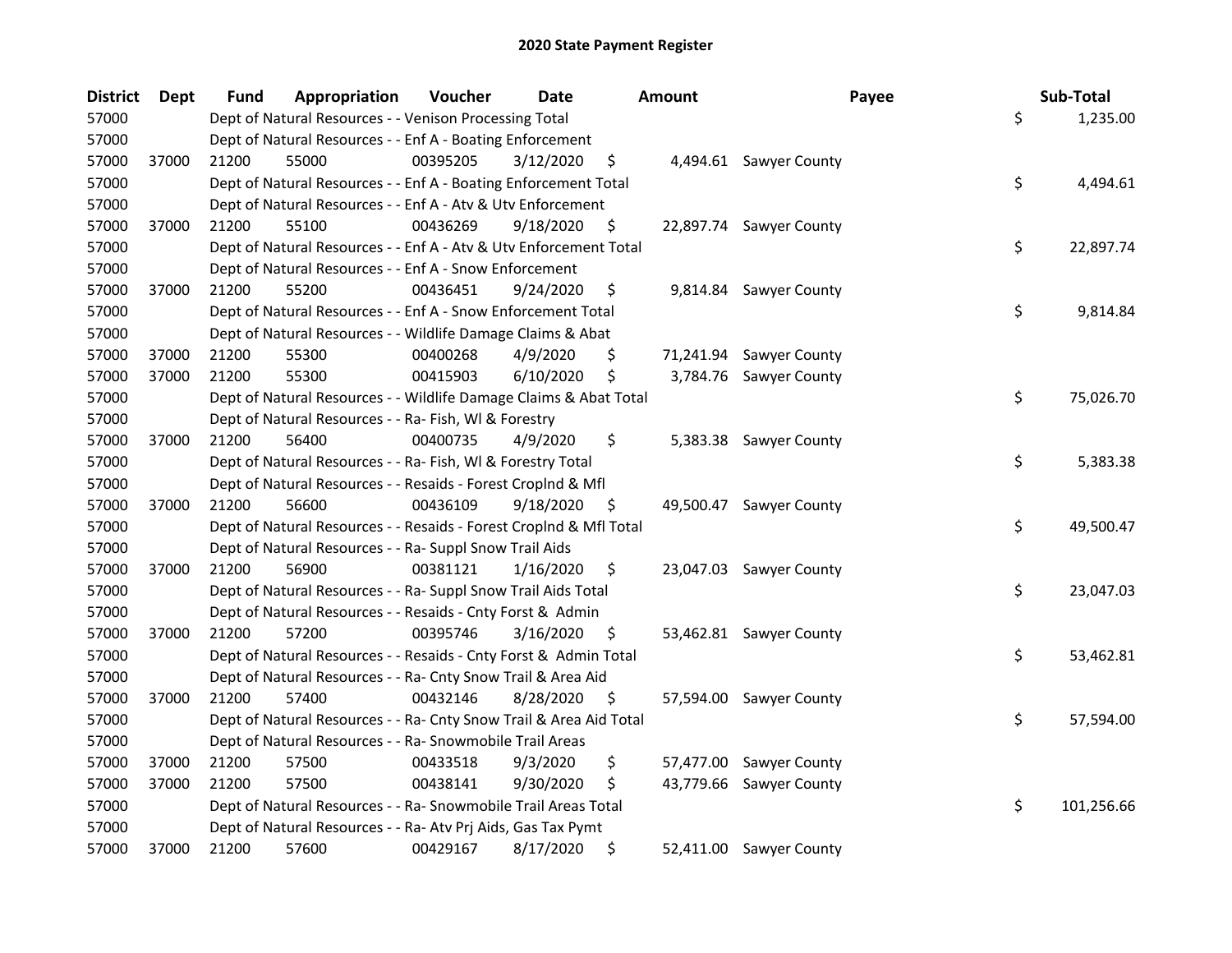# 2020 State Payment Register

| District | Dept | Fund | Appropriation | Voucher | Date | Amount | Payee | Sub-Total |
|---|---|---|---|---|---|---|---|---|
| 57000 | | Dept of Natural Resources - - Venison Processing Total | | | | | | $ 1,235.00 |
| 57000 | | Dept of Natural Resources - - Enf A - Boating Enforcement | | | | | | |
| 57000 | 37000 | 21200 | 55000 | 00395205 | 3/12/2020 | $ 4,494.61 | Sawyer County | |
| 57000 | | Dept of Natural Resources - - Enf A - Boating Enforcement Total | | | | | | $ 4,494.61 |
| 57000 | | Dept of Natural Resources - - Enf A - Atv & Utv Enforcement | | | | | | |
| 57000 | 37000 | 21200 | 55100 | 00436269 | 9/18/2020 | $ 22,897.74 | Sawyer County | |
| 57000 | | Dept of Natural Resources - - Enf A - Atv & Utv Enforcement Total | | | | | | $ 22,897.74 |
| 57000 | | Dept of Natural Resources - - Enf A - Snow Enforcement | | | | | | |
| 57000 | 37000 | 21200 | 55200 | 00436451 | 9/24/2020 | $ 9,814.84 | Sawyer County | |
| 57000 | | Dept of Natural Resources - - Enf A - Snow Enforcement Total | | | | | | $ 9,814.84 |
| 57000 | | Dept of Natural Resources - - Wildlife Damage Claims & Abat | | | | | | |
| 57000 | 37000 | 21200 | 55300 | 00400268 | 4/9/2020 | $ 71,241.94 | Sawyer County | |
| 57000 | 37000 | 21200 | 55300 | 00415903 | 6/10/2020 | $ 3,784.76 | Sawyer County | |
| 57000 | | Dept of Natural Resources - - Wildlife Damage Claims & Abat Total | | | | | | $ 75,026.70 |
| 57000 | | Dept of Natural Resources - - Ra- Fish, Wl & Forestry | | | | | | |
| 57000 | 37000 | 21200 | 56400 | 00400735 | 4/9/2020 | $ 5,383.38 | Sawyer County | |
| 57000 | | Dept of Natural Resources - - Ra- Fish, Wl & Forestry Total | | | | | | $ 5,383.38 |
| 57000 | | Dept of Natural Resources - - Resaids - Forest Croplnd & Mfl | | | | | | |
| 57000 | 37000 | 21200 | 56600 | 00436109 | 9/18/2020 | $ 49,500.47 | Sawyer County | |
| 57000 | | Dept of Natural Resources - - Resaids - Forest Croplnd & Mfl Total | | | | | | $ 49,500.47 |
| 57000 | | Dept of Natural Resources - - Ra- Suppl Snow Trail Aids | | | | | | |
| 57000 | 37000 | 21200 | 56900 | 00381121 | 1/16/2020 | $ 23,047.03 | Sawyer County | |
| 57000 | | Dept of Natural Resources - - Ra- Suppl Snow Trail Aids Total | | | | | | $ 23,047.03 |
| 57000 | | Dept of Natural Resources - - Resaids - Cnty Forst & Admin | | | | | | |
| 57000 | 37000 | 21200 | 57200 | 00395746 | 3/16/2020 | $ 53,462.81 | Sawyer County | |
| 57000 | | Dept of Natural Resources - - Resaids - Cnty Forst & Admin Total | | | | | | $ 53,462.81 |
| 57000 | | Dept of Natural Resources - - Ra- Cnty Snow Trail & Area Aid | | | | | | |
| 57000 | 37000 | 21200 | 57400 | 00432146 | 8/28/2020 | $ 57,594.00 | Sawyer County | |
| 57000 | | Dept of Natural Resources - - Ra- Cnty Snow Trail & Area Aid Total | | | | | | $ 57,594.00 |
| 57000 | | Dept of Natural Resources - - Ra- Snowmobile Trail Areas | | | | | | |
| 57000 | 37000 | 21200 | 57500 | 00433518 | 9/3/2020 | $ 57,477.00 | Sawyer County | |
| 57000 | 37000 | 21200 | 57500 | 00438141 | 9/30/2020 | $ 43,779.66 | Sawyer County | |
| 57000 | | Dept of Natural Resources - - Ra- Snowmobile Trail Areas Total | | | | | | $ 101,256.66 |
| 57000 | | Dept of Natural Resources - - Ra- Atv Prj Aids, Gas Tax Pymt | | | | | | |
| 57000 | 37000 | 21200 | 57600 | 00429167 | 8/17/2020 | $ 52,411.00 | Sawyer County | |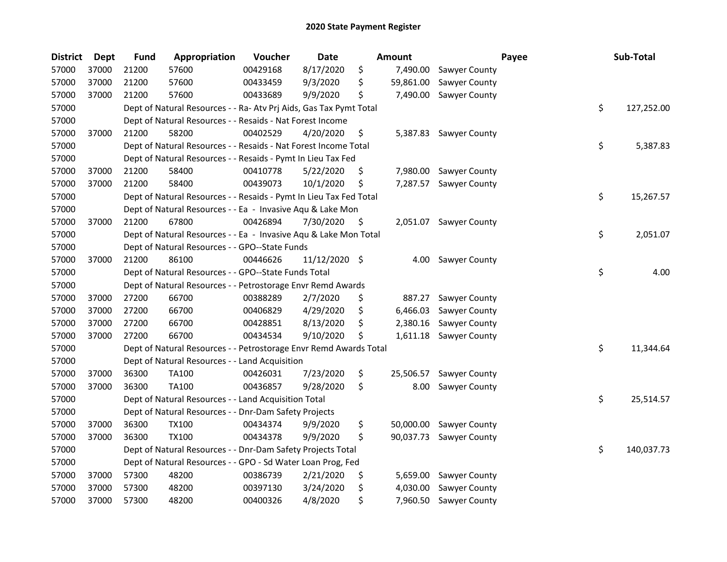# 2020 State Payment Register

| District | Dept | Fund | Appropriation | Voucher | Date | Amount | Payee | Sub-Total |
|---|---|---|---|---|---|---|---|---|
| 57000 | 37000 | 21200 | 57600 | 00429168 | 8/17/2020 | $ 7,490.00 | Sawyer County | |
| 57000 | 37000 | 21200 | 57600 | 00433459 | 9/3/2020 | $ 59,861.00 | Sawyer County | |
| 57000 | 37000 | 21200 | 57600 | 00433689 | 9/9/2020 | $ 7,490.00 | Sawyer County | |
| 57000 | | Dept of Natural Resources - - Ra- Atv Prj Aids, Gas Tax Pymt Total | | | | | | $ 127,252.00 |
| 57000 | | Dept of Natural Resources - - Resaids - Nat Forest Income | | | | | | |
| 57000 | 37000 | 21200 | 58200 | 00402529 | 4/20/2020 | $ 5,387.83 | Sawyer County | |
| 57000 | | Dept of Natural Resources - - Resaids - Nat Forest Income Total | | | | | | $ 5,387.83 |
| 57000 | | Dept of Natural Resources - - Resaids - Pymt In Lieu Tax Fed | | | | | | |
| 57000 | 37000 | 21200 | 58400 | 00410778 | 5/22/2020 | $ 7,980.00 | Sawyer County | |
| 57000 | 37000 | 21200 | 58400 | 00439073 | 10/1/2020 | $ 7,287.57 | Sawyer County | |
| 57000 | | Dept of Natural Resources - - Resaids - Pymt In Lieu Tax Fed Total | | | | | | $ 15,267.57 |
| 57000 | | Dept of Natural Resources - - Ea - Invasive Aqu & Lake Mon | | | | | | |
| 57000 | 37000 | 21200 | 67800 | 00426894 | 7/30/2020 | $ 2,051.07 | Sawyer County | |
| 57000 | | Dept of Natural Resources - - Ea - Invasive Aqu & Lake Mon Total | | | | | | $ 2,051.07 |
| 57000 | | Dept of Natural Resources - - GPO--State Funds | | | | | | |
| 57000 | 37000 | 21200 | 86100 | 00446626 | 11/12/2020 | $ 4.00 | Sawyer County | |
| 57000 | | Dept of Natural Resources - - GPO--State Funds Total | | | | | | $ 4.00 |
| 57000 | | Dept of Natural Resources - - Petrostorage Envr Remd Awards | | | | | | |
| 57000 | 37000 | 27200 | 66700 | 00388289 | 2/7/2020 | $ 887.27 | Sawyer County | |
| 57000 | 37000 | 27200 | 66700 | 00406829 | 4/29/2020 | $ 6,466.03 | Sawyer County | |
| 57000 | 37000 | 27200 | 66700 | 00428851 | 8/13/2020 | $ 2,380.16 | Sawyer County | |
| 57000 | 37000 | 27200 | 66700 | 00434534 | 9/10/2020 | $ 1,611.18 | Sawyer County | |
| 57000 | | Dept of Natural Resources - - Petrostorage Envr Remd Awards Total | | | | | | $ 11,344.64 |
| 57000 | | Dept of Natural Resources - - Land Acquisition | | | | | | |
| 57000 | 37000 | 36300 | TA100 | 00426031 | 7/23/2020 | $ 25,506.57 | Sawyer County | |
| 57000 | 37000 | 36300 | TA100 | 00436857 | 9/28/2020 | $ 8.00 | Sawyer County | |
| 57000 | | Dept of Natural Resources - - Land Acquisition Total | | | | | | $ 25,514.57 |
| 57000 | | Dept of Natural Resources - - Dnr-Dam Safety Projects | | | | | | |
| 57000 | 37000 | 36300 | TX100 | 00434374 | 9/9/2020 | $ 50,000.00 | Sawyer County | |
| 57000 | 37000 | 36300 | TX100 | 00434378 | 9/9/2020 | $ 90,037.73 | Sawyer County | |
| 57000 | | Dept of Natural Resources - - Dnr-Dam Safety Projects Total | | | | | | $ 140,037.73 |
| 57000 | | Dept of Natural Resources - - GPO - Sd Water Loan Prog, Fed | | | | | | |
| 57000 | 37000 | 57300 | 48200 | 00386739 | 2/21/2020 | $ 5,659.00 | Sawyer County | |
| 57000 | 37000 | 57300 | 48200 | 00397130 | 3/24/2020 | $ 4,030.00 | Sawyer County | |
| 57000 | 37000 | 57300 | 48200 | 00400326 | 4/8/2020 | $ 7,960.50 | Sawyer County | |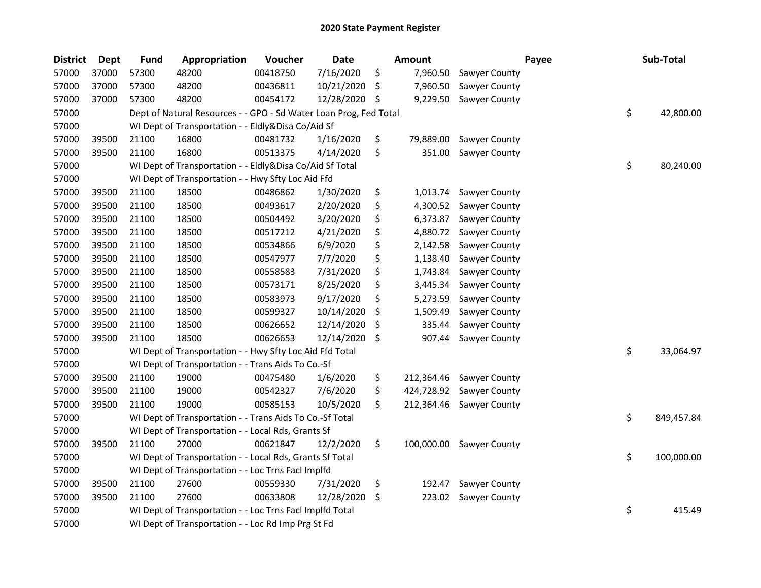# 2020 State Payment Register

| District | Dept | Fund | Appropriation | Voucher | Date | Amount | Payee | Sub-Total |
|---|---|---|---|---|---|---|---|---|
| 57000 | 37000 | 57300 | 48200 | 00418750 | 7/16/2020 | $ 7,960.50 | Sawyer County | |
| 57000 | 37000 | 57300 | 48200 | 00436811 | 10/21/2020 | $ 7,960.50 | Sawyer County | |
| 57000 | 37000 | 57300 | 48200 | 00454172 | 12/28/2020 | $ 9,229.50 | Sawyer County | |
| 57000 | | Dept of Natural Resources - - GPO - Sd Water Loan Prog, Fed Total | | | | | | $ 42,800.00 |
| 57000 | | WI Dept of Transportation - - Eldly&Disa Co/Aid Sf | | | | | | |
| 57000 | 39500 | 21100 | 16800 | 00481732 | 1/16/2020 | $ 79,889.00 | Sawyer County | |
| 57000 | 39500 | 21100 | 16800 | 00513375 | 4/14/2020 | $ 351.00 | Sawyer County | |
| 57000 | | WI Dept of Transportation - - Eldly&Disa Co/Aid Sf Total | | | | | | $ 80,240.00 |
| 57000 | | WI Dept of Transportation - - Hwy Sfty Loc Aid Ffd | | | | | | |
| 57000 | 39500 | 21100 | 18500 | 00486862 | 1/30/2020 | $ 1,013.74 | Sawyer County | |
| 57000 | 39500 | 21100 | 18500 | 00493617 | 2/20/2020 | $ 4,300.52 | Sawyer County | |
| 57000 | 39500 | 21100 | 18500 | 00504492 | 3/20/2020 | $ 6,373.87 | Sawyer County | |
| 57000 | 39500 | 21100 | 18500 | 00517212 | 4/21/2020 | $ 4,880.72 | Sawyer County | |
| 57000 | 39500 | 21100 | 18500 | 00534866 | 6/9/2020 | $ 2,142.58 | Sawyer County | |
| 57000 | 39500 | 21100 | 18500 | 00547977 | 7/7/2020 | $ 1,138.40 | Sawyer County | |
| 57000 | 39500 | 21100 | 18500 | 00558583 | 7/31/2020 | $ 1,743.84 | Sawyer County | |
| 57000 | 39500 | 21100 | 18500 | 00573171 | 8/25/2020 | $ 3,445.34 | Sawyer County | |
| 57000 | 39500 | 21100 | 18500 | 00583973 | 9/17/2020 | $ 5,273.59 | Sawyer County | |
| 57000 | 39500 | 21100 | 18500 | 00599327 | 10/14/2020 | $ 1,509.49 | Sawyer County | |
| 57000 | 39500 | 21100 | 18500 | 00626652 | 12/14/2020 | $ 335.44 | Sawyer County | |
| 57000 | 39500 | 21100 | 18500 | 00626653 | 12/14/2020 | $ 907.44 | Sawyer County | |
| 57000 | | WI Dept of Transportation - - Hwy Sfty Loc Aid Ffd Total | | | | | | $ 33,064.97 |
| 57000 | | WI Dept of Transportation - - Trans Aids To Co.-Sf | | | | | | |
| 57000 | 39500 | 21100 | 19000 | 00475480 | 1/6/2020 | $ 212,364.46 | Sawyer County | |
| 57000 | 39500 | 21100 | 19000 | 00542327 | 7/6/2020 | $ 424,728.92 | Sawyer County | |
| 57000 | 39500 | 21100 | 19000 | 00585153 | 10/5/2020 | $ 212,364.46 | Sawyer County | |
| 57000 | | WI Dept of Transportation - - Trans Aids To Co.-Sf Total | | | | | | $ 849,457.84 |
| 57000 | | WI Dept of Transportation - - Local Rds, Grants Sf | | | | | | |
| 57000 | 39500 | 21100 | 27000 | 00621847 | 12/2/2020 | $ 100,000.00 | Sawyer County | |
| 57000 | | WI Dept of Transportation - - Local Rds, Grants Sf Total | | | | | | $ 100,000.00 |
| 57000 | | WI Dept of Transportation - - Loc Trns Facl Implfd | | | | | | |
| 57000 | 39500 | 21100 | 27600 | 00559330 | 7/31/2020 | $ 192.47 | Sawyer County | |
| 57000 | 39500 | 21100 | 27600 | 00633808 | 12/28/2020 | $ 223.02 | Sawyer County | |
| 57000 | | WI Dept of Transportation - - Loc Trns Facl Implfd Total | | | | | | $ 415.49 |
| 57000 | | WI Dept of Transportation - - Loc Rd Imp Prg St Fd | | | | | | |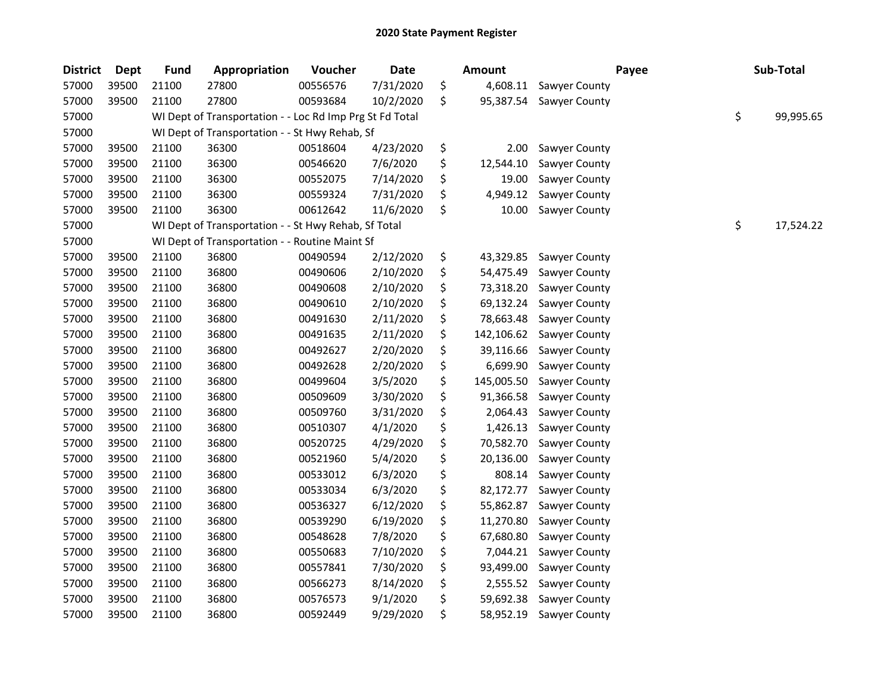# 2020 State Payment Register

| District | Dept | Fund | Appropriation | Voucher | Date | Amount | Payee | Sub-Total |
|---|---|---|---|---|---|---|---|---|
| 57000 | 39500 | 21100 | 27800 | 00556576 | 7/31/2020 | $ 4,608.11 | Sawyer County | |
| 57000 | 39500 | 21100 | 27800 | 00593684 | 10/2/2020 | $ 95,387.54 | Sawyer County | |
| 57000 | | WI Dept of Transportation - - Loc Rd Imp Prg St Fd Total | | | | | | $ 99,995.65 |
| 57000 | | WI Dept of Transportation - - St Hwy Rehab, Sf | | | | | | |
| 57000 | 39500 | 21100 | 36300 | 00518604 | 4/23/2020 | $ 2.00 | Sawyer County | |
| 57000 | 39500 | 21100 | 36300 | 00546620 | 7/6/2020 | $ 12,544.10 | Sawyer County | |
| 57000 | 39500 | 21100 | 36300 | 00552075 | 7/14/2020 | $ 19.00 | Sawyer County | |
| 57000 | 39500 | 21100 | 36300 | 00559324 | 7/31/2020 | $ 4,949.12 | Sawyer County | |
| 57000 | 39500 | 21100 | 36300 | 00612642 | 11/6/2020 | $ 10.00 | Sawyer County | |
| 57000 | | WI Dept of Transportation - - St Hwy Rehab, Sf Total | | | | | | $ 17,524.22 |
| 57000 | | WI Dept of Transportation - - Routine Maint Sf | | | | | | |
| 57000 | 39500 | 21100 | 36800 | 00490594 | 2/12/2020 | $ 43,329.85 | Sawyer County | |
| 57000 | 39500 | 21100 | 36800 | 00490606 | 2/10/2020 | $ 54,475.49 | Sawyer County | |
| 57000 | 39500 | 21100 | 36800 | 00490608 | 2/10/2020 | $ 73,318.20 | Sawyer County | |
| 57000 | 39500 | 21100 | 36800 | 00490610 | 2/10/2020 | $ 69,132.24 | Sawyer County | |
| 57000 | 39500 | 21100 | 36800 | 00491630 | 2/11/2020 | $ 78,663.48 | Sawyer County | |
| 57000 | 39500 | 21100 | 36800 | 00491635 | 2/11/2020 | $ 142,106.62 | Sawyer County | |
| 57000 | 39500 | 21100 | 36800 | 00492627 | 2/20/2020 | $ 39,116.66 | Sawyer County | |
| 57000 | 39500 | 21100 | 36800 | 00492628 | 2/20/2020 | $ 6,699.90 | Sawyer County | |
| 57000 | 39500 | 21100 | 36800 | 00499604 | 3/5/2020 | $ 145,005.50 | Sawyer County | |
| 57000 | 39500 | 21100 | 36800 | 00509609 | 3/30/2020 | $ 91,366.58 | Sawyer County | |
| 57000 | 39500 | 21100 | 36800 | 00509760 | 3/31/2020 | $ 2,064.43 | Sawyer County | |
| 57000 | 39500 | 21100 | 36800 | 00510307 | 4/1/2020 | $ 1,426.13 | Sawyer County | |
| 57000 | 39500 | 21100 | 36800 | 00520725 | 4/29/2020 | $ 70,582.70 | Sawyer County | |
| 57000 | 39500 | 21100 | 36800 | 00521960 | 5/4/2020 | $ 20,136.00 | Sawyer County | |
| 57000 | 39500 | 21100 | 36800 | 00533012 | 6/3/2020 | $ 808.14 | Sawyer County | |
| 57000 | 39500 | 21100 | 36800 | 00533034 | 6/3/2020 | $ 82,172.77 | Sawyer County | |
| 57000 | 39500 | 21100 | 36800 | 00536327 | 6/12/2020 | $ 55,862.87 | Sawyer County | |
| 57000 | 39500 | 21100 | 36800 | 00539290 | 6/19/2020 | $ 11,270.80 | Sawyer County | |
| 57000 | 39500 | 21100 | 36800 | 00548628 | 7/8/2020 | $ 67,680.80 | Sawyer County | |
| 57000 | 39500 | 21100 | 36800 | 00550683 | 7/10/2020 | $ 7,044.21 | Sawyer County | |
| 57000 | 39500 | 21100 | 36800 | 00557841 | 7/30/2020 | $ 93,499.00 | Sawyer County | |
| 57000 | 39500 | 21100 | 36800 | 00566273 | 8/14/2020 | $ 2,555.52 | Sawyer County | |
| 57000 | 39500 | 21100 | 36800 | 00576573 | 9/1/2020 | $ 59,692.38 | Sawyer County | |
| 57000 | 39500 | 21100 | 36800 | 00592449 | 9/29/2020 | $ 58,952.19 | Sawyer County | |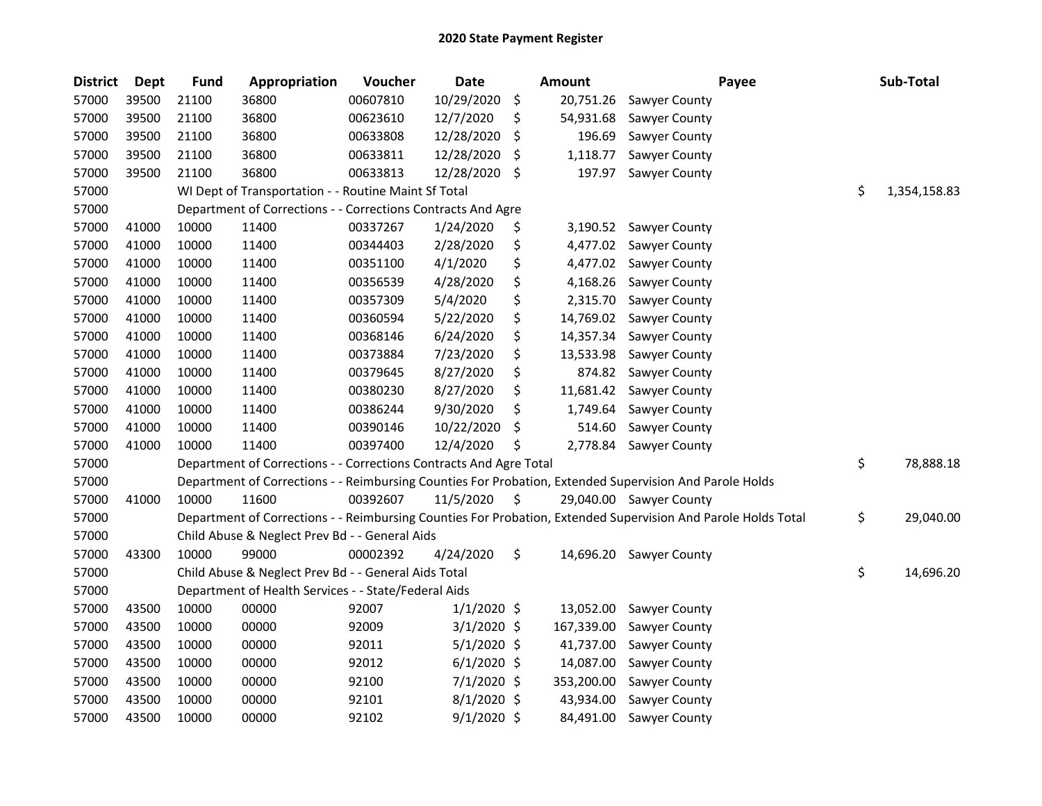# 2020 State Payment Register

| District | Dept | Fund | Appropriation | Voucher | Date | Amount | Payee | Sub-Total |
|---|---|---|---|---|---|---|---|---|
| 57000 | 39500 | 21100 | 36800 | 00607810 | 10/29/2020 | $ 20,751.26 | Sawyer County | |
| 57000 | 39500 | 21100 | 36800 | 00623610 | 12/7/2020 | $ 54,931.68 | Sawyer County | |
| 57000 | 39500 | 21100 | 36800 | 00633808 | 12/28/2020 | $ 196.69 | Sawyer County | |
| 57000 | 39500 | 21100 | 36800 | 00633811 | 12/28/2020 | $ 1,118.77 | Sawyer County | |
| 57000 | 39500 | 21100 | 36800 | 00633813 | 12/28/2020 | $ 197.97 | Sawyer County | |
| 57000 | | WI Dept of Transportation - - Routine Maint Sf Total | | | | | | $ 1,354,158.83 |
| 57000 | | Department of Corrections - - Corrections Contracts And Agre | | | | | | |
| 57000 | 41000 | 10000 | 11400 | 00337267 | 1/24/2020 | $ 3,190.52 | Sawyer County | |
| 57000 | 41000 | 10000 | 11400 | 00344403 | 2/28/2020 | $ 4,477.02 | Sawyer County | |
| 57000 | 41000 | 10000 | 11400 | 00351100 | 4/1/2020 | $ 4,477.02 | Sawyer County | |
| 57000 | 41000 | 10000 | 11400 | 00356539 | 4/28/2020 | $ 4,168.26 | Sawyer County | |
| 57000 | 41000 | 10000 | 11400 | 00357309 | 5/4/2020 | $ 2,315.70 | Sawyer County | |
| 57000 | 41000 | 10000 | 11400 | 00360594 | 5/22/2020 | $ 14,769.02 | Sawyer County | |
| 57000 | 41000 | 10000 | 11400 | 00368146 | 6/24/2020 | $ 14,357.34 | Sawyer County | |
| 57000 | 41000 | 10000 | 11400 | 00373884 | 7/23/2020 | $ 13,533.98 | Sawyer County | |
| 57000 | 41000 | 10000 | 11400 | 00379645 | 8/27/2020 | $ 874.82 | Sawyer County | |
| 57000 | 41000 | 10000 | 11400 | 00380230 | 8/27/2020 | $ 11,681.42 | Sawyer County | |
| 57000 | 41000 | 10000 | 11400 | 00386244 | 9/30/2020 | $ 1,749.64 | Sawyer County | |
| 57000 | 41000 | 10000 | 11400 | 00390146 | 10/22/2020 | $ 514.60 | Sawyer County | |
| 57000 | 41000 | 10000 | 11400 | 00397400 | 12/4/2020 | $ 2,778.84 | Sawyer County | |
| 57000 | | Department of Corrections - - Corrections Contracts And Agre Total | | | | | | $ 78,888.18 |
| 57000 | | Department of Corrections - - Reimbursing Counties For Probation, Extended Supervision And Parole Holds | | | | | | |
| 57000 | 41000 | 10000 | 11600 | 00392607 | 11/5/2020 | $ 29,040.00 | Sawyer County | |
| 57000 | | Department of Corrections - - Reimbursing Counties For Probation, Extended Supervision And Parole Holds Total | | | | | | $ 29,040.00 |
| 57000 | | Child Abuse & Neglect Prev Bd - - General Aids | | | | | | |
| 57000 | 43300 | 10000 | 99000 | 00002392 | 4/24/2020 | $ 14,696.20 | Sawyer County | |
| 57000 | | Child Abuse & Neglect Prev Bd - - General Aids Total | | | | | | $ 14,696.20 |
| 57000 | | Department of Health Services - - State/Federal Aids | | | | | | |
| 57000 | 43500 | 10000 | 00000 | 92007 | 1/1/2020 | $ 13,052.00 | Sawyer County | |
| 57000 | 43500 | 10000 | 00000 | 92009 | 3/1/2020 | $ 167,339.00 | Sawyer County | |
| 57000 | 43500 | 10000 | 00000 | 92011 | 5/1/2020 | $ 41,737.00 | Sawyer County | |
| 57000 | 43500 | 10000 | 00000 | 92012 | 6/1/2020 | $ 14,087.00 | Sawyer County | |
| 57000 | 43500 | 10000 | 00000 | 92100 | 7/1/2020 | $ 353,200.00 | Sawyer County | |
| 57000 | 43500 | 10000 | 00000 | 92101 | 8/1/2020 | $ 43,934.00 | Sawyer County | |
| 57000 | 43500 | 10000 | 00000 | 92102 | 9/1/2020 | $ 84,491.00 | Sawyer County | |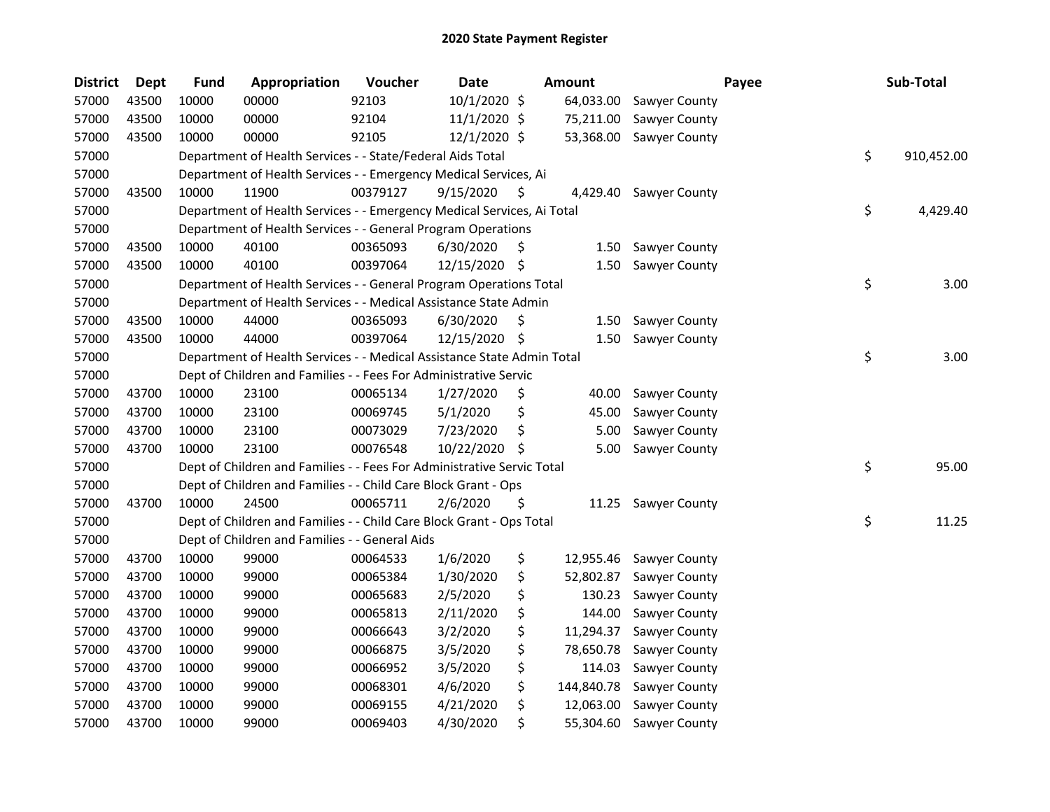# 2020 State Payment Register

| District | Dept | Fund | Appropriation | Voucher | Date | Amount | Payee | Sub-Total |
|---|---|---|---|---|---|---|---|---|
| 57000 | 43500 | 10000 | 00000 | 92103 | 10/1/2020 | $ 64,033.00 | Sawyer County | |
| 57000 | 43500 | 10000 | 00000 | 92104 | 11/1/2020 | $ 75,211.00 | Sawyer County | |
| 57000 | 43500 | 10000 | 00000 | 92105 | 12/1/2020 | $ 53,368.00 | Sawyer County | |
| 57000 | | Department of Health Services - - State/Federal Aids Total | | | | | | $ 910,452.00 |
| 57000 | | Department of Health Services - - Emergency Medical Services, Ai | | | | | | |
| 57000 | 43500 | 10000 | 11900 | 00379127 | 9/15/2020 | $ 4,429.40 | Sawyer County | |
| 57000 | | Department of Health Services - - Emergency Medical Services, Ai Total | | | | | | $ 4,429.40 |
| 57000 | | Department of Health Services - - General Program Operations | | | | | | |
| 57000 | 43500 | 10000 | 40100 | 00365093 | 6/30/2020 | $ 1.50 | Sawyer County | |
| 57000 | 43500 | 10000 | 40100 | 00397064 | 12/15/2020 | $ 1.50 | Sawyer County | |
| 57000 | | Department of Health Services - - General Program Operations Total | | | | | | $ 3.00 |
| 57000 | | Department of Health Services - - Medical Assistance State Admin | | | | | | |
| 57000 | 43500 | 10000 | 44000 | 00365093 | 6/30/2020 | $ 1.50 | Sawyer County | |
| 57000 | 43500 | 10000 | 44000 | 00397064 | 12/15/2020 | $ 1.50 | Sawyer County | |
| 57000 | | Department of Health Services - - Medical Assistance State Admin Total | | | | | | $ 3.00 |
| 57000 | | Dept of Children and Families - - Fees For Administrative Servic | | | | | | |
| 57000 | 43700 | 10000 | 23100 | 00065134 | 1/27/2020 | $ 40.00 | Sawyer County | |
| 57000 | 43700 | 10000 | 23100 | 00069745 | 5/1/2020 | $ 45.00 | Sawyer County | |
| 57000 | 43700 | 10000 | 23100 | 00073029 | 7/23/2020 | $ 5.00 | Sawyer County | |
| 57000 | 43700 | 10000 | 23100 | 00076548 | 10/22/2020 | $ 5.00 | Sawyer County | |
| 57000 | | Dept of Children and Families - - Fees For Administrative Servic Total | | | | | | $ 95.00 |
| 57000 | | Dept of Children and Families - - Child Care Block Grant - Ops | | | | | | |
| 57000 | 43700 | 10000 | 24500 | 00065711 | 2/6/2020 | $ 11.25 | Sawyer County | |
| 57000 | | Dept of Children and Families - - Child Care Block Grant - Ops Total | | | | | | $ 11.25 |
| 57000 | | Dept of Children and Families - - General Aids | | | | | | |
| 57000 | 43700 | 10000 | 99000 | 00064533 | 1/6/2020 | $ 12,955.46 | Sawyer County | |
| 57000 | 43700 | 10000 | 99000 | 00065384 | 1/30/2020 | $ 52,802.87 | Sawyer County | |
| 57000 | 43700 | 10000 | 99000 | 00065683 | 2/5/2020 | $ 130.23 | Sawyer County | |
| 57000 | 43700 | 10000 | 99000 | 00065813 | 2/11/2020 | $ 144.00 | Sawyer County | |
| 57000 | 43700 | 10000 | 99000 | 00066643 | 3/2/2020 | $ 11,294.37 | Sawyer County | |
| 57000 | 43700 | 10000 | 99000 | 00066875 | 3/5/2020 | $ 78,650.78 | Sawyer County | |
| 57000 | 43700 | 10000 | 99000 | 00066952 | 3/5/2020 | $ 114.03 | Sawyer County | |
| 57000 | 43700 | 10000 | 99000 | 00068301 | 4/6/2020 | $ 144,840.78 | Sawyer County | |
| 57000 | 43700 | 10000 | 99000 | 00069155 | 4/21/2020 | $ 12,063.00 | Sawyer County | |
| 57000 | 43700 | 10000 | 99000 | 00069403 | 4/30/2020 | $ 55,304.60 | Sawyer County | |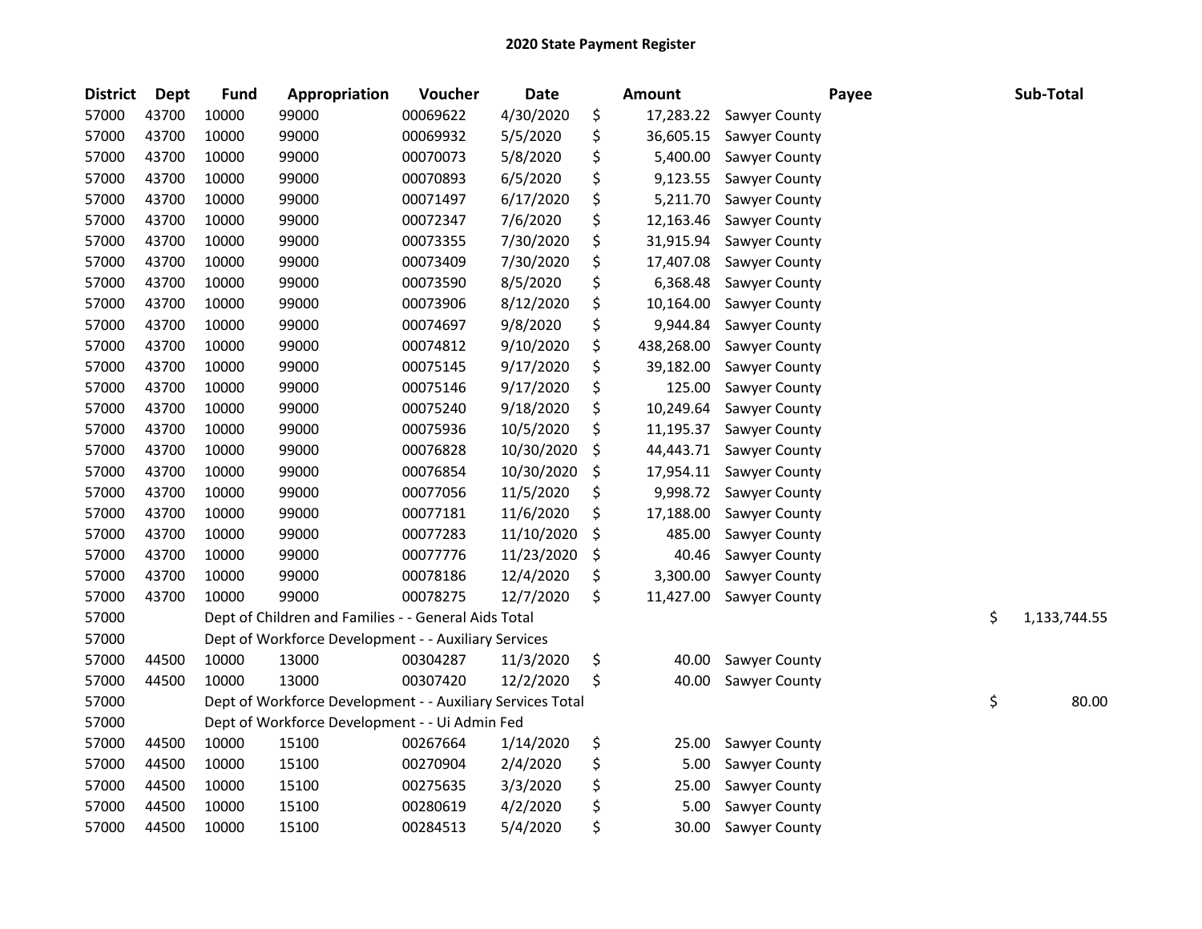# 2020 State Payment Register

| District | Dept | Fund | Appropriation | Voucher | Date | Amount | Payee | Sub-Total |
|---|---|---|---|---|---|---|---|---|
| 57000 | 43700 | 10000 | 99000 | 00069622 | 4/30/2020 | $ 17,283.22 | Sawyer County | |
| 57000 | 43700 | 10000 | 99000 | 00069932 | 5/5/2020 | $ 36,605.15 | Sawyer County | |
| 57000 | 43700 | 10000 | 99000 | 00070073 | 5/8/2020 | $ 5,400.00 | Sawyer County | |
| 57000 | 43700 | 10000 | 99000 | 00070893 | 6/5/2020 | $ 9,123.55 | Sawyer County | |
| 57000 | 43700 | 10000 | 99000 | 00071497 | 6/17/2020 | $ 5,211.70 | Sawyer County | |
| 57000 | 43700 | 10000 | 99000 | 00072347 | 7/6/2020 | $ 12,163.46 | Sawyer County | |
| 57000 | 43700 | 10000 | 99000 | 00073355 | 7/30/2020 | $ 31,915.94 | Sawyer County | |
| 57000 | 43700 | 10000 | 99000 | 00073409 | 7/30/2020 | $ 17,407.08 | Sawyer County | |
| 57000 | 43700 | 10000 | 99000 | 00073590 | 8/5/2020 | $ 6,368.48 | Sawyer County | |
| 57000 | 43700 | 10000 | 99000 | 00073906 | 8/12/2020 | $ 10,164.00 | Sawyer County | |
| 57000 | 43700 | 10000 | 99000 | 00074697 | 9/8/2020 | $ 9,944.84 | Sawyer County | |
| 57000 | 43700 | 10000 | 99000 | 00074812 | 9/10/2020 | $ 438,268.00 | Sawyer County | |
| 57000 | 43700 | 10000 | 99000 | 00075145 | 9/17/2020 | $ 39,182.00 | Sawyer County | |
| 57000 | 43700 | 10000 | 99000 | 00075146 | 9/17/2020 | $ 125.00 | Sawyer County | |
| 57000 | 43700 | 10000 | 99000 | 00075240 | 9/18/2020 | $ 10,249.64 | Sawyer County | |
| 57000 | 43700 | 10000 | 99000 | 00075936 | 10/5/2020 | $ 11,195.37 | Sawyer County | |
| 57000 | 43700 | 10000 | 99000 | 00076828 | 10/30/2020 | $ 44,443.71 | Sawyer County | |
| 57000 | 43700 | 10000 | 99000 | 00076854 | 10/30/2020 | $ 17,954.11 | Sawyer County | |
| 57000 | 43700 | 10000 | 99000 | 00077056 | 11/5/2020 | $ 9,998.72 | Sawyer County | |
| 57000 | 43700 | 10000 | 99000 | 00077181 | 11/6/2020 | $ 17,188.00 | Sawyer County | |
| 57000 | 43700 | 10000 | 99000 | 00077283 | 11/10/2020 | $ 485.00 | Sawyer County | |
| 57000 | 43700 | 10000 | 99000 | 00077776 | 11/23/2020 | $ 40.46 | Sawyer County | |
| 57000 | 43700 | 10000 | 99000 | 00078186 | 12/4/2020 | $ 3,300.00 | Sawyer County | |
| 57000 | 43700 | 10000 | 99000 | 00078275 | 12/7/2020 | $ 11,427.00 | Sawyer County | |
| 57000 | | Dept of Children and Families - - General Aids Total | | | | | | $ 1,133,744.55 |
| 57000 | | Dept of Workforce Development - - Auxiliary Services | | | | | | |
| 57000 | 44500 | 10000 | 13000 | 00304287 | 11/3/2020 | $ 40.00 | Sawyer County | |
| 57000 | 44500 | 10000 | 13000 | 00307420 | 12/2/2020 | $ 40.00 | Sawyer County | |
| 57000 | | Dept of Workforce Development - - Auxiliary Services Total | | | | | | $ 80.00 |
| 57000 | | Dept of Workforce Development - - Ui Admin Fed | | | | | | |
| 57000 | 44500 | 10000 | 15100 | 00267664 | 1/14/2020 | $ 25.00 | Sawyer County | |
| 57000 | 44500 | 10000 | 15100 | 00270904 | 2/4/2020 | $ 5.00 | Sawyer County | |
| 57000 | 44500 | 10000 | 15100 | 00275635 | 3/3/2020 | $ 25.00 | Sawyer County | |
| 57000 | 44500 | 10000 | 15100 | 00280619 | 4/2/2020 | $ 5.00 | Sawyer County | |
| 57000 | 44500 | 10000 | 15100 | 00284513 | 5/4/2020 | $ 30.00 | Sawyer County | |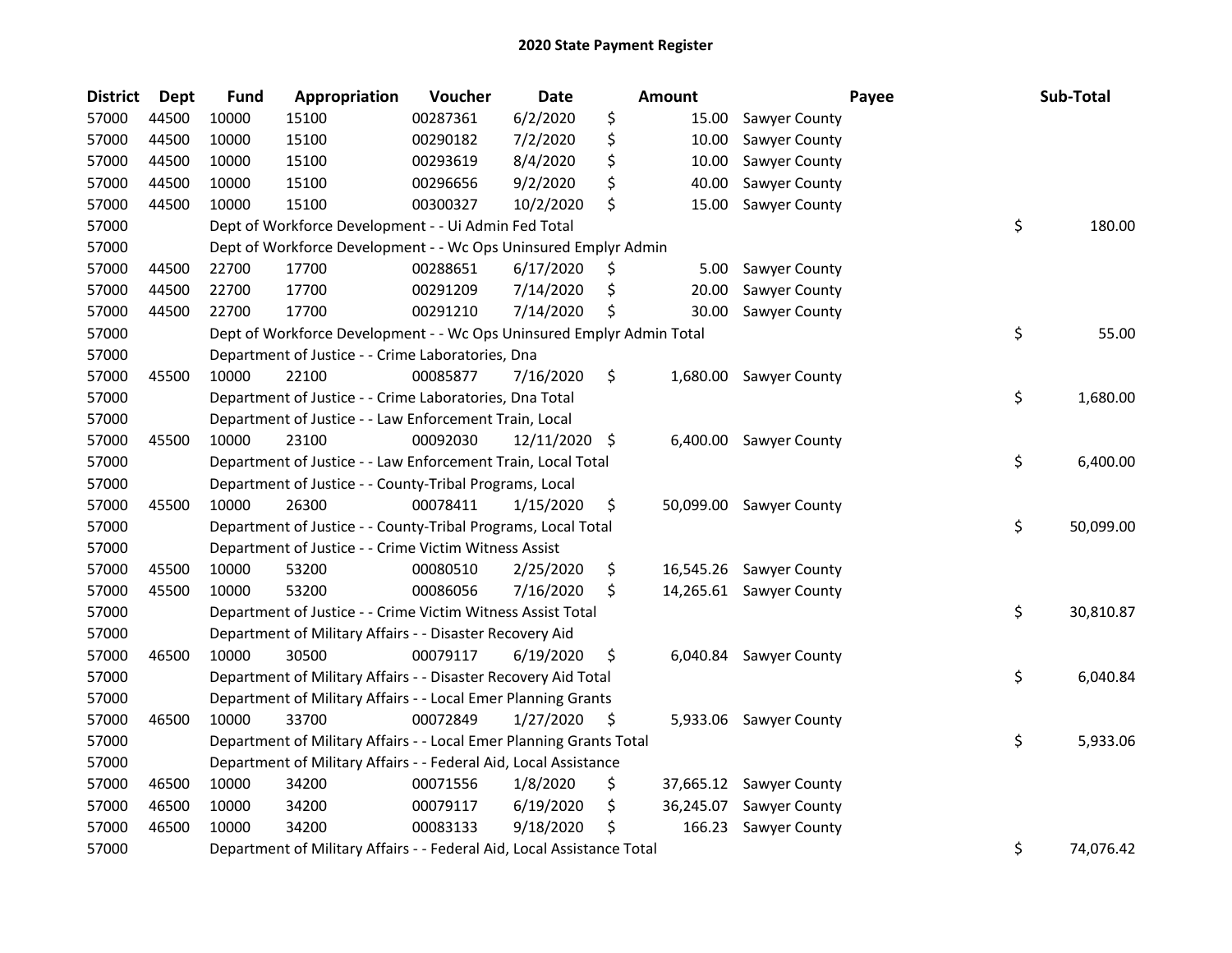# 2020 State Payment Register

| District | Dept | Fund | Appropriation | Voucher | Date | Amount | Payee | Sub-Total |
|---|---|---|---|---|---|---|---|---|
| 57000 | 44500 | 10000 | 15100 | 00287361 | 6/2/2020 | $ 15.00 | Sawyer County | |
| 57000 | 44500 | 10000 | 15100 | 00290182 | 7/2/2020 | $ 10.00 | Sawyer County | |
| 57000 | 44500 | 10000 | 15100 | 00293619 | 8/4/2020 | $ 10.00 | Sawyer County | |
| 57000 | 44500 | 10000 | 15100 | 00296656 | 9/2/2020 | $ 40.00 | Sawyer County | |
| 57000 | 44500 | 10000 | 15100 | 00300327 | 10/2/2020 | $ 15.00 | Sawyer County | |
| 57000 | | Dept of Workforce Development - - Ui Admin Fed Total | | | | | | $ 180.00 |
| 57000 | | Dept of Workforce Development - - Wc Ops Uninsured Emplyr Admin | | | | | | |
| 57000 | 44500 | 22700 | 17700 | 00288651 | 6/17/2020 | $ 5.00 | Sawyer County | |
| 57000 | 44500 | 22700 | 17700 | 00291209 | 7/14/2020 | $ 20.00 | Sawyer County | |
| 57000 | 44500 | 22700 | 17700 | 00291210 | 7/14/2020 | $ 30.00 | Sawyer County | |
| 57000 | | Dept of Workforce Development - - Wc Ops Uninsured Emplyr Admin Total | | | | | | $ 55.00 |
| 57000 | | Department of Justice - - Crime Laboratories, Dna | | | | | | |
| 57000 | 45500 | 10000 | 22100 | 00085877 | 7/16/2020 | $ 1,680.00 | Sawyer County | |
| 57000 | | Department of Justice - - Crime Laboratories, Dna Total | | | | | | $ 1,680.00 |
| 57000 | | Department of Justice - - Law Enforcement Train, Local | | | | | | |
| 57000 | 45500 | 10000 | 23100 | 00092030 | 12/11/2020 | $ 6,400.00 | Sawyer County | |
| 57000 | | Department of Justice - - Law Enforcement Train, Local Total | | | | | | $ 6,400.00 |
| 57000 | | Department of Justice - - County-Tribal Programs, Local | | | | | | |
| 57000 | 45500 | 10000 | 26300 | 00078411 | 1/15/2020 | $ 50,099.00 | Sawyer County | |
| 57000 | | Department of Justice - - County-Tribal Programs, Local Total | | | | | | $ 50,099.00 |
| 57000 | | Department of Justice - - Crime Victim Witness Assist | | | | | | |
| 57000 | 45500 | 10000 | 53200 | 00080510 | 2/25/2020 | $ 16,545.26 | Sawyer County | |
| 57000 | 45500 | 10000 | 53200 | 00086056 | 7/16/2020 | $ 14,265.61 | Sawyer County | |
| 57000 | | Department of Justice - - Crime Victim Witness Assist Total | | | | | | $ 30,810.87 |
| 57000 | | Department of Military Affairs - - Disaster Recovery Aid | | | | | | |
| 57000 | 46500 | 10000 | 30500 | 00079117 | 6/19/2020 | $ 6,040.84 | Sawyer County | |
| 57000 | | Department of Military Affairs - - Disaster Recovery Aid Total | | | | | | $ 6,040.84 |
| 57000 | | Department of Military Affairs - - Local Emer Planning Grants | | | | | | |
| 57000 | 46500 | 10000 | 33700 | 00072849 | 1/27/2020 | $ 5,933.06 | Sawyer County | |
| 57000 | | Department of Military Affairs - - Local Emer Planning Grants Total | | | | | | $ 5,933.06 |
| 57000 | | Department of Military Affairs - - Federal Aid, Local Assistance | | | | | | |
| 57000 | 46500 | 10000 | 34200 | 00071556 | 1/8/2020 | $ 37,665.12 | Sawyer County | |
| 57000 | 46500 | 10000 | 34200 | 00079117 | 6/19/2020 | $ 36,245.07 | Sawyer County | |
| 57000 | 46500 | 10000 | 34200 | 00083133 | 9/18/2020 | $ 166.23 | Sawyer County | |
| 57000 | | Department of Military Affairs - - Federal Aid, Local Assistance Total | | | | | | $ 74,076.42 |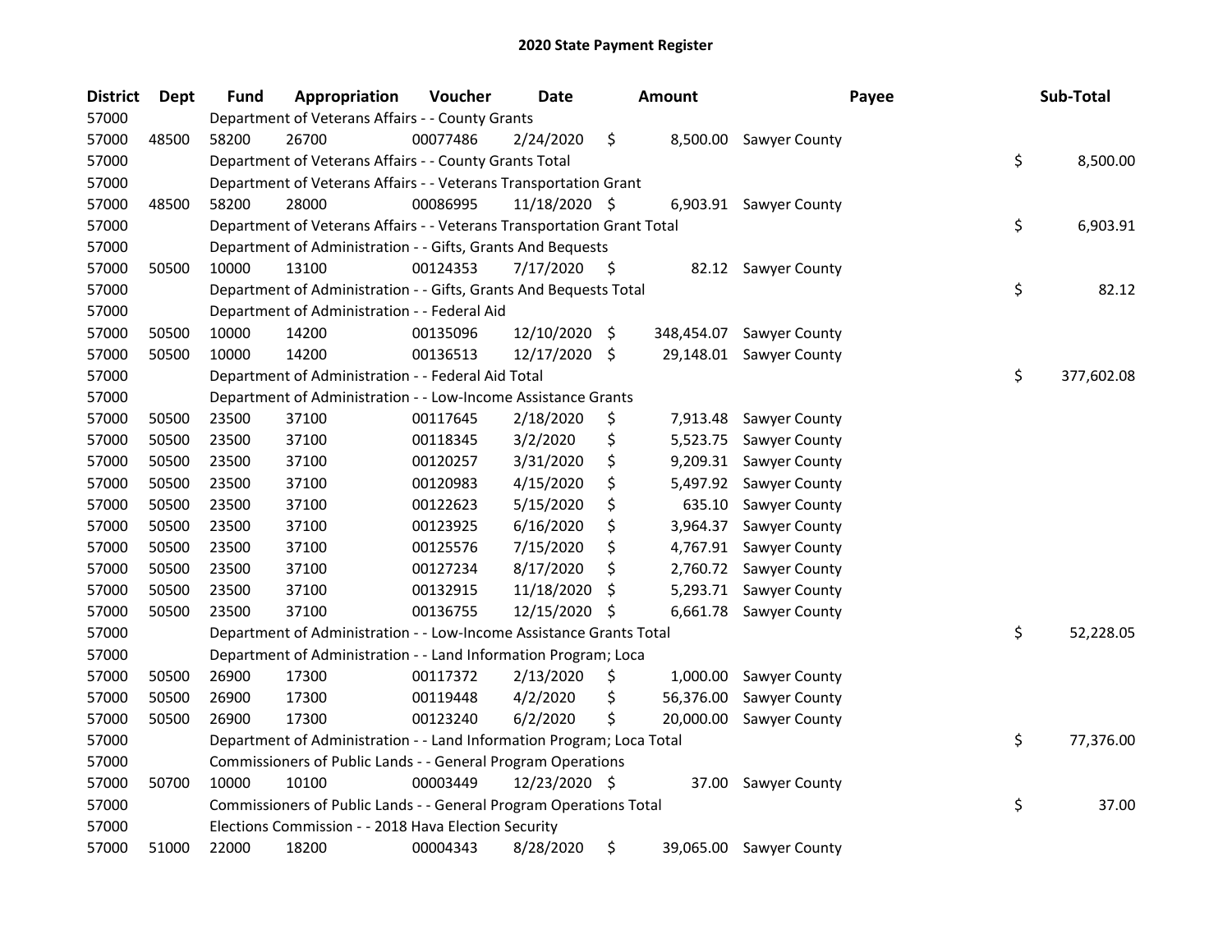# 2020 State Payment Register

| District | Dept | Fund | Appropriation | Voucher | Date | Amount | Payee | Sub-Total |
|---|---|---|---|---|---|---|---|---|
| 57000 | | Department of Veterans Affairs - - County Grants | | | | | | |
| 57000 | 48500 | 58200 | 26700 | 00077486 | 2/24/2020 | $ 8,500.00 | Sawyer County | |
| 57000 | | Department of Veterans Affairs - - County Grants Total | | | | | | $ 8,500.00 |
| 57000 | | Department of Veterans Affairs - - Veterans Transportation Grant | | | | | | |
| 57000 | 48500 | 58200 | 28000 | 00086995 | 11/18/2020 | $ 6,903.91 | Sawyer County | |
| 57000 | | Department of Veterans Affairs - - Veterans Transportation Grant Total | | | | | | $ 6,903.91 |
| 57000 | | Department of Administration - - Gifts, Grants And Bequests | | | | | | |
| 57000 | 50500 | 10000 | 13100 | 00124353 | 7/17/2020 | $ 82.12 | Sawyer County | |
| 57000 | | Department of Administration - - Gifts, Grants And Bequests Total | | | | | | $ 82.12 |
| 57000 | | Department of Administration - - Federal Aid | | | | | | |
| 57000 | 50500 | 10000 | 14200 | 00135096 | 12/10/2020 | $ 348,454.07 | Sawyer County | |
| 57000 | 50500 | 10000 | 14200 | 00136513 | 12/17/2020 | $ 29,148.01 | Sawyer County | |
| 57000 | | Department of Administration - - Federal Aid Total | | | | | | $ 377,602.08 |
| 57000 | | Department of Administration - - Low-Income Assistance Grants | | | | | | |
| 57000 | 50500 | 23500 | 37100 | 00117645 | 2/18/2020 | $ 7,913.48 | Sawyer County | |
| 57000 | 50500 | 23500 | 37100 | 00118345 | 3/2/2020 | $ 5,523.75 | Sawyer County | |
| 57000 | 50500 | 23500 | 37100 | 00120257 | 3/31/2020 | $ 9,209.31 | Sawyer County | |
| 57000 | 50500 | 23500 | 37100 | 00120983 | 4/15/2020 | $ 5,497.92 | Sawyer County | |
| 57000 | 50500 | 23500 | 37100 | 00122623 | 5/15/2020 | $ 635.10 | Sawyer County | |
| 57000 | 50500 | 23500 | 37100 | 00123925 | 6/16/2020 | $ 3,964.37 | Sawyer County | |
| 57000 | 50500 | 23500 | 37100 | 00125576 | 7/15/2020 | $ 4,767.91 | Sawyer County | |
| 57000 | 50500 | 23500 | 37100 | 00127234 | 8/17/2020 | $ 2,760.72 | Sawyer County | |
| 57000 | 50500 | 23500 | 37100 | 00132915 | 11/18/2020 | $ 5,293.71 | Sawyer County | |
| 57000 | 50500 | 23500 | 37100 | 00136755 | 12/15/2020 | $ 6,661.78 | Sawyer County | |
| 57000 | | Department of Administration - - Low-Income Assistance Grants Total | | | | | | $ 52,228.05 |
| 57000 | | Department of Administration - - Land Information Program; Loca | | | | | | |
| 57000 | 50500 | 26900 | 17300 | 00117372 | 2/13/2020 | $ 1,000.00 | Sawyer County | |
| 57000 | 50500 | 26900 | 17300 | 00119448 | 4/2/2020 | $ 56,376.00 | Sawyer County | |
| 57000 | 50500 | 26900 | 17300 | 00123240 | 6/2/2020 | $ 20,000.00 | Sawyer County | |
| 57000 | | Department of Administration - - Land Information Program; Loca Total | | | | | | $ 77,376.00 |
| 57000 | | Commissioners of Public Lands - - General Program Operations | | | | | | |
| 57000 | 50700 | 10000 | 10100 | 00003449 | 12/23/2020 | $ 37.00 | Sawyer County | |
| 57000 | | Commissioners of Public Lands - - General Program Operations Total | | | | | | $ 37.00 |
| 57000 | | Elections Commission - - 2018 Hava Election Security | | | | | | |
| 57000 | 51000 | 22000 | 18200 | 00004343 | 8/28/2020 | $ 39,065.00 | Sawyer County | |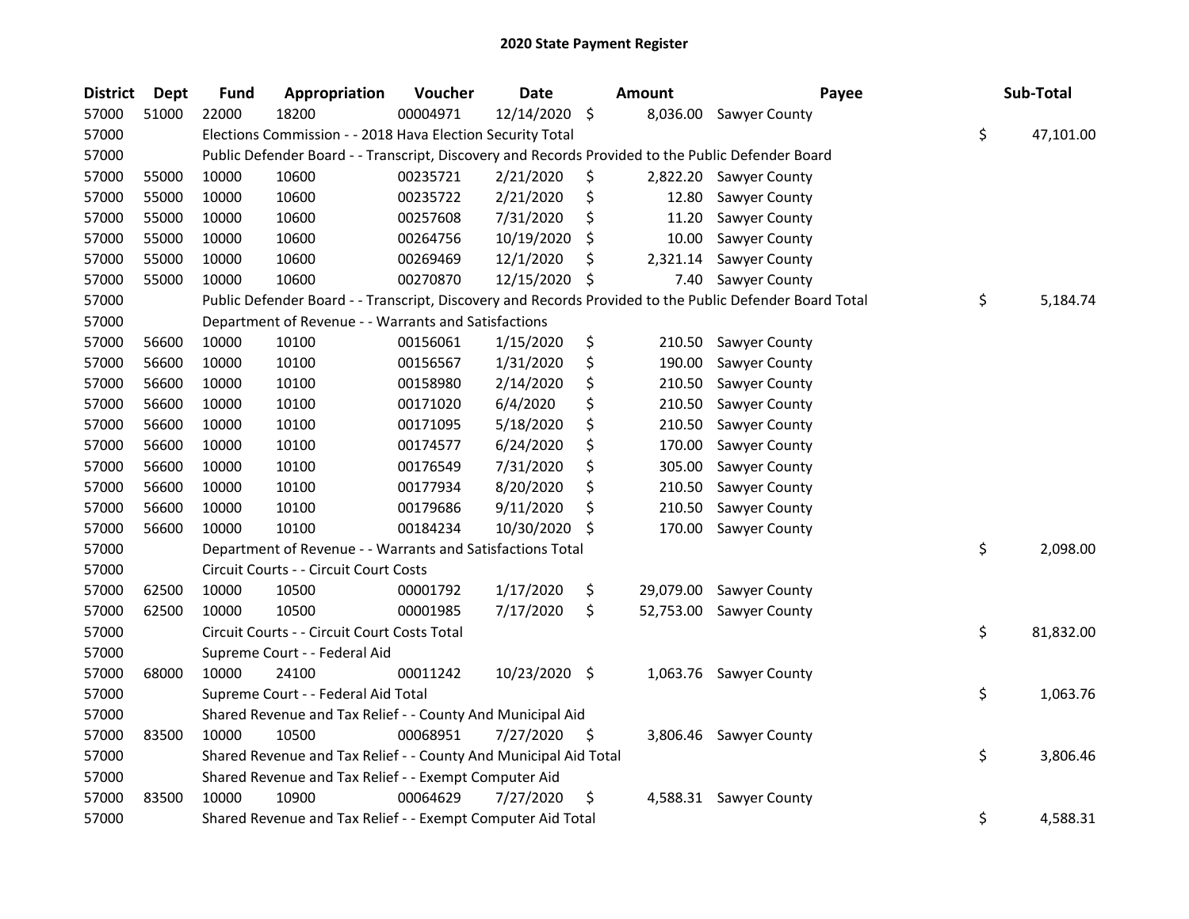# 2020 State Payment Register

| District | Dept | Fund | Appropriation | Voucher | Date | Amount | Payee | Sub-Total |
|---|---|---|---|---|---|---|---|---|
| 57000 | 51000 | 22000 | 18200 | 00004971 | 12/14/2020 | $ 8,036.00 | Sawyer County | |
| 57000 | | Elections Commission - - 2018 Hava Election Security Total | | | | | | $ 47,101.00 |
| 57000 | | Public Defender Board - - Transcript, Discovery and Records Provided to the Public Defender Board | | | | | | |
| 57000 | 55000 | 10000 | 10600 | 00235721 | 2/21/2020 | $ 2,822.20 | Sawyer County | |
| 57000 | 55000 | 10000 | 10600 | 00235722 | 2/21/2020 | $ 12.80 | Sawyer County | |
| 57000 | 55000 | 10000 | 10600 | 00257608 | 7/31/2020 | $ 11.20 | Sawyer County | |
| 57000 | 55000 | 10000 | 10600 | 00264756 | 10/19/2020 | $ 10.00 | Sawyer County | |
| 57000 | 55000 | 10000 | 10600 | 00269469 | 12/1/2020 | $ 2,321.14 | Sawyer County | |
| 57000 | 55000 | 10000 | 10600 | 00270870 | 12/15/2020 | $ 7.40 | Sawyer County | |
| 57000 | | Public Defender Board - - Transcript, Discovery and Records Provided to the Public Defender Board Total | | | | | | $ 5,184.74 |
| 57000 | | Department of Revenue - - Warrants and Satisfactions | | | | | | |
| 57000 | 56600 | 10000 | 10100 | 00156061 | 1/15/2020 | $ 210.50 | Sawyer County | |
| 57000 | 56600 | 10000 | 10100 | 00156567 | 1/31/2020 | $ 190.00 | Sawyer County | |
| 57000 | 56600 | 10000 | 10100 | 00158980 | 2/14/2020 | $ 210.50 | Sawyer County | |
| 57000 | 56600 | 10000 | 10100 | 00171020 | 6/4/2020 | $ 210.50 | Sawyer County | |
| 57000 | 56600 | 10000 | 10100 | 00171095 | 5/18/2020 | $ 210.50 | Sawyer County | |
| 57000 | 56600 | 10000 | 10100 | 00174577 | 6/24/2020 | $ 170.00 | Sawyer County | |
| 57000 | 56600 | 10000 | 10100 | 00176549 | 7/31/2020 | $ 305.00 | Sawyer County | |
| 57000 | 56600 | 10000 | 10100 | 00177934 | 8/20/2020 | $ 210.50 | Sawyer County | |
| 57000 | 56600 | 10000 | 10100 | 00179686 | 9/11/2020 | $ 210.50 | Sawyer County | |
| 57000 | 56600 | 10000 | 10100 | 00184234 | 10/30/2020 | $ 170.00 | Sawyer County | |
| 57000 | | Department of Revenue - - Warrants and Satisfactions Total | | | | | | $ 2,098.00 |
| 57000 | | Circuit Courts - - Circuit Court Costs | | | | | | |
| 57000 | 62500 | 10000 | 10500 | 00001792 | 1/17/2020 | $ 29,079.00 | Sawyer County | |
| 57000 | 62500 | 10000 | 10500 | 00001985 | 7/17/2020 | $ 52,753.00 | Sawyer County | |
| 57000 | | Circuit Courts - - Circuit Court Costs Total | | | | | | $ 81,832.00 |
| 57000 | | Supreme Court - - Federal Aid | | | | | | |
| 57000 | 68000 | 10000 | 24100 | 00011242 | 10/23/2020 | $ 1,063.76 | Sawyer County | |
| 57000 | | Supreme Court - - Federal Aid Total | | | | | | $ 1,063.76 |
| 57000 | | Shared Revenue and Tax Relief - - County And Municipal Aid | | | | | | |
| 57000 | 83500 | 10000 | 10500 | 00068951 | 7/27/2020 | $ 3,806.46 | Sawyer County | |
| 57000 | | Shared Revenue and Tax Relief - - County And Municipal Aid Total | | | | | | $ 3,806.46 |
| 57000 | | Shared Revenue and Tax Relief - - Exempt Computer Aid | | | | | | |
| 57000 | 83500 | 10000 | 10900 | 00064629 | 7/27/2020 | $ 4,588.31 | Sawyer County | |
| 57000 | | Shared Revenue and Tax Relief - - Exempt Computer Aid Total | | | | | | $ 4,588.31 |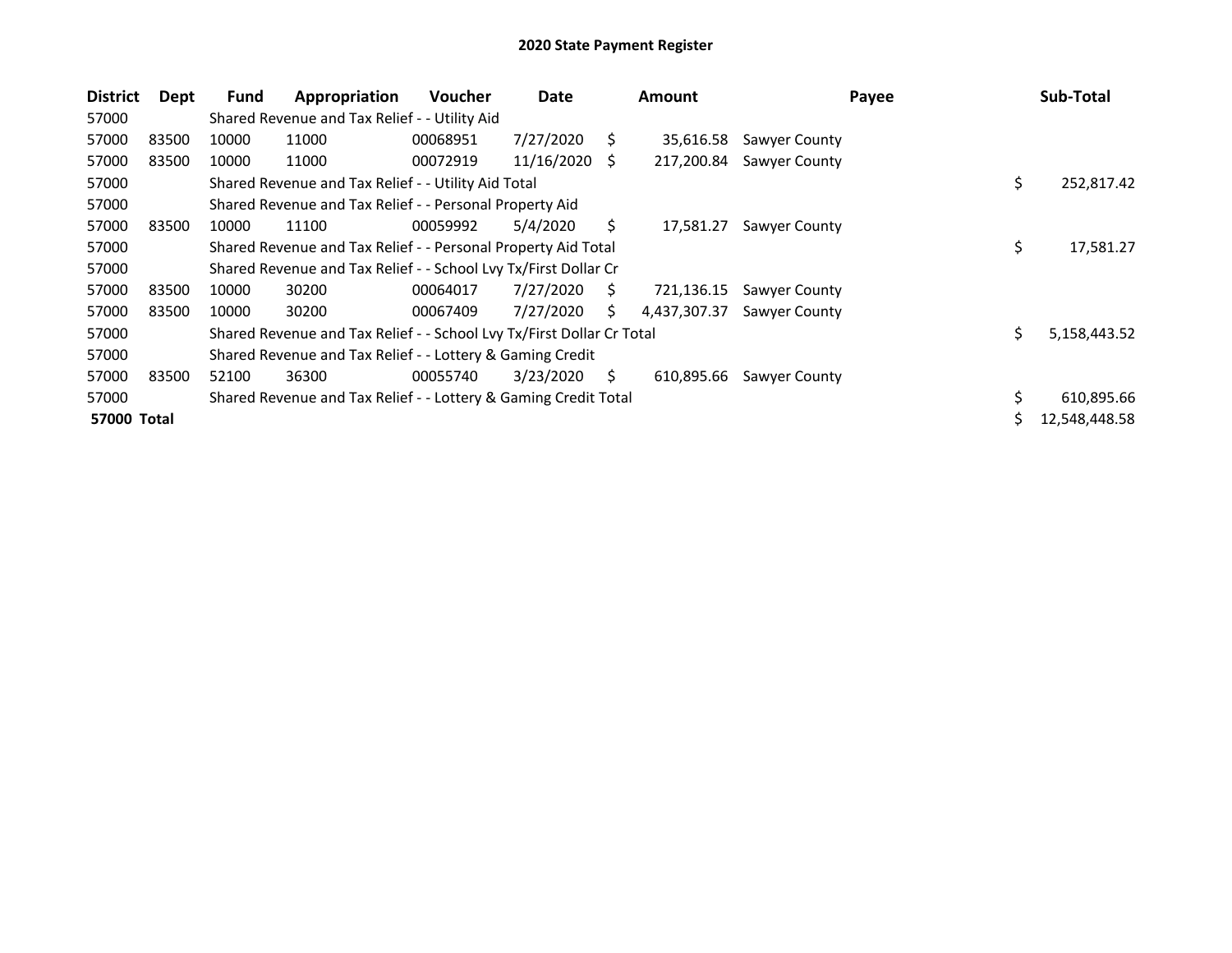# 2020 State Payment Register

| District | Dept | Fund | Appropriation | Voucher | Date | Amount | Payee | Sub-Total |
|---|---|---|---|---|---|---|---|---|
| 57000 | | Shared Revenue and Tax Relief - - Utility Aid | | | | | | |
| 57000 | 83500 | 10000 | 11000 | 00068951 | 7/27/2020 | $ 35,616.58 | Sawyer County | |
| 57000 | 83500 | 10000 | 11000 | 00072919 | 11/16/2020 | $ 217,200.84 | Sawyer County | |
| 57000 | | Shared Revenue and Tax Relief - - Utility Aid Total | | | | | | $ 252,817.42 |
| 57000 | | Shared Revenue and Tax Relief - - Personal Property Aid | | | | | | |
| 57000 | 83500 | 10000 | 11100 | 00059992 | 5/4/2020 | $ 17,581.27 | Sawyer County | |
| 57000 | | Shared Revenue and Tax Relief - - Personal Property Aid Total | | | | | | $ 17,581.27 |
| 57000 | | Shared Revenue and Tax Relief - - School Lvy Tx/First Dollar Cr | | | | | | |
| 57000 | 83500 | 10000 | 30200 | 00064017 | 7/27/2020 | $ 721,136.15 | Sawyer County | |
| 57000 | 83500 | 10000 | 30200 | 00067409 | 7/27/2020 | $ 4,437,307.37 | Sawyer County | |
| 57000 | | Shared Revenue and Tax Relief - - School Lvy Tx/First Dollar Cr Total | | | | | | $ 5,158,443.52 |
| 57000 | | Shared Revenue and Tax Relief - - Lottery & Gaming Credit | | | | | | |
| 57000 | 83500 | 52100 | 36300 | 00055740 | 3/23/2020 | $ 610,895.66 | Sawyer County | |
| 57000 | | Shared Revenue and Tax Relief - - Lottery & Gaming Credit Total | | | | | | $ 610,895.66 |
| **57000 Total** | | | | | | | | $ 12,548,448.58 |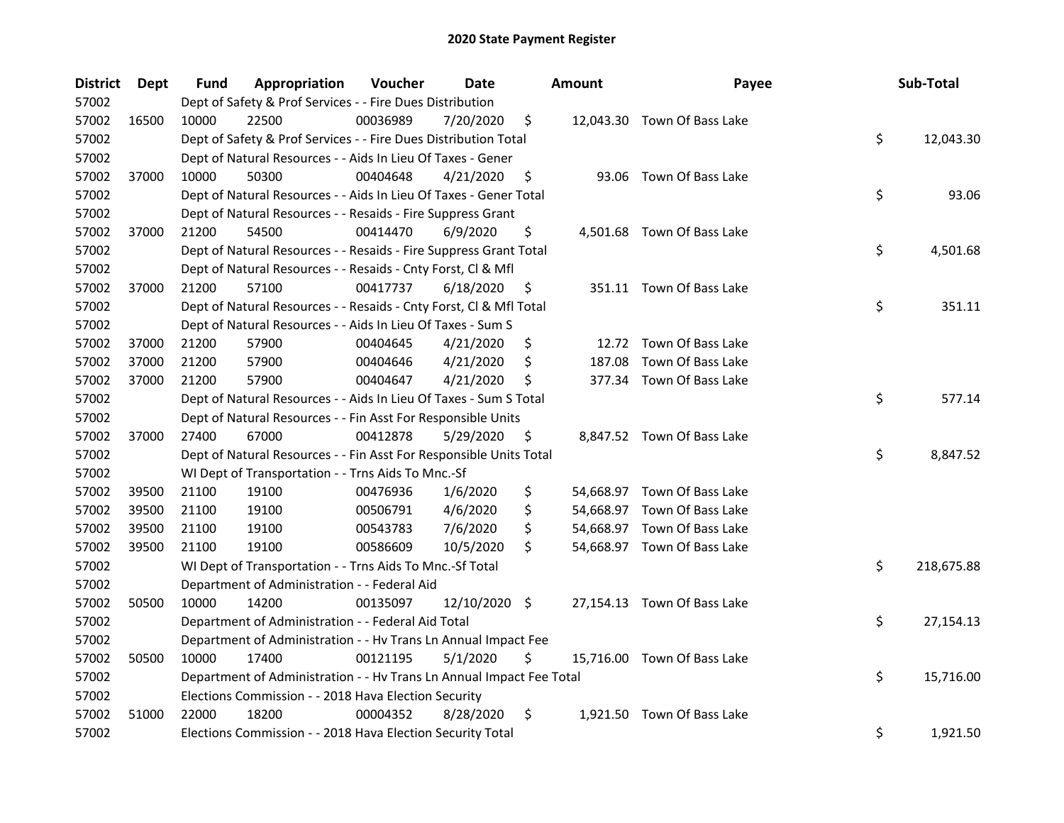# 2020 State Payment Register

| District | Dept | Fund | Appropriation | Voucher | Date | Amount | Payee | Sub-Total |
|---|---|---|---|---|---|---|---|---|
| 57002 | | Dept of Safety & Prof Services - - Fire Dues Distribution | | | | | | |
| 57002 | 16500 | 10000 | 22500 | 00036989 | 7/20/2020 | $ 12,043.30 | Town Of Bass Lake | |
| 57002 | | Dept of Safety & Prof Services - - Fire Dues Distribution Total | | | | | | $ 12,043.30 |
| 57002 | | Dept of Natural Resources - - Aids In Lieu Of Taxes - Gener | | | | | | |
| 57002 | 37000 | 10000 | 50300 | 00404648 | 4/21/2020 | $ 93.06 | Town Of Bass Lake | |
| 57002 | | Dept of Natural Resources - - Aids In Lieu Of Taxes - Gener Total | | | | | | $ 93.06 |
| 57002 | | Dept of Natural Resources - - Resaids - Fire Suppress Grant | | | | | | |
| 57002 | 37000 | 21200 | 54500 | 00414470 | 6/9/2020 | $ 4,501.68 | Town Of Bass Lake | |
| 57002 | | Dept of Natural Resources - - Resaids - Fire Suppress Grant Total | | | | | | $ 4,501.68 |
| 57002 | | Dept of Natural Resources - - Resaids - Cnty Forst, Cl & Mfl | | | | | | |
| 57002 | 37000 | 21200 | 57100 | 00417737 | 6/18/2020 | $ 351.11 | Town Of Bass Lake | |
| 57002 | | Dept of Natural Resources - - Resaids - Cnty Forst, Cl & Mfl Total | | | | | | $ 351.11 |
| 57002 | | Dept of Natural Resources - - Aids In Lieu Of Taxes - Sum S | | | | | | |
| 57002 | 37000 | 21200 | 57900 | 00404645 | 4/21/2020 | $ 12.72 | Town Of Bass Lake | |
| 57002 | 37000 | 21200 | 57900 | 00404646 | 4/21/2020 | $ 187.08 | Town Of Bass Lake | |
| 57002 | 37000 | 21200 | 57900 | 00404647 | 4/21/2020 | $ 377.34 | Town Of Bass Lake | |
| 57002 | | Dept of Natural Resources - - Aids In Lieu Of Taxes - Sum S Total | | | | | | $ 577.14 |
| 57002 | | Dept of Natural Resources - - Fin Asst For Responsible Units | | | | | | |
| 57002 | 37000 | 27400 | 67000 | 00412878 | 5/29/2020 | $ 8,847.52 | Town Of Bass Lake | |
| 57002 | | Dept of Natural Resources - - Fin Asst For Responsible Units Total | | | | | | $ 8,847.52 |
| 57002 | | WI Dept of Transportation - - Trns Aids To Mnc.-Sf | | | | | | |
| 57002 | 39500 | 21100 | 19100 | 00476936 | 1/6/2020 | $ 54,668.97 | Town Of Bass Lake | |
| 57002 | 39500 | 21100 | 19100 | 00506791 | 4/6/2020 | $ 54,668.97 | Town Of Bass Lake | |
| 57002 | 39500 | 21100 | 19100 | 00543783 | 7/6/2020 | $ 54,668.97 | Town Of Bass Lake | |
| 57002 | 39500 | 21100 | 19100 | 00586609 | 10/5/2020 | $ 54,668.97 | Town Of Bass Lake | |
| 57002 | | WI Dept of Transportation - - Trns Aids To Mnc.-Sf Total | | | | | | $ 218,675.88 |
| 57002 | | Department of Administration - - Federal Aid | | | | | | |
| 57002 | 50500 | 10000 | 14200 | 00135097 | 12/10/2020 | $ 27,154.13 | Town Of Bass Lake | |
| 57002 | | Department of Administration - - Federal Aid Total | | | | | | $ 27,154.13 |
| 57002 | | Department of Administration - - Hv Trans Ln Annual Impact Fee | | | | | | |
| 57002 | 50500 | 10000 | 17400 | 00121195 | 5/1/2020 | $ 15,716.00 | Town Of Bass Lake | |
| 57002 | | Department of Administration - - Hv Trans Ln Annual Impact Fee Total | | | | | | $ 15,716.00 |
| 57002 | | Elections Commission - - 2018 Hava Election Security | | | | | | |
| 57002 | 51000 | 22000 | 18200 | 00004352 | 8/28/2020 | $ 1,921.50 | Town Of Bass Lake | |
| 57002 | | Elections Commission - - 2018 Hava Election Security Total | | | | | | $ 1,921.50 |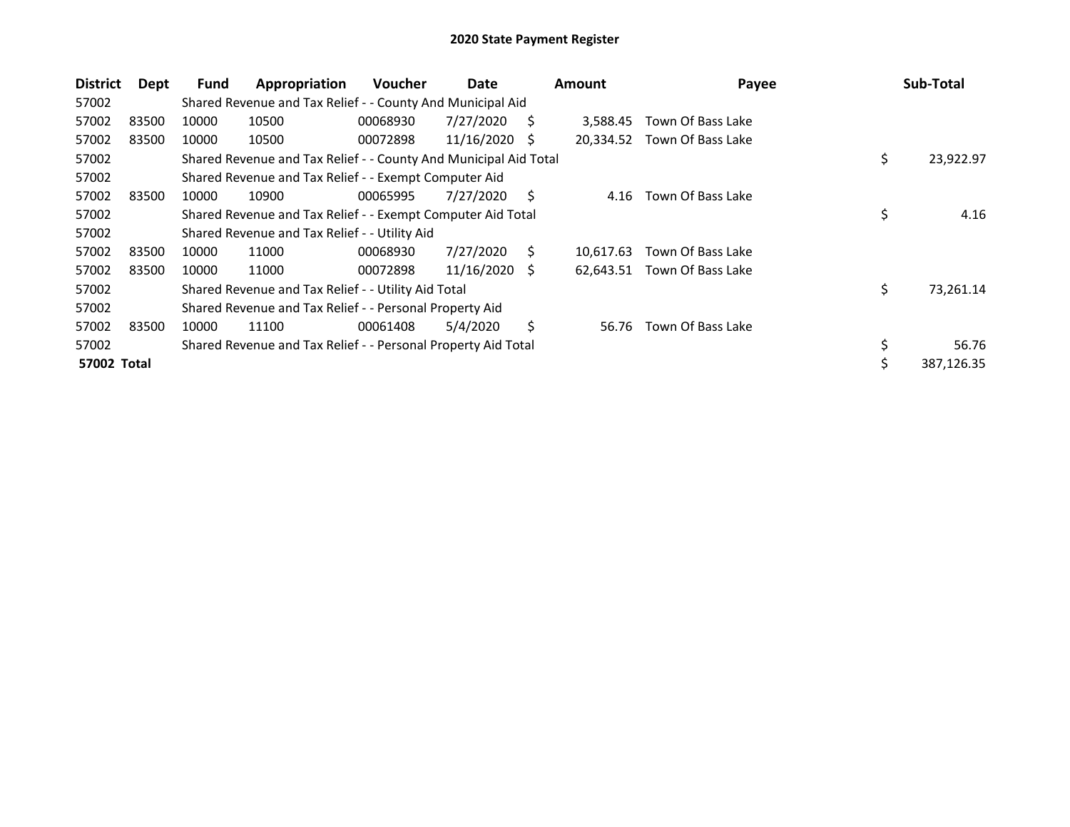# 2020 State Payment Register

| District | Dept | Fund | Appropriation | Voucher | Date | Amount | Payee | Sub-Total |
|---|---|---|---|---|---|---|---|---|
| 57002 | | Shared Revenue and Tax Relief - - County And Municipal Aid | | | | | | |
| 57002 | 83500 | 10000 | 10500 | 00068930 | 7/27/2020 | $ 3,588.45 | Town Of Bass Lake | |
| 57002 | 83500 | 10000 | 10500 | 00072898 | 11/16/2020 | $ 20,334.52 | Town Of Bass Lake | |
| 57002 | | Shared Revenue and Tax Relief - - County And Municipal Aid Total | | | | | | $ 23,922.97 |
| 57002 | | Shared Revenue and Tax Relief - - Exempt Computer Aid | | | | | | |
| 57002 | 83500 | 10000 | 10900 | 00065995 | 7/27/2020 | $ 4.16 | Town Of Bass Lake | |
| 57002 | | Shared Revenue and Tax Relief - - Exempt Computer Aid Total | | | | | | $ 4.16 |
| 57002 | | Shared Revenue and Tax Relief - - Utility Aid | | | | | | |
| 57002 | 83500 | 10000 | 11000 | 00068930 | 7/27/2020 | $ 10,617.63 | Town Of Bass Lake | |
| 57002 | 83500 | 10000 | 11000 | 00072898 | 11/16/2020 | $ 62,643.51 | Town Of Bass Lake | |
| 57002 | | Shared Revenue and Tax Relief - - Utility Aid Total | | | | | | $ 73,261.14 |
| 57002 | | Shared Revenue and Tax Relief - - Personal Property Aid | | | | | | |
| 57002 | 83500 | 10000 | 11100 | 00061408 | 5/4/2020 | $ 56.76 | Town Of Bass Lake | |
| 57002 | | Shared Revenue and Tax Relief - - Personal Property Aid Total | | | | | | $ 56.76 |
| **57002 Total** | | | | | | | | $ 387,126.35 |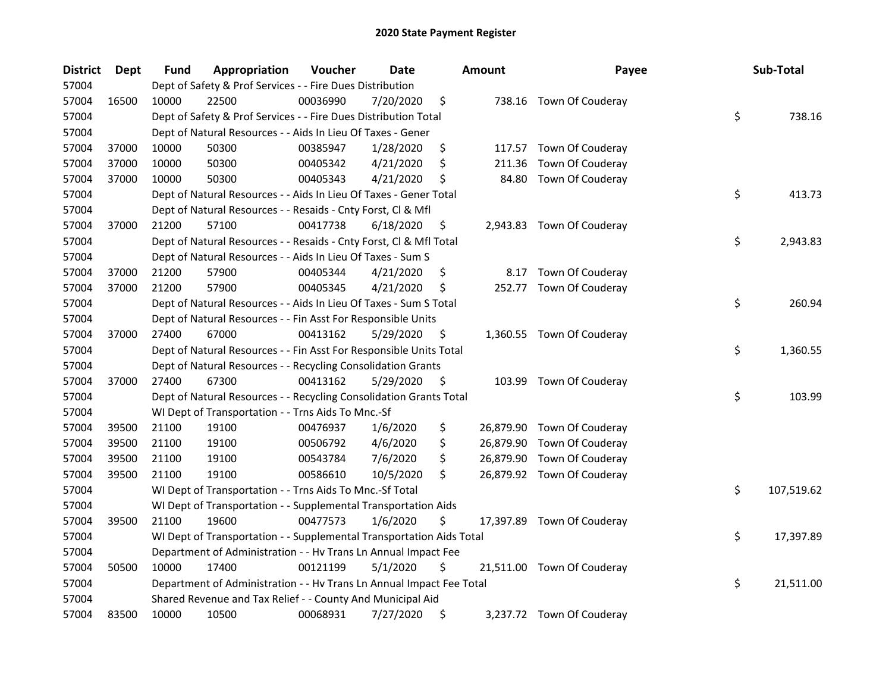# 2020 State Payment Register

| District | Dept | Fund | Appropriation | Voucher | Date | Amount | Payee | Sub-Total |
|---|---|---|---|---|---|---|---|---|
| 57004 | | Dept of Safety & Prof Services - - Fire Dues Distribution | | | | | | |
| 57004 | 16500 | 10000 | 22500 | 00036990 | 7/20/2020 | $ 738.16 | Town Of Couderay | |
| 57004 | | Dept of Safety & Prof Services - - Fire Dues Distribution Total | | | | | | $ 738.16 |
| 57004 | | Dept of Natural Resources - - Aids In Lieu Of Taxes - Gener | | | | | | |
| 57004 | 37000 | 10000 | 50300 | 00385947 | 1/28/2020 | $ 117.57 | Town Of Couderay | |
| 57004 | 37000 | 10000 | 50300 | 00405342 | 4/21/2020 | $ 211.36 | Town Of Couderay | |
| 57004 | 37000 | 10000 | 50300 | 00405343 | 4/21/2020 | $ 84.80 | Town Of Couderay | |
| 57004 | | Dept of Natural Resources - - Aids In Lieu Of Taxes - Gener Total | | | | | | $ 413.73 |
| 57004 | | Dept of Natural Resources - - Resaids - Cnty Forst, Cl & Mfl | | | | | | |
| 57004 | 37000 | 21200 | 57100 | 00417738 | 6/18/2020 | $ 2,943.83 | Town Of Couderay | |
| 57004 | | Dept of Natural Resources - - Resaids - Cnty Forst, Cl & Mfl Total | | | | | | $ 2,943.83 |
| 57004 | | Dept of Natural Resources - - Aids In Lieu Of Taxes - Sum S | | | | | | |
| 57004 | 37000 | 21200 | 57900 | 00405344 | 4/21/2020 | $ 8.17 | Town Of Couderay | |
| 57004 | 37000 | 21200 | 57900 | 00405345 | 4/21/2020 | $ 252.77 | Town Of Couderay | |
| 57004 | | Dept of Natural Resources - - Aids In Lieu Of Taxes - Sum S Total | | | | | | $ 260.94 |
| 57004 | | Dept of Natural Resources - - Fin Asst For Responsible Units | | | | | | |
| 57004 | 37000 | 27400 | 67000 | 00413162 | 5/29/2020 | $ 1,360.55 | Town Of Couderay | |
| 57004 | | Dept of Natural Resources - - Fin Asst For Responsible Units Total | | | | | | $ 1,360.55 |
| 57004 | | Dept of Natural Resources - - Recycling Consolidation Grants | | | | | | |
| 57004 | 37000 | 27400 | 67300 | 00413162 | 5/29/2020 | $ 103.99 | Town Of Couderay | |
| 57004 | | Dept of Natural Resources - - Recycling Consolidation Grants Total | | | | | | $ 103.99 |
| 57004 | | WI Dept of Transportation - - Trns Aids To Mnc.-Sf | | | | | | |
| 57004 | 39500 | 21100 | 19100 | 00476937 | 1/6/2020 | $ 26,879.90 | Town Of Couderay | |
| 57004 | 39500 | 21100 | 19100 | 00506792 | 4/6/2020 | $ 26,879.90 | Town Of Couderay | |
| 57004 | 39500 | 21100 | 19100 | 00543784 | 7/6/2020 | $ 26,879.90 | Town Of Couderay | |
| 57004 | 39500 | 21100 | 19100 | 00586610 | 10/5/2020 | $ 26,879.92 | Town Of Couderay | |
| 57004 | | WI Dept of Transportation - - Trns Aids To Mnc.-Sf Total | | | | | | $ 107,519.62 |
| 57004 | | WI Dept of Transportation - - Supplemental Transportation Aids | | | | | | |
| 57004 | 39500 | 21100 | 19600 | 00477573 | 1/6/2020 | $ 17,397.89 | Town Of Couderay | |
| 57004 | | WI Dept of Transportation - - Supplemental Transportation Aids Total | | | | | | $ 17,397.89 |
| 57004 | | Department of Administration - - Hv Trans Ln Annual Impact Fee | | | | | | |
| 57004 | 50500 | 10000 | 17400 | 00121199 | 5/1/2020 | $ 21,511.00 | Town Of Couderay | |
| 57004 | | Department of Administration - - Hv Trans Ln Annual Impact Fee Total | | | | | | $ 21,511.00 |
| 57004 | | Shared Revenue and Tax Relief - - County And Municipal Aid | | | | | | |
| 57004 | 83500 | 10000 | 10500 | 00068931 | 7/27/2020 | $ 3,237.72 | Town Of Couderay | |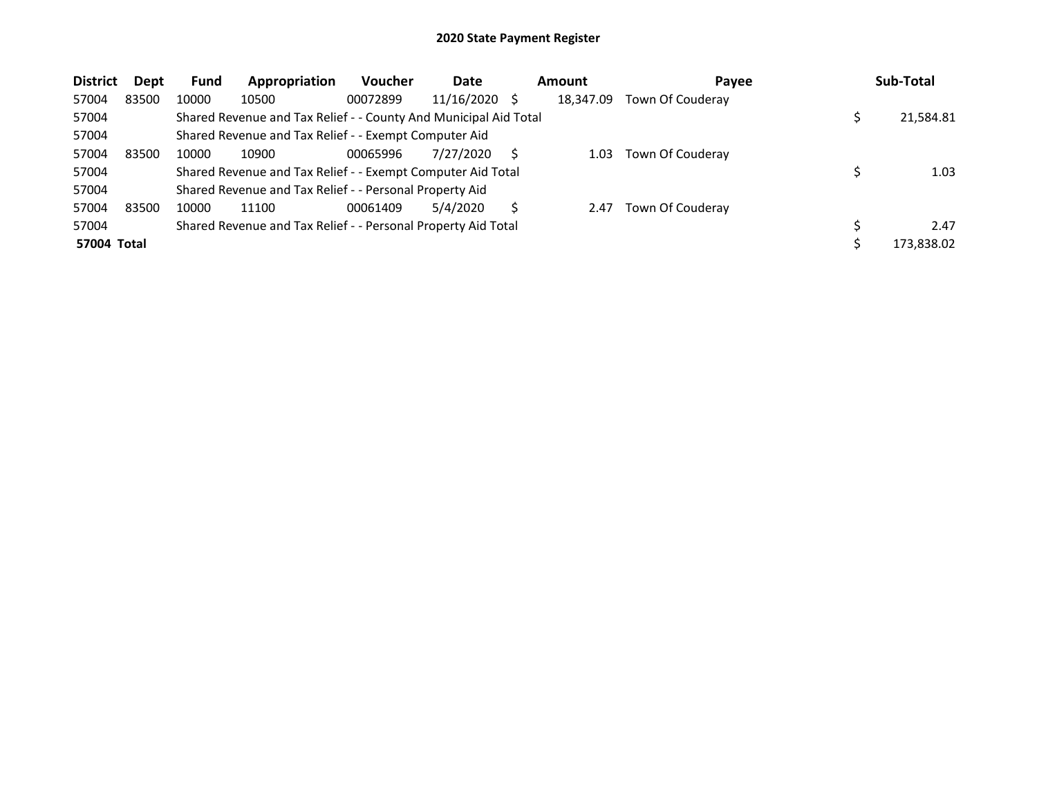# 2020 State Payment Register

| District | Dept | Fund | Appropriation | Voucher | Date | Amount | Payee | Sub-Total |
|---|---|---|---|---|---|---|---|---|
| 57004 | 83500 | 10000 | 10500 | 00072899 | 11/16/2020 | $ 18,347.09 | Town Of Couderay | |
| 57004 | | Shared Revenue and Tax Relief - - County And Municipal Aid Total | | | | | | $ 21,584.81 |
| 57004 | | Shared Revenue and Tax Relief - - Exempt Computer Aid | | | | | | |
| 57004 | 83500 | 10000 | 10900 | 00065996 | 7/27/2020 | $ 1.03 | Town Of Couderay | |
| 57004 | | Shared Revenue and Tax Relief - - Exempt Computer Aid Total | | | | | | $ 1.03 |
| 57004 | | Shared Revenue and Tax Relief - - Personal Property Aid | | | | | | |
| 57004 | 83500 | 10000 | 11100 | 00061409 | 5/4/2020 | $ 2.47 | Town Of Couderay | |
| 57004 | | Shared Revenue and Tax Relief - - Personal Property Aid Total | | | | | | $ 2.47 |
| **57004 Total** | | | | | | | | $ 173,838.02 |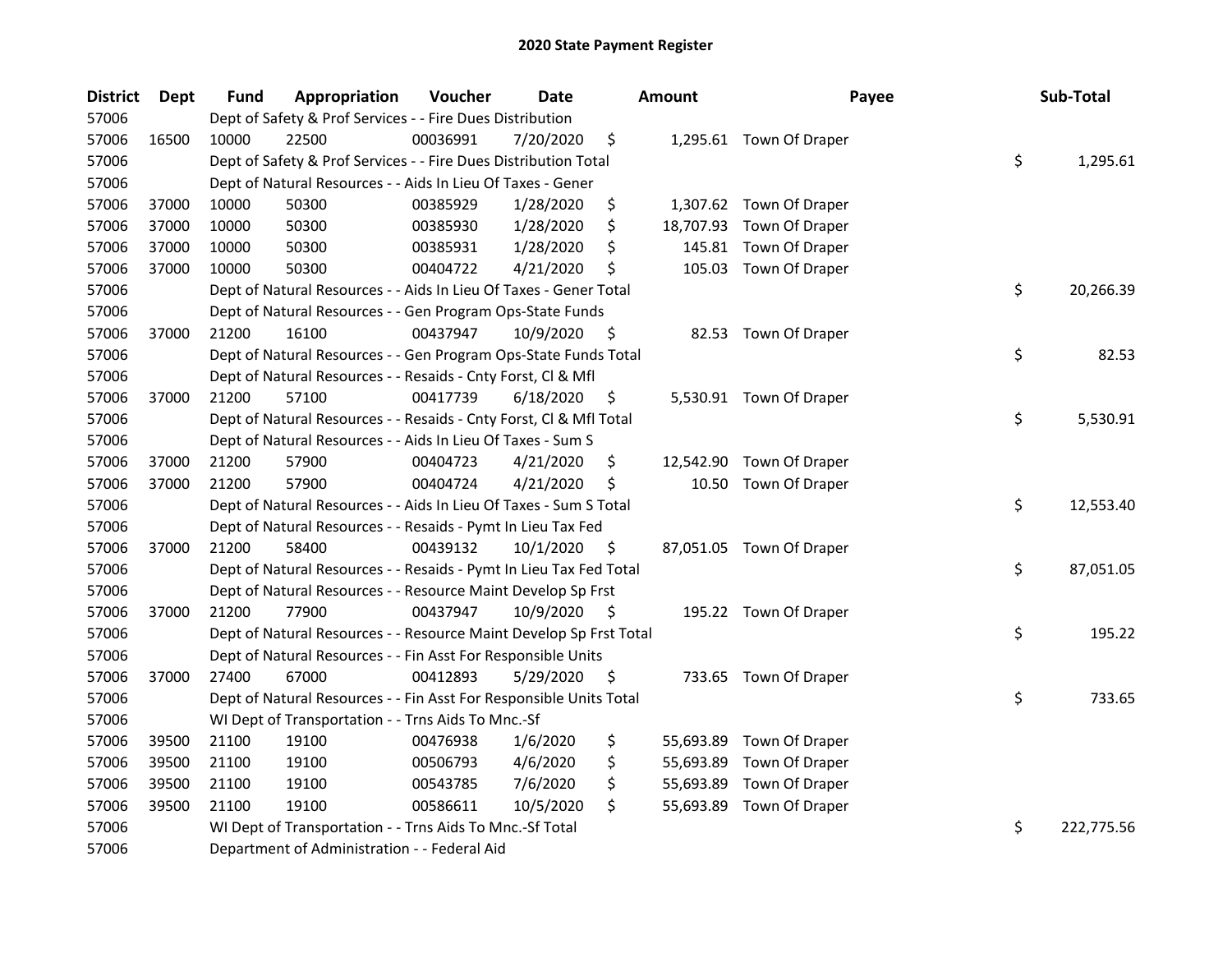# 2020 State Payment Register

| District | Dept | Fund | Appropriation | Voucher | Date | Amount | Payee | Sub-Total |
|---|---|---|---|---|---|---|---|---|
| 57006 | | Dept of Safety & Prof Services - - Fire Dues Distribution | | | | | | |
| 57006 | 16500 | 10000 | 22500 | 00036991 | 7/20/2020 | $ 1,295.61 | Town Of Draper | |
| 57006 | | Dept of Safety & Prof Services - - Fire Dues Distribution Total | | | | | | $ 1,295.61 |
| 57006 | | Dept of Natural Resources - - Aids In Lieu Of Taxes - Gener | | | | | | |
| 57006 | 37000 | 10000 | 50300 | 00385929 | 1/28/2020 | $ 1,307.62 | Town Of Draper | |
| 57006 | 37000 | 10000 | 50300 | 00385930 | 1/28/2020 | $ 18,707.93 | Town Of Draper | |
| 57006 | 37000 | 10000 | 50300 | 00385931 | 1/28/2020 | $ 145.81 | Town Of Draper | |
| 57006 | 37000 | 10000 | 50300 | 00404722 | 4/21/2020 | $ 105.03 | Town Of Draper | |
| 57006 | | Dept of Natural Resources - - Aids In Lieu Of Taxes - Gener Total | | | | | | $ 20,266.39 |
| 57006 | | Dept of Natural Resources - - Gen Program Ops-State Funds | | | | | | |
| 57006 | 37000 | 21200 | 16100 | 00437947 | 10/9/2020 | $ 82.53 | Town Of Draper | |
| 57006 | | Dept of Natural Resources - - Gen Program Ops-State Funds Total | | | | | | $ 82.53 |
| 57006 | | Dept of Natural Resources - - Resaids - Cnty Forst, Cl & Mfl | | | | | | |
| 57006 | 37000 | 21200 | 57100 | 00417739 | 6/18/2020 | $ 5,530.91 | Town Of Draper | |
| 57006 | | Dept of Natural Resources - - Resaids - Cnty Forst, Cl & Mfl Total | | | | | | $ 5,530.91 |
| 57006 | | Dept of Natural Resources - - Aids In Lieu Of Taxes - Sum S | | | | | | |
| 57006 | 37000 | 21200 | 57900 | 00404723 | 4/21/2020 | $ 12,542.90 | Town Of Draper | |
| 57006 | 37000 | 21200 | 57900 | 00404724 | 4/21/2020 | $ 10.50 | Town Of Draper | |
| 57006 | | Dept of Natural Resources - - Aids In Lieu Of Taxes - Sum S Total | | | | | | $ 12,553.40 |
| 57006 | | Dept of Natural Resources - - Resaids - Pymt In Lieu Tax Fed | | | | | | |
| 57006 | 37000 | 21200 | 58400 | 00439132 | 10/1/2020 | $ 87,051.05 | Town Of Draper | |
| 57006 | | Dept of Natural Resources - - Resaids - Pymt In Lieu Tax Fed Total | | | | | | $ 87,051.05 |
| 57006 | | Dept of Natural Resources - - Resource Maint Develop Sp Frst | | | | | | |
| 57006 | 37000 | 21200 | 77900 | 00437947 | 10/9/2020 | $ 195.22 | Town Of Draper | |
| 57006 | | Dept of Natural Resources - - Resource Maint Develop Sp Frst Total | | | | | | $ 195.22 |
| 57006 | | Dept of Natural Resources - - Fin Asst For Responsible Units | | | | | | |
| 57006 | 37000 | 27400 | 67000 | 00412893 | 5/29/2020 | $ 733.65 | Town Of Draper | |
| 57006 | | Dept of Natural Resources - - Fin Asst For Responsible Units Total | | | | | | $ 733.65 |
| 57006 | | WI Dept of Transportation - - Trns Aids To Mnc.-Sf | | | | | | |
| 57006 | 39500 | 21100 | 19100 | 00476938 | 1/6/2020 | $ 55,693.89 | Town Of Draper | |
| 57006 | 39500 | 21100 | 19100 | 00506793 | 4/6/2020 | $ 55,693.89 | Town Of Draper | |
| 57006 | 39500 | 21100 | 19100 | 00543785 | 7/6/2020 | $ 55,693.89 | Town Of Draper | |
| 57006 | 39500 | 21100 | 19100 | 00586611 | 10/5/2020 | $ 55,693.89 | Town Of Draper | |
| 57006 | | WI Dept of Transportation - - Trns Aids To Mnc.-Sf Total | | | | | | $ 222,775.56 |
| 57006 | | Department of Administration - - Federal Aid | | | | | | |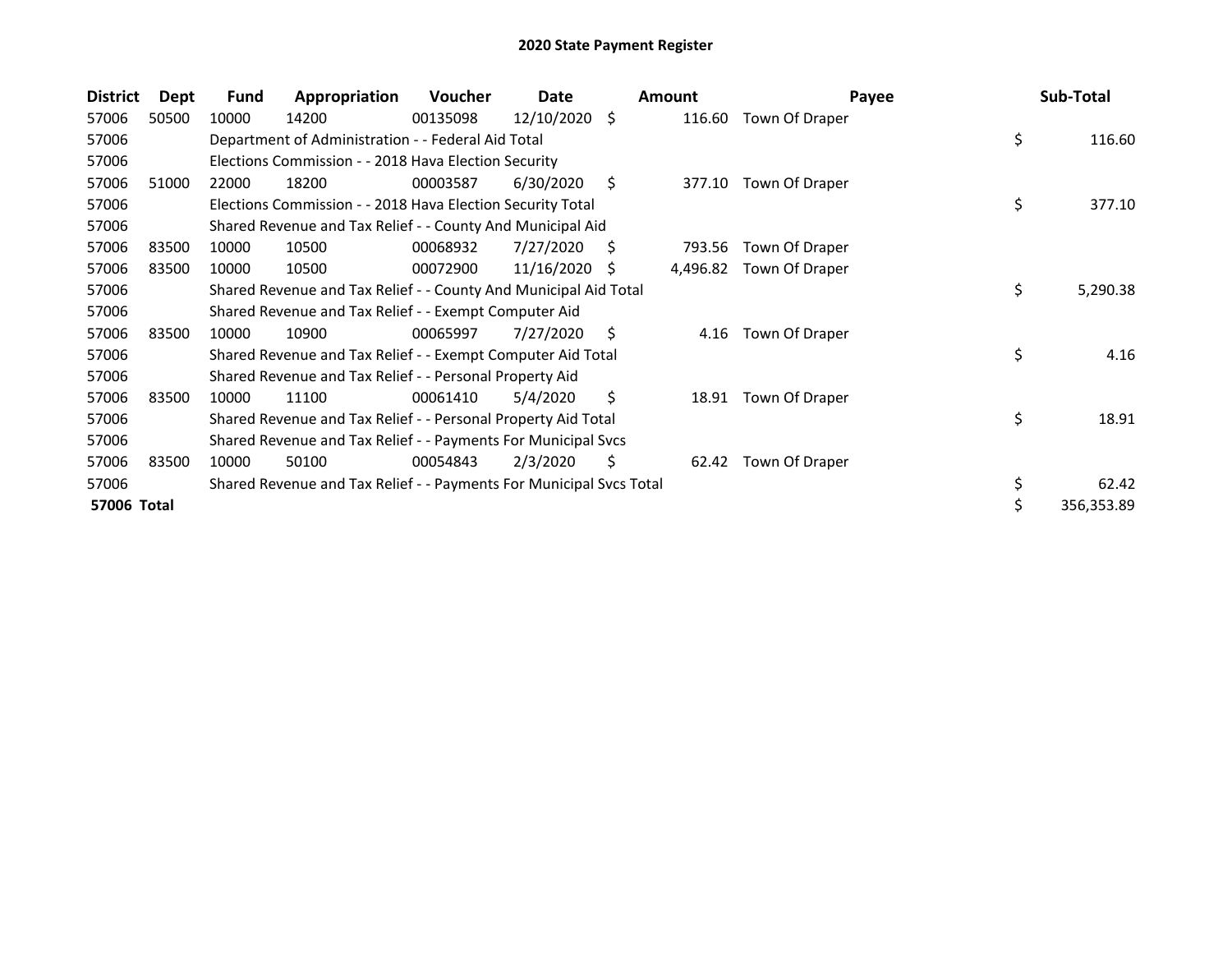# 2020 State Payment Register

| District | Dept | Fund | Appropriation | Voucher | Date | Amount | Payee | Sub-Total |
|---|---|---|---|---|---|---|---|---|
| 57006 | 50500 | 10000 | 14200 | 00135098 | 12/10/2020 | $ 116.60 | Town Of Draper | |
| 57006 | | Department of Administration - - Federal Aid Total | | | | | | $ 116.60 |
| 57006 | | Elections Commission - - 2018 Hava Election Security | | | | | | |
| 57006 | 51000 | 22000 | 18200 | 00003587 | 6/30/2020 | $ 377.10 | Town Of Draper | |
| 57006 | | Elections Commission - - 2018 Hava Election Security Total | | | | | | $ 377.10 |
| 57006 | | Shared Revenue and Tax Relief - - County And Municipal Aid | | | | | | |
| 57006 | 83500 | 10000 | 10500 | 00068932 | 7/27/2020 | $ 793.56 | Town Of Draper | |
| 57006 | 83500 | 10000 | 10500 | 00072900 | 11/16/2020 | $ 4,496.82 | Town Of Draper | |
| 57006 | | Shared Revenue and Tax Relief - - County And Municipal Aid Total | | | | | | $ 5,290.38 |
| 57006 | | Shared Revenue and Tax Relief - - Exempt Computer Aid | | | | | | |
| 57006 | 83500 | 10000 | 10900 | 00065997 | 7/27/2020 | $ 4.16 | Town Of Draper | |
| 57006 | | Shared Revenue and Tax Relief - - Exempt Computer Aid Total | | | | | | $ 4.16 |
| 57006 | | Shared Revenue and Tax Relief - - Personal Property Aid | | | | | | |
| 57006 | 83500 | 10000 | 11100 | 00061410 | 5/4/2020 | $ 18.91 | Town Of Draper | |
| 57006 | | Shared Revenue and Tax Relief - - Personal Property Aid Total | | | | | | $ 18.91 |
| 57006 | | Shared Revenue and Tax Relief - - Payments For Municipal Svcs | | | | | | |
| 57006 | 83500 | 10000 | 50100 | 00054843 | 2/3/2020 | $ 62.42 | Town Of Draper | |
| 57006 | | Shared Revenue and Tax Relief - - Payments For Municipal Svcs Total | | | | | | $ 62.42 |
| **57006 Total** | | | | | | | | $ 356,353.89 |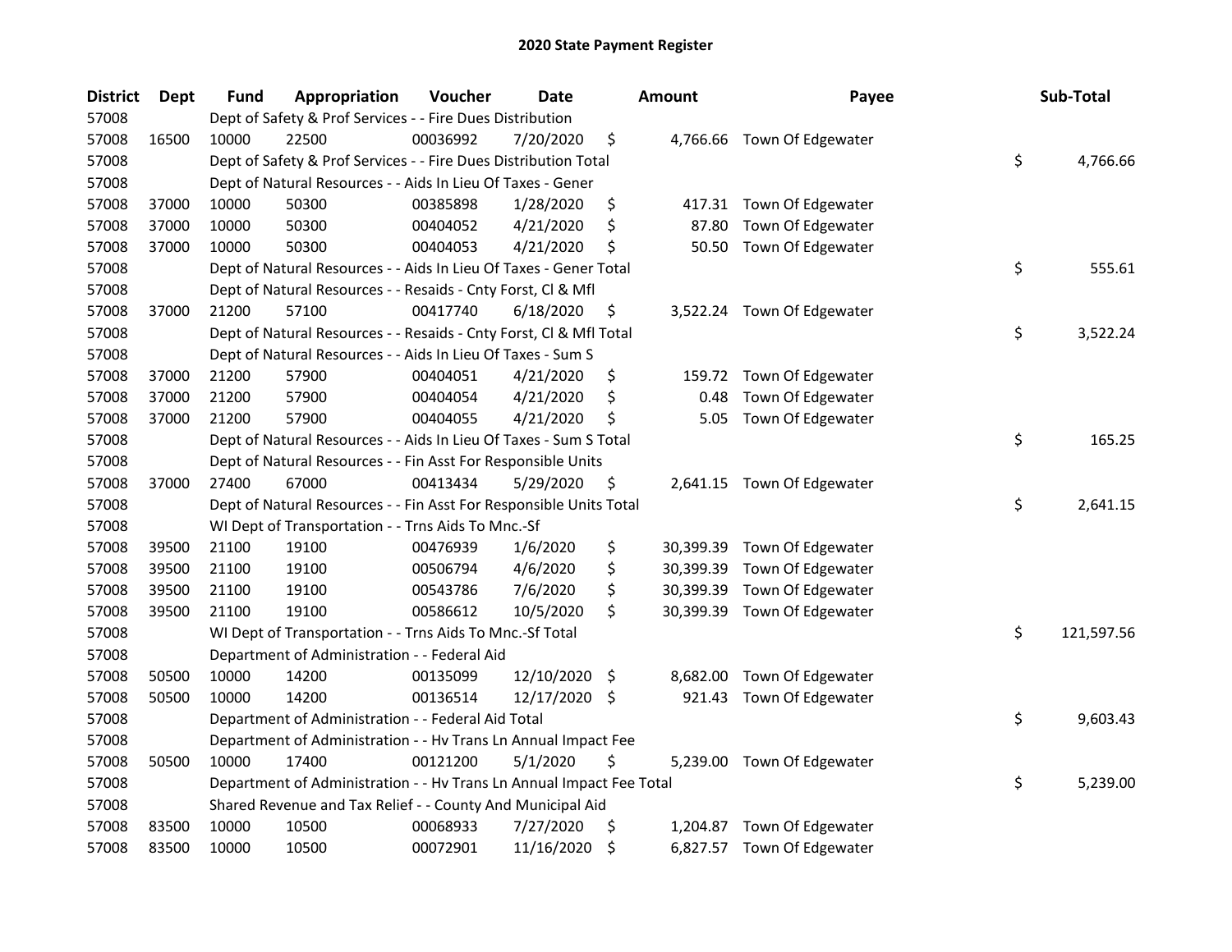# 2020 State Payment Register

| District | Dept | Fund | Appropriation | Voucher | Date | Amount | Payee | Sub-Total |
|---|---|---|---|---|---|---|---|---|
| 57008 | | Dept of Safety & Prof Services - - Fire Dues Distribution | | | | | | |
| 57008 | 16500 | 10000 | 22500 | 00036992 | 7/20/2020 | $ 4,766.66 | Town Of Edgewater | |
| 57008 | | Dept of Safety & Prof Services - - Fire Dues Distribution Total | | | | | | $ 4,766.66 |
| 57008 | | Dept of Natural Resources - - Aids In Lieu Of Taxes - Gener | | | | | | |
| 57008 | 37000 | 10000 | 50300 | 00385898 | 1/28/2020 | $ 417.31 | Town Of Edgewater | |
| 57008 | 37000 | 10000 | 50300 | 00404052 | 4/21/2020 | $ 87.80 | Town Of Edgewater | |
| 57008 | 37000 | 10000 | 50300 | 00404053 | 4/21/2020 | $ 50.50 | Town Of Edgewater | |
| 57008 | | Dept of Natural Resources - - Aids In Lieu Of Taxes - Gener Total | | | | | | $ 555.61 |
| 57008 | | Dept of Natural Resources - - Resaids - Cnty Forst, Cl & Mfl | | | | | | |
| 57008 | 37000 | 21200 | 57100 | 00417740 | 6/18/2020 | $ 3,522.24 | Town Of Edgewater | |
| 57008 | | Dept of Natural Resources - - Resaids - Cnty Forst, Cl & Mfl Total | | | | | | $ 3,522.24 |
| 57008 | | Dept of Natural Resources - - Aids In Lieu Of Taxes - Sum S | | | | | | |
| 57008 | 37000 | 21200 | 57900 | 00404051 | 4/21/2020 | $ 159.72 | Town Of Edgewater | |
| 57008 | 37000 | 21200 | 57900 | 00404054 | 4/21/2020 | $ 0.48 | Town Of Edgewater | |
| 57008 | 37000 | 21200 | 57900 | 00404055 | 4/21/2020 | $ 5.05 | Town Of Edgewater | |
| 57008 | | Dept of Natural Resources - - Aids In Lieu Of Taxes - Sum S Total | | | | | | $ 165.25 |
| 57008 | | Dept of Natural Resources - - Fin Asst For Responsible Units | | | | | | |
| 57008 | 37000 | 27400 | 67000 | 00413434 | 5/29/2020 | $ 2,641.15 | Town Of Edgewater | |
| 57008 | | Dept of Natural Resources - - Fin Asst For Responsible Units Total | | | | | | $ 2,641.15 |
| 57008 | | WI Dept of Transportation - - Trns Aids To Mnc.-Sf | | | | | | |
| 57008 | 39500 | 21100 | 19100 | 00476939 | 1/6/2020 | $ 30,399.39 | Town Of Edgewater | |
| 57008 | 39500 | 21100 | 19100 | 00506794 | 4/6/2020 | $ 30,399.39 | Town Of Edgewater | |
| 57008 | 39500 | 21100 | 19100 | 00543786 | 7/6/2020 | $ 30,399.39 | Town Of Edgewater | |
| 57008 | 39500 | 21100 | 19100 | 00586612 | 10/5/2020 | $ 30,399.39 | Town Of Edgewater | |
| 57008 | | WI Dept of Transportation - - Trns Aids To Mnc.-Sf Total | | | | | | $ 121,597.56 |
| 57008 | | Department of Administration - - Federal Aid | | | | | | |
| 57008 | 50500 | 10000 | 14200 | 00135099 | 12/10/2020 | $ 8,682.00 | Town Of Edgewater | |
| 57008 | 50500 | 10000 | 14200 | 00136514 | 12/17/2020 | $ 921.43 | Town Of Edgewater | |
| 57008 | | Department of Administration - - Federal Aid Total | | | | | | $ 9,603.43 |
| 57008 | | Department of Administration - - Hv Trans Ln Annual Impact Fee | | | | | | |
| 57008 | 50500 | 10000 | 17400 | 00121200 | 5/1/2020 | $ 5,239.00 | Town Of Edgewater | |
| 57008 | | Department of Administration - - Hv Trans Ln Annual Impact Fee Total | | | | | | $ 5,239.00 |
| 57008 | | Shared Revenue and Tax Relief - - County And Municipal Aid | | | | | | |
| 57008 | 83500 | 10000 | 10500 | 00068933 | 7/27/2020 | $ 1,204.87 | Town Of Edgewater | |
| 57008 | 83500 | 10000 | 10500 | 00072901 | 11/16/2020 | $ 6,827.57 | Town Of Edgewater | |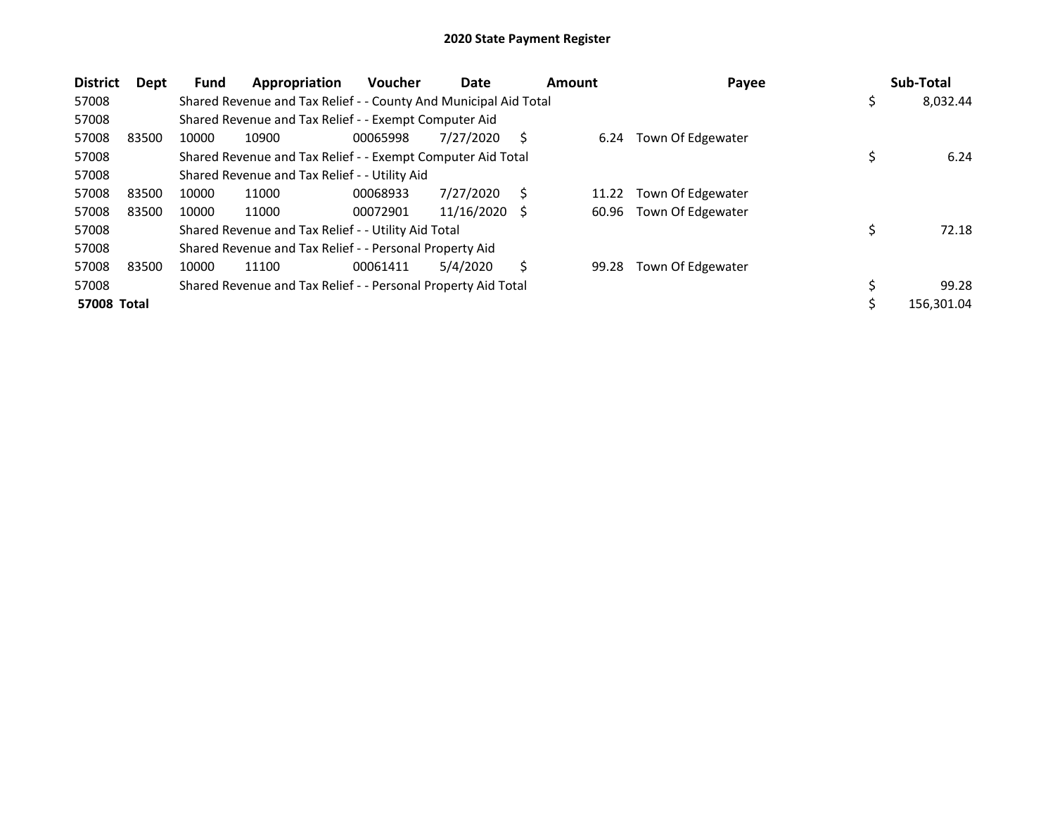# 2020 State Payment Register

| District | Dept | Fund | Appropriation | Voucher | Date | Amount | Payee | Sub-Total |
|---|---|---|---|---|---|---|---|---|
| 57008 | | Shared Revenue and Tax Relief - - County And Municipal Aid Total | | | | | | $ 8,032.44 |
| 57008 | | Shared Revenue and Tax Relief - - Exempt Computer Aid | | | | | | |
| 57008 | 83500 | 10000 | 10900 | 00065998 | 7/27/2020 | $ 6.24 | Town Of Edgewater | |
| 57008 | | Shared Revenue and Tax Relief - - Exempt Computer Aid Total | | | | | | $ 6.24 |
| 57008 | | Shared Revenue and Tax Relief - - Utility Aid | | | | | | |
| 57008 | 83500 | 10000 | 11000 | 00068933 | 7/27/2020 | $ 11.22 | Town Of Edgewater | |
| 57008 | 83500 | 10000 | 11000 | 00072901 | 11/16/2020 | $ 60.96 | Town Of Edgewater | |
| 57008 | | Shared Revenue and Tax Relief - - Utility Aid Total | | | | | | $ 72.18 |
| 57008 | | Shared Revenue and Tax Relief - - Personal Property Aid | | | | | | |
| 57008 | 83500 | 10000 | 11100 | 00061411 | 5/4/2020 | $ 99.28 | Town Of Edgewater | |
| 57008 | | Shared Revenue and Tax Relief - - Personal Property Aid Total | | | | | | $ 99.28 |
| **57008 Total** | | | | | | | | $ 156,301.04 |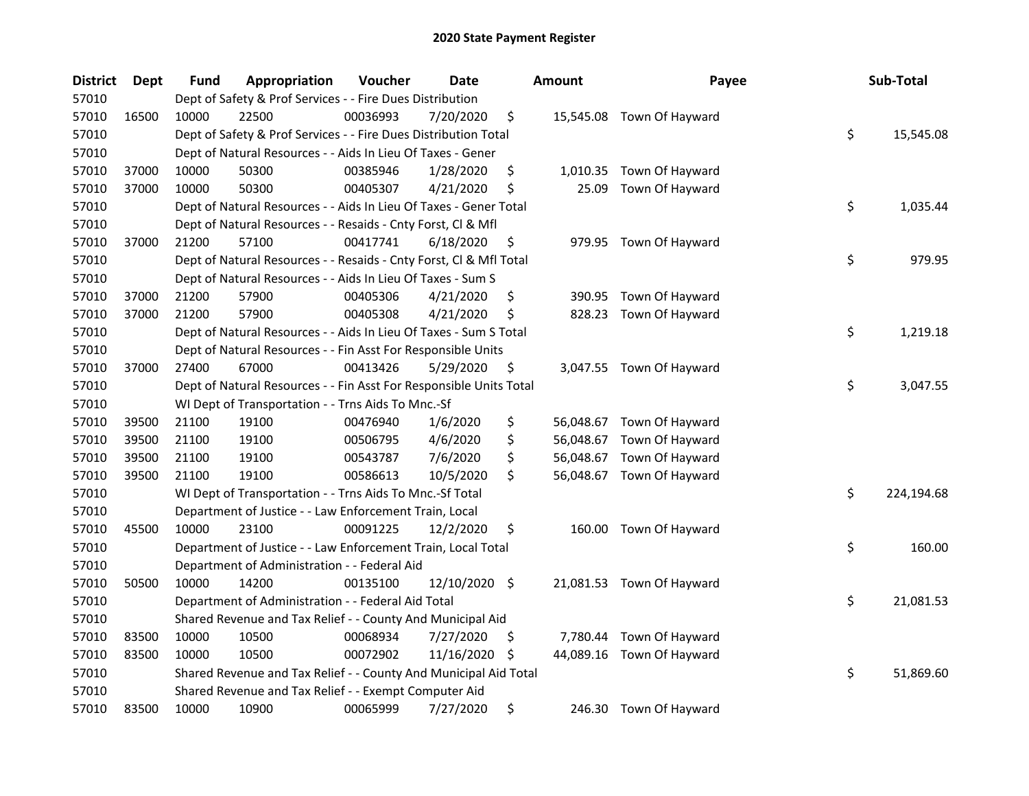## 2020 State Payment Register

| District | Dept | Fund | Appropriation | Voucher | Date | Amount | Payee | Sub-Total |
|---|---|---|---|---|---|---|---|---|
| 57010 | | Dept of Safety & Prof Services - - Fire Dues Distribution | | | | | | |
| 57010 | 16500 | 10000 | 22500 | 00036993 | 7/20/2020 | $ 15,545.08 | Town Of Hayward | |
| 57010 | | Dept of Safety & Prof Services - - Fire Dues Distribution Total | | | | | | $ 15,545.08 |
| 57010 | | Dept of Natural Resources - - Aids In Lieu Of Taxes - Gener | | | | | | |
| 57010 | 37000 | 10000 | 50300 | 00385946 | 1/28/2020 | $ 1,010.35 | Town Of Hayward | |
| 57010 | 37000 | 10000 | 50300 | 00405307 | 4/21/2020 | $ 25.09 | Town Of Hayward | |
| 57010 | | Dept of Natural Resources - - Aids In Lieu Of Taxes - Gener Total | | | | | | $ 1,035.44 |
| 57010 | | Dept of Natural Resources - - Resaids - Cnty Forst, Cl & Mfl | | | | | | |
| 57010 | 37000 | 21200 | 57100 | 00417741 | 6/18/2020 | $ 979.95 | Town Of Hayward | |
| 57010 | | Dept of Natural Resources - - Resaids - Cnty Forst, Cl & Mfl Total | | | | | | $ 979.95 |
| 57010 | | Dept of Natural Resources - - Aids In Lieu Of Taxes - Sum S | | | | | | |
| 57010 | 37000 | 21200 | 57900 | 00405306 | 4/21/2020 | $ 390.95 | Town Of Hayward | |
| 57010 | 37000 | 21200 | 57900 | 00405308 | 4/21/2020 | $ 828.23 | Town Of Hayward | |
| 57010 | | Dept of Natural Resources - - Aids In Lieu Of Taxes - Sum S Total | | | | | | $ 1,219.18 |
| 57010 | | Dept of Natural Resources - - Fin Asst For Responsible Units | | | | | | |
| 57010 | 37000 | 27400 | 67000 | 00413426 | 5/29/2020 | $ 3,047.55 | Town Of Hayward | |
| 57010 | | Dept of Natural Resources - - Fin Asst For Responsible Units Total | | | | | | $ 3,047.55 |
| 57010 | | WI Dept of Transportation - - Trns Aids To Mnc.-Sf | | | | | | |
| 57010 | 39500 | 21100 | 19100 | 00476940 | 1/6/2020 | $ 56,048.67 | Town Of Hayward | |
| 57010 | 39500 | 21100 | 19100 | 00506795 | 4/6/2020 | $ 56,048.67 | Town Of Hayward | |
| 57010 | 39500 | 21100 | 19100 | 00543787 | 7/6/2020 | $ 56,048.67 | Town Of Hayward | |
| 57010 | 39500 | 21100 | 19100 | 00586613 | 10/5/2020 | $ 56,048.67 | Town Of Hayward | |
| 57010 | | WI Dept of Transportation - - Trns Aids To Mnc.-Sf Total | | | | | | $ 224,194.68 |
| 57010 | | Department of Justice - - Law Enforcement Train, Local | | | | | | |
| 57010 | 45500 | 10000 | 23100 | 00091225 | 12/2/2020 | $ 160.00 | Town Of Hayward | |
| 57010 | | Department of Justice - - Law Enforcement Train, Local Total | | | | | | $ 160.00 |
| 57010 | | Department of Administration - - Federal Aid | | | | | | |
| 57010 | 50500 | 10000 | 14200 | 00135100 | 12/10/2020 | $ 21,081.53 | Town Of Hayward | |
| 57010 | | Department of Administration - - Federal Aid Total | | | | | | $ 21,081.53 |
| 57010 | | Shared Revenue and Tax Relief - - County And Municipal Aid | | | | | | |
| 57010 | 83500 | 10000 | 10500 | 00068934 | 7/27/2020 | $ 7,780.44 | Town Of Hayward | |
| 57010 | 83500 | 10000 | 10500 | 00072902 | 11/16/2020 | $ 44,089.16 | Town Of Hayward | |
| 57010 | | Shared Revenue and Tax Relief - - County And Municipal Aid Total | | | | | | $ 51,869.60 |
| 57010 | | Shared Revenue and Tax Relief - - Exempt Computer Aid | | | | | | |
| 57010 | 83500 | 10000 | 10900 | 00065999 | 7/27/2020 | $ 246.30 | Town Of Hayward | |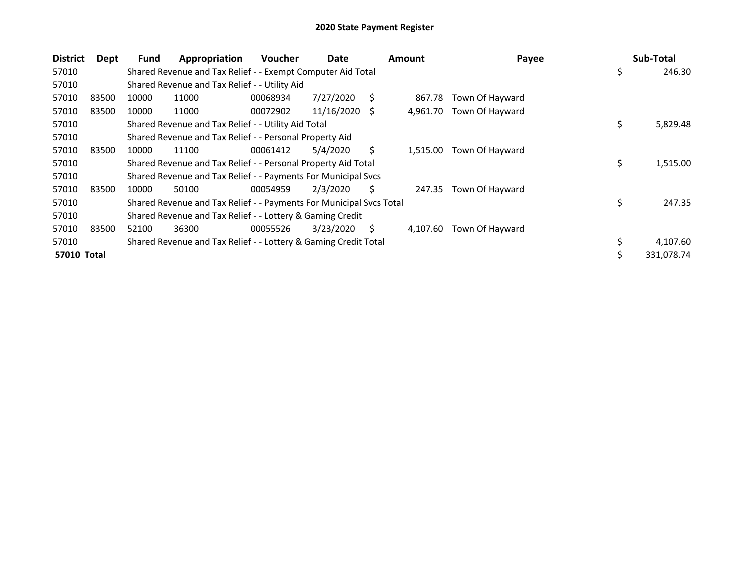# 2020 State Payment Register

| District | Dept | Fund | Appropriation | Voucher | Date | Amount | Payee | Sub-Total |
|---|---|---|---|---|---|---|---|---|
| 57010 | | Shared Revenue and Tax Relief - - Exempt Computer Aid Total | | | | | | $ 246.30 |
| 57010 | | Shared Revenue and Tax Relief - - Utility Aid | | | | | | |
| 57010 | 83500 | 10000 | 11000 | 00068934 | 7/27/2020 | $ 867.78 | Town Of Hayward | |
| 57010 | 83500 | 10000 | 11000 | 00072902 | 11/16/2020 | $ 4,961.70 | Town Of Hayward | |
| 57010 | | Shared Revenue and Tax Relief - - Utility Aid Total | | | | | | $ 5,829.48 |
| 57010 | | Shared Revenue and Tax Relief - - Personal Property Aid | | | | | | |
| 57010 | 83500 | 10000 | 11100 | 00061412 | 5/4/2020 | $ 1,515.00 | Town Of Hayward | |
| 57010 | | Shared Revenue and Tax Relief - - Personal Property Aid Total | | | | | | $ 1,515.00 |
| 57010 | | Shared Revenue and Tax Relief - - Payments For Municipal Svcs | | | | | | |
| 57010 | 83500 | 10000 | 50100 | 00054959 | 2/3/2020 | $ 247.35 | Town Of Hayward | |
| 57010 | | Shared Revenue and Tax Relief - - Payments For Municipal Svcs Total | | | | | | $ 247.35 |
| 57010 | | Shared Revenue and Tax Relief - - Lottery & Gaming Credit | | | | | | |
| 57010 | 83500 | 52100 | 36300 | 00055526 | 3/23/2020 | $ 4,107.60 | Town Of Hayward | |
| 57010 | | Shared Revenue and Tax Relief - - Lottery & Gaming Credit Total | | | | | | $ 4,107.60 |
| **57010 Total** | | | | | | | | $ 331,078.74 |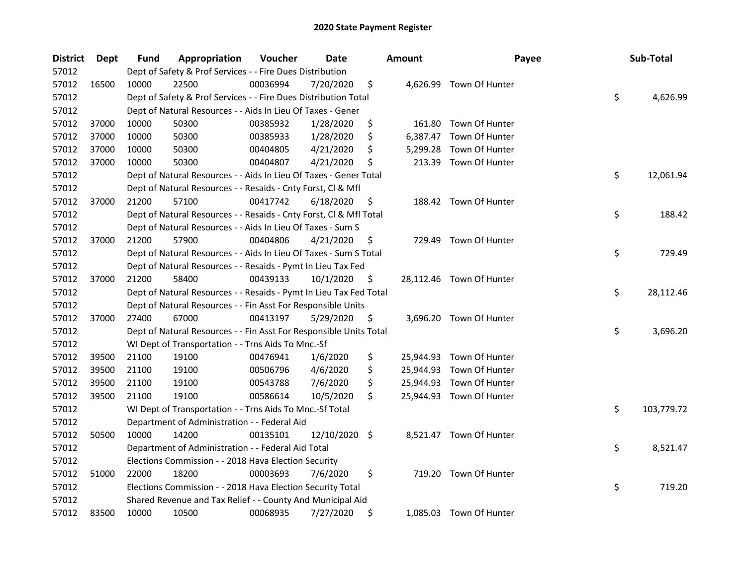# 2020 State Payment Register

| District | Dept | Fund | Appropriation | Voucher | Date | Amount | Payee | Sub-Total |
|---|---|---|---|---|---|---|---|---|
| 57012 | | Dept of Safety & Prof Services - - Fire Dues Distribution | | | | | | |
| 57012 | 16500 | 10000 | 22500 | 00036994 | 7/20/2020 | $ 4,626.99 | Town Of Hunter | |
| 57012 | | Dept of Safety & Prof Services - - Fire Dues Distribution Total | | | | | | $ 4,626.99 |
| 57012 | | Dept of Natural Resources - - Aids In Lieu Of Taxes - Gener | | | | | | |
| 57012 | 37000 | 10000 | 50300 | 00385932 | 1/28/2020 | $ 161.80 | Town Of Hunter | |
| 57012 | 37000 | 10000 | 50300 | 00385933 | 1/28/2020 | $ 6,387.47 | Town Of Hunter | |
| 57012 | 37000 | 10000 | 50300 | 00404805 | 4/21/2020 | $ 5,299.28 | Town Of Hunter | |
| 57012 | 37000 | 10000 | 50300 | 00404807 | 4/21/2020 | $ 213.39 | Town Of Hunter | |
| 57012 | | Dept of Natural Resources - - Aids In Lieu Of Taxes - Gener Total | | | | | | $ 12,061.94 |
| 57012 | | Dept of Natural Resources - - Resaids - Cnty Forst, Cl & Mfl | | | | | | |
| 57012 | 37000 | 21200 | 57100 | 00417742 | 6/18/2020 | $ 188.42 | Town Of Hunter | |
| 57012 | | Dept of Natural Resources - - Resaids - Cnty Forst, Cl & Mfl Total | | | | | | $ 188.42 |
| 57012 | | Dept of Natural Resources - - Aids In Lieu Of Taxes - Sum S | | | | | | |
| 57012 | 37000 | 21200 | 57900 | 00404806 | 4/21/2020 | $ 729.49 | Town Of Hunter | |
| 57012 | | Dept of Natural Resources - - Aids In Lieu Of Taxes - Sum S Total | | | | | | $ 729.49 |
| 57012 | | Dept of Natural Resources - - Resaids - Pymt In Lieu Tax Fed | | | | | | |
| 57012 | 37000 | 21200 | 58400 | 00439133 | 10/1/2020 | $ 28,112.46 | Town Of Hunter | |
| 57012 | | Dept of Natural Resources - - Resaids - Pymt In Lieu Tax Fed Total | | | | | | $ 28,112.46 |
| 57012 | | Dept of Natural Resources - - Fin Asst For Responsible Units | | | | | | |
| 57012 | 37000 | 27400 | 67000 | 00413197 | 5/29/2020 | $ 3,696.20 | Town Of Hunter | |
| 57012 | | Dept of Natural Resources - - Fin Asst For Responsible Units Total | | | | | | $ 3,696.20 |
| 57012 | | WI Dept of Transportation - - Trns Aids To Mnc.-Sf | | | | | | |
| 57012 | 39500 | 21100 | 19100 | 00476941 | 1/6/2020 | $ 25,944.93 | Town Of Hunter | |
| 57012 | 39500 | 21100 | 19100 | 00506796 | 4/6/2020 | $ 25,944.93 | Town Of Hunter | |
| 57012 | 39500 | 21100 | 19100 | 00543788 | 7/6/2020 | $ 25,944.93 | Town Of Hunter | |
| 57012 | 39500 | 21100 | 19100 | 00586614 | 10/5/2020 | $ 25,944.93 | Town Of Hunter | |
| 57012 | | WI Dept of Transportation - - Trns Aids To Mnc.-Sf Total | | | | | | $ 103,779.72 |
| 57012 | | Department of Administration - - Federal Aid | | | | | | |
| 57012 | 50500 | 10000 | 14200 | 00135101 | 12/10/2020 | $ 8,521.47 | Town Of Hunter | |
| 57012 | | Department of Administration - - Federal Aid Total | | | | | | $ 8,521.47 |
| 57012 | | Elections Commission - - 2018 Hava Election Security | | | | | | |
| 57012 | 51000 | 22000 | 18200 | 00003693 | 7/6/2020 | $ 719.20 | Town Of Hunter | |
| 57012 | | Elections Commission - - 2018 Hava Election Security Total | | | | | | $ 719.20 |
| 57012 | | Shared Revenue and Tax Relief - - County And Municipal Aid | | | | | | |
| 57012 | 83500 | 10000 | 10500 | 00068935 | 7/27/2020 | $ 1,085.03 | Town Of Hunter | |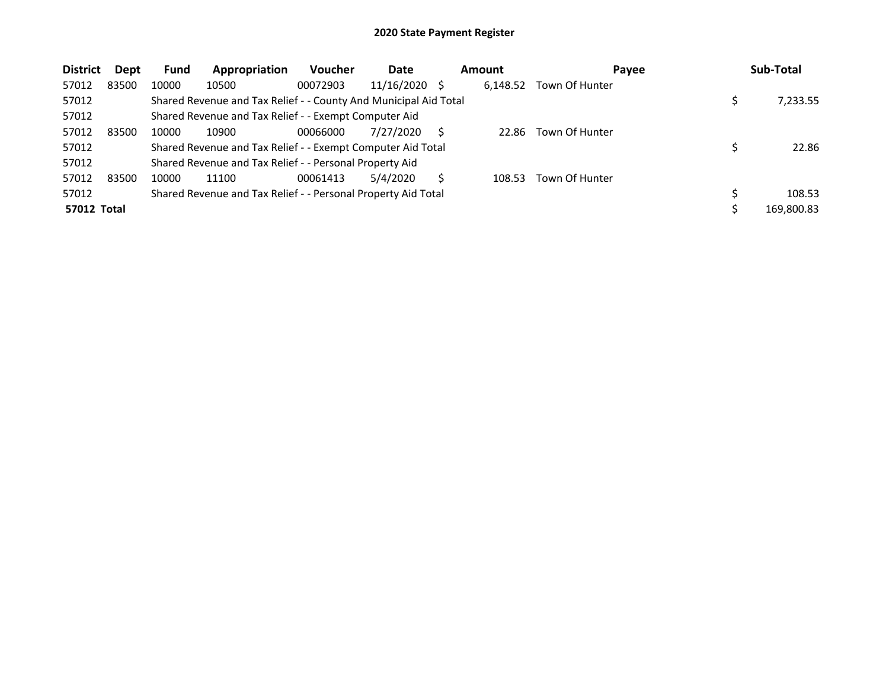# 2020 State Payment Register

| District | Dept | Fund | Appropriation | Voucher | Date | Amount | Payee | Sub-Total |
|---|---|---|---|---|---|---|---|---|
| 57012 | 83500 | 10000 | 10500 | 00072903 | 11/16/2020 | $ 6,148.52 | Town Of Hunter | |
| 57012 | | Shared Revenue and Tax Relief - - County And Municipal Aid Total | | | | | | $ 7,233.55 |
| 57012 | | Shared Revenue and Tax Relief - - Exempt Computer Aid | | | | | | |
| 57012 | 83500 | 10000 | 10900 | 00066000 | 7/27/2020 | $ 22.86 | Town Of Hunter | |
| 57012 | | Shared Revenue and Tax Relief - - Exempt Computer Aid Total | | | | | | $ 22.86 |
| 57012 | | Shared Revenue and Tax Relief - - Personal Property Aid | | | | | | |
| 57012 | 83500 | 10000 | 11100 | 00061413 | 5/4/2020 | $ 108.53 | Town Of Hunter | |
| 57012 | | Shared Revenue and Tax Relief - - Personal Property Aid Total | | | | | | $ 108.53 |
| **57012 Total** | | | | | | | | $ 169,800.83 |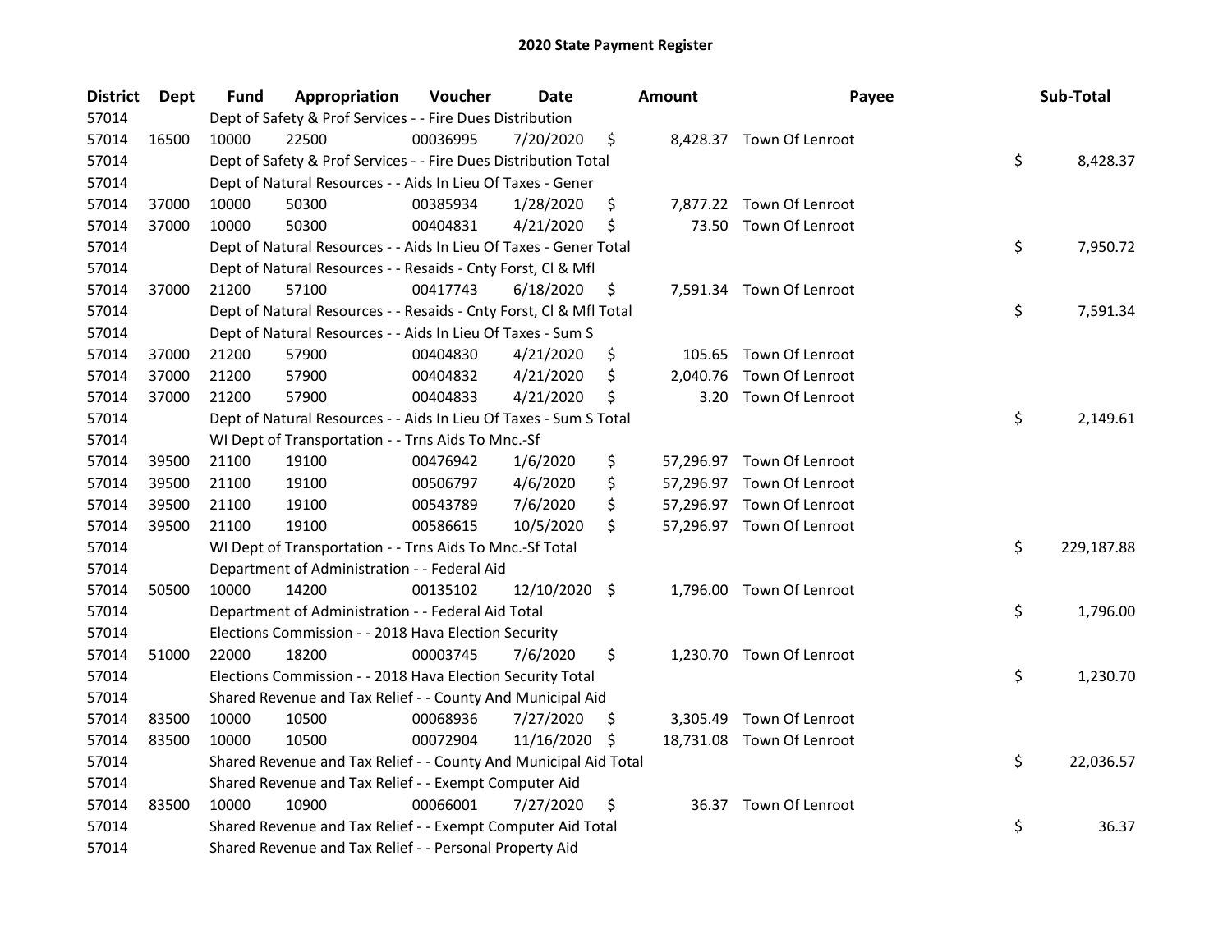# 2020 State Payment Register

| District | Dept | Fund | Appropriation | Voucher | Date | Amount | Payee | Sub-Total |
|---|---|---|---|---|---|---|---|---|
| 57014 | | Dept of Safety & Prof Services - - Fire Dues Distribution | | | | | | |
| 57014 | 16500 | 10000 | 22500 | 00036995 | 7/20/2020 | $ 8,428.37 | Town Of Lenroot | |
| 57014 | | Dept of Safety & Prof Services - - Fire Dues Distribution Total | | | | | | $ 8,428.37 |
| 57014 | | Dept of Natural Resources - - Aids In Lieu Of Taxes - Gener | | | | | | |
| 57014 | 37000 | 10000 | 50300 | 00385934 | 1/28/2020 | $ 7,877.22 | Town Of Lenroot | |
| 57014 | 37000 | 10000 | 50300 | 00404831 | 4/21/2020 | $ 73.50 | Town Of Lenroot | |
| 57014 | | Dept of Natural Resources - - Aids In Lieu Of Taxes - Gener Total | | | | | | $ 7,950.72 |
| 57014 | | Dept of Natural Resources - - Resaids - Cnty Forst, Cl & Mfl | | | | | | |
| 57014 | 37000 | 21200 | 57100 | 00417743 | 6/18/2020 | $ 7,591.34 | Town Of Lenroot | |
| 57014 | | Dept of Natural Resources - - Resaids - Cnty Forst, Cl & Mfl Total | | | | | | $ 7,591.34 |
| 57014 | | Dept of Natural Resources - - Aids In Lieu Of Taxes - Sum S | | | | | | |
| 57014 | 37000 | 21200 | 57900 | 00404830 | 4/21/2020 | $ 105.65 | Town Of Lenroot | |
| 57014 | 37000 | 21200 | 57900 | 00404832 | 4/21/2020 | $ 2,040.76 | Town Of Lenroot | |
| 57014 | 37000 | 21200 | 57900 | 00404833 | 4/21/2020 | $ 3.20 | Town Of Lenroot | |
| 57014 | | Dept of Natural Resources - - Aids In Lieu Of Taxes - Sum S Total | | | | | | $ 2,149.61 |
| 57014 | | WI Dept of Transportation - - Trns Aids To Mnc.-Sf | | | | | | |
| 57014 | 39500 | 21100 | 19100 | 00476942 | 1/6/2020 | $ 57,296.97 | Town Of Lenroot | |
| 57014 | 39500 | 21100 | 19100 | 00506797 | 4/6/2020 | $ 57,296.97 | Town Of Lenroot | |
| 57014 | 39500 | 21100 | 19100 | 00543789 | 7/6/2020 | $ 57,296.97 | Town Of Lenroot | |
| 57014 | 39500 | 21100 | 19100 | 00586615 | 10/5/2020 | $ 57,296.97 | Town Of Lenroot | |
| 57014 | | WI Dept of Transportation - - Trns Aids To Mnc.-Sf Total | | | | | | $ 229,187.88 |
| 57014 | | Department of Administration - - Federal Aid | | | | | | |
| 57014 | 50500 | 10000 | 14200 | 00135102 | 12/10/2020 | $ 1,796.00 | Town Of Lenroot | |
| 57014 | | Department of Administration - - Federal Aid Total | | | | | | $ 1,796.00 |
| 57014 | | Elections Commission - - 2018 Hava Election Security | | | | | | |
| 57014 | 51000 | 22000 | 18200 | 00003745 | 7/6/2020 | $ 1,230.70 | Town Of Lenroot | |
| 57014 | | Elections Commission - - 2018 Hava Election Security Total | | | | | | $ 1,230.70 |
| 57014 | | Shared Revenue and Tax Relief - - County And Municipal Aid | | | | | | |
| 57014 | 83500 | 10000 | 10500 | 00068936 | 7/27/2020 | $ 3,305.49 | Town Of Lenroot | |
| 57014 | 83500 | 10000 | 10500 | 00072904 | 11/16/2020 | $ 18,731.08 | Town Of Lenroot | |
| 57014 | | Shared Revenue and Tax Relief - - County And Municipal Aid Total | | | | | | $ 22,036.57 |
| 57014 | | Shared Revenue and Tax Relief - - Exempt Computer Aid | | | | | | |
| 57014 | 83500 | 10000 | 10900 | 00066001 | 7/27/2020 | $ 36.37 | Town Of Lenroot | |
| 57014 | | Shared Revenue and Tax Relief - - Exempt Computer Aid Total | | | | | | $ 36.37 |
| 57014 | | Shared Revenue and Tax Relief - - Personal Property Aid | | | | | | |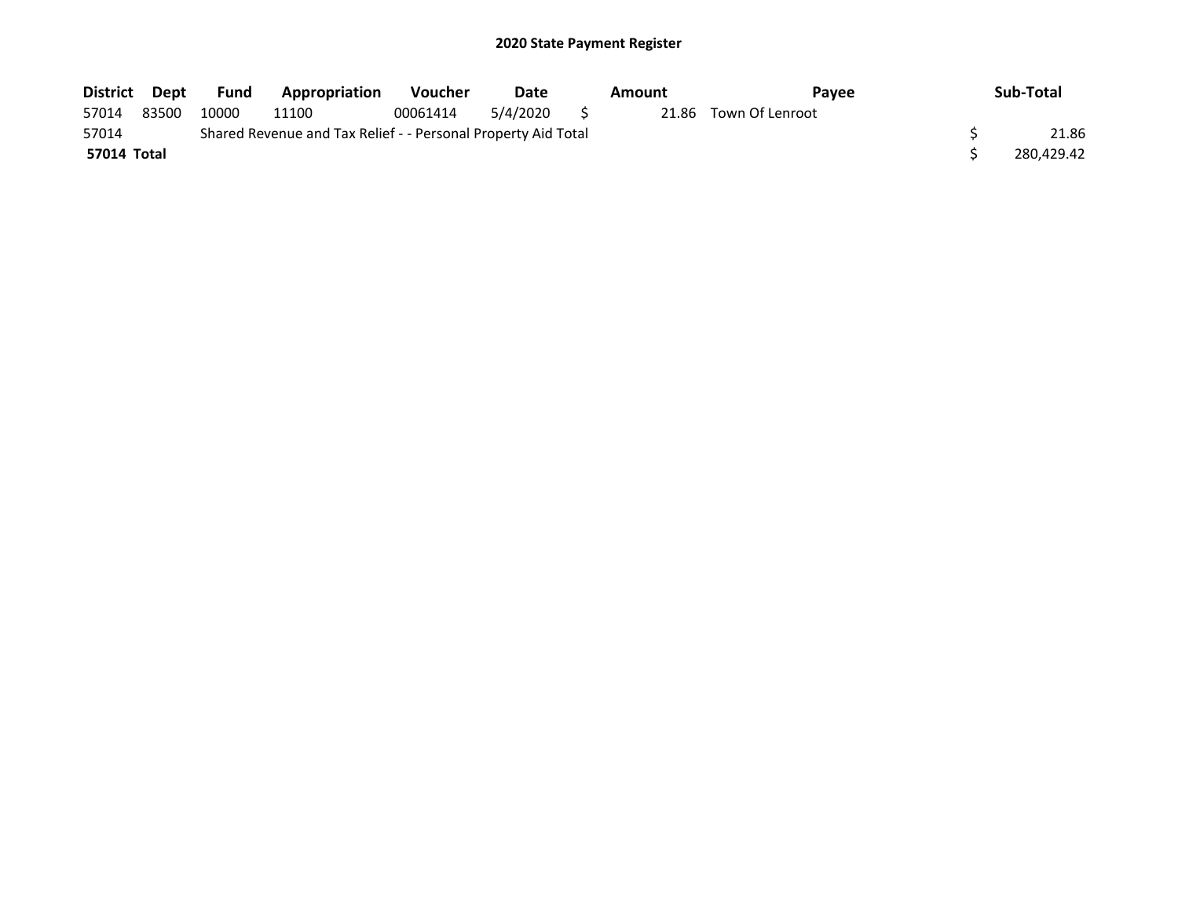# 2020 State Payment Register

| District | Dept | Fund | Appropriation | Voucher | Date | Amount | Payee | Sub-Total |
|---|---|---|---|---|---|---|---|---|
| 57014 | 83500 | 10000 | 11100 | 00061414 | 5/4/2020 | $ 21.86 | Town Of Lenroot | |
| 57014 | | Shared Revenue and Tax Relief - - Personal Property Aid Total | | | | | | $ 21.86 |
| **57014 Total** | | | | | | | | $ 280,429.42 |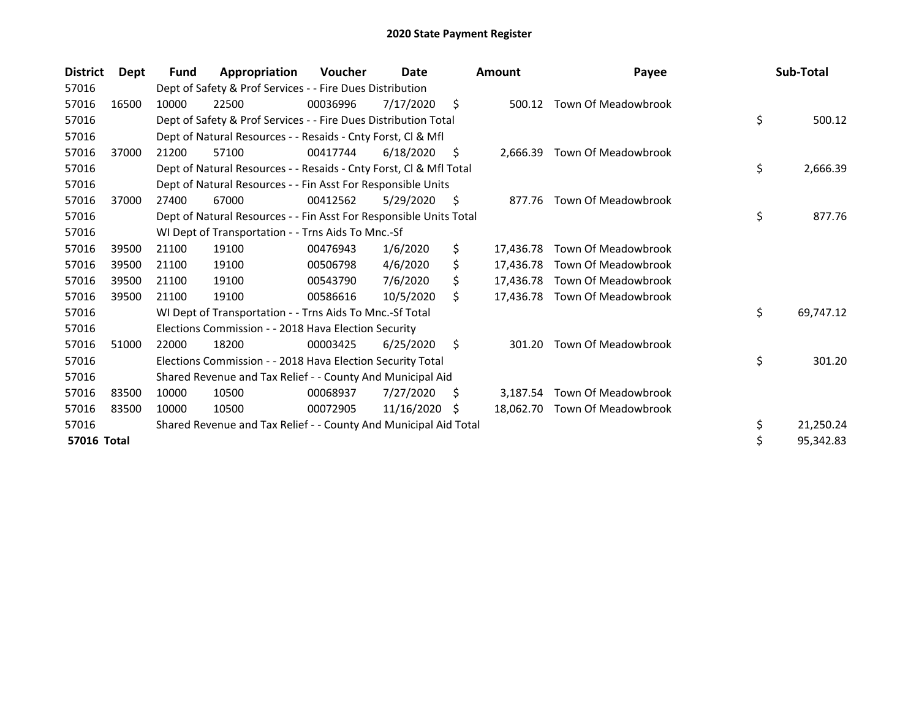# 2020 State Payment Register

| District | Dept | Fund | Appropriation | Voucher | Date | Amount | Payee | Sub-Total |
|---|---|---|---|---|---|---|---|---|
| 57016 | | Dept of Safety & Prof Services - - Fire Dues Distribution | | | | | | |
| 57016 | 16500 | 10000 | 22500 | 00036996 | 7/17/2020 | $ 500.12 | Town Of Meadowbrook | |
| 57016 | | Dept of Safety & Prof Services - - Fire Dues Distribution Total | | | | | | $ 500.12 |
| 57016 | | Dept of Natural Resources - - Resaids - Cnty Forst, Cl & Mfl | | | | | | |
| 57016 | 37000 | 21200 | 57100 | 00417744 | 6/18/2020 | $ 2,666.39 | Town Of Meadowbrook | |
| 57016 | | Dept of Natural Resources - - Resaids - Cnty Forst, Cl & Mfl Total | | | | | | $ 2,666.39 |
| 57016 | | Dept of Natural Resources - - Fin Asst For Responsible Units | | | | | | |
| 57016 | 37000 | 27400 | 67000 | 00412562 | 5/29/2020 | $ 877.76 | Town Of Meadowbrook | |
| 57016 | | Dept of Natural Resources - - Fin Asst For Responsible Units Total | | | | | | $ 877.76 |
| 57016 | | WI Dept of Transportation - - Trns Aids To Mnc.-Sf | | | | | | |
| 57016 | 39500 | 21100 | 19100 | 00476943 | 1/6/2020 | $ 17,436.78 | Town Of Meadowbrook | |
| 57016 | 39500 | 21100 | 19100 | 00506798 | 4/6/2020 | $ 17,436.78 | Town Of Meadowbrook | |
| 57016 | 39500 | 21100 | 19100 | 00543790 | 7/6/2020 | $ 17,436.78 | Town Of Meadowbrook | |
| 57016 | 39500 | 21100 | 19100 | 00586616 | 10/5/2020 | $ 17,436.78 | Town Of Meadowbrook | |
| 57016 | | WI Dept of Transportation - - Trns Aids To Mnc.-Sf Total | | | | | | $ 69,747.12 |
| 57016 | | Elections Commission - - 2018 Hava Election Security | | | | | | |
| 57016 | 51000 | 22000 | 18200 | 00003425 | 6/25/2020 | $ 301.20 | Town Of Meadowbrook | |
| 57016 | | Elections Commission - - 2018 Hava Election Security Total | | | | | | $ 301.20 |
| 57016 | | Shared Revenue and Tax Relief - - County And Municipal Aid | | | | | | |
| 57016 | 83500 | 10000 | 10500 | 00068937 | 7/27/2020 | $ 3,187.54 | Town Of Meadowbrook | |
| 57016 | 83500 | 10000 | 10500 | 00072905 | 11/16/2020 | $ 18,062.70 | Town Of Meadowbrook | |
| 57016 | | Shared Revenue and Tax Relief - - County And Municipal Aid Total | | | | | | $ 21,250.24 |
| **57016 Total** | | | | | | | | $ 95,342.83 |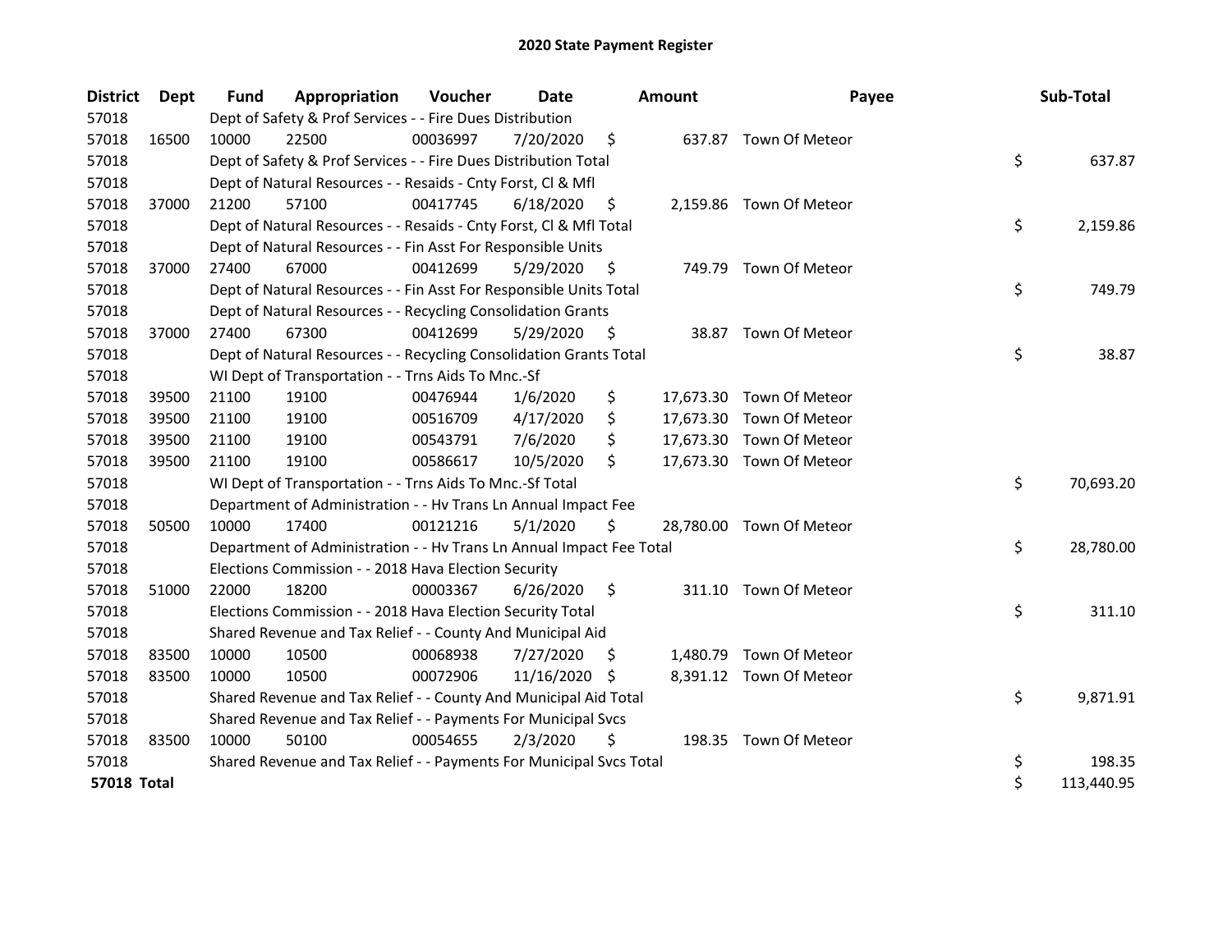# 2020 State Payment Register

| District | Dept | Fund | Appropriation | Voucher | Date | Amount | Payee | Sub-Total |
|---|---|---|---|---|---|---|---|---|
| 57018 | | Dept of Safety & Prof Services - - Fire Dues Distribution | | | | | | |
| 57018 | 16500 | 10000 | 22500 | 00036997 | 7/20/2020 | $ 637.87 | Town Of Meteor | |
| 57018 | | Dept of Safety & Prof Services - - Fire Dues Distribution Total | | | | | | $ 637.87 |
| 57018 | | Dept of Natural Resources - - Resaids - Cnty Forst, Cl & Mfl | | | | | | |
| 57018 | 37000 | 21200 | 57100 | 00417745 | 6/18/2020 | $ 2,159.86 | Town Of Meteor | |
| 57018 | | Dept of Natural Resources - - Resaids - Cnty Forst, Cl & Mfl Total | | | | | | $ 2,159.86 |
| 57018 | | Dept of Natural Resources - - Fin Asst For Responsible Units | | | | | | |
| 57018 | 37000 | 27400 | 67000 | 00412699 | 5/29/2020 | $ 749.79 | Town Of Meteor | |
| 57018 | | Dept of Natural Resources - - Fin Asst For Responsible Units Total | | | | | | $ 749.79 |
| 57018 | | Dept of Natural Resources - - Recycling Consolidation Grants | | | | | | |
| 57018 | 37000 | 27400 | 67300 | 00412699 | 5/29/2020 | $ 38.87 | Town Of Meteor | |
| 57018 | | Dept of Natural Resources - - Recycling Consolidation Grants Total | | | | | | $ 38.87 |
| 57018 | | WI Dept of Transportation - - Trns Aids To Mnc.-Sf | | | | | | |
| 57018 | 39500 | 21100 | 19100 | 00476944 | 1/6/2020 | $ 17,673.30 | Town Of Meteor | |
| 57018 | 39500 | 21100 | 19100 | 00516709 | 4/17/2020 | $ 17,673.30 | Town Of Meteor | |
| 57018 | 39500 | 21100 | 19100 | 00543791 | 7/6/2020 | $ 17,673.30 | Town Of Meteor | |
| 57018 | 39500 | 21100 | 19100 | 00586617 | 10/5/2020 | $ 17,673.30 | Town Of Meteor | |
| 57018 | | WI Dept of Transportation - - Trns Aids To Mnc.-Sf Total | | | | | | $ 70,693.20 |
| 57018 | | Department of Administration - - Hv Trans Ln Annual Impact Fee | | | | | | |
| 57018 | 50500 | 10000 | 17400 | 00121216 | 5/1/2020 | $ 28,780.00 | Town Of Meteor | |
| 57018 | | Department of Administration - - Hv Trans Ln Annual Impact Fee Total | | | | | | $ 28,780.00 |
| 57018 | | Elections Commission - - 2018 Hava Election Security | | | | | | |
| 57018 | 51000 | 22000 | 18200 | 00003367 | 6/26/2020 | $ 311.10 | Town Of Meteor | |
| 57018 | | Elections Commission - - 2018 Hava Election Security Total | | | | | | $ 311.10 |
| 57018 | | Shared Revenue and Tax Relief - - County And Municipal Aid | | | | | | |
| 57018 | 83500 | 10000 | 10500 | 00068938 | 7/27/2020 | $ 1,480.79 | Town Of Meteor | |
| 57018 | 83500 | 10000 | 10500 | 00072906 | 11/16/2020 | $ 8,391.12 | Town Of Meteor | |
| 57018 | | Shared Revenue and Tax Relief - - County And Municipal Aid Total | | | | | | $ 9,871.91 |
| 57018 | | Shared Revenue and Tax Relief - - Payments For Municipal Svcs | | | | | | |
| 57018 | 83500 | 10000 | 50100 | 00054655 | 2/3/2020 | $ 198.35 | Town Of Meteor | |
| 57018 | | Shared Revenue and Tax Relief - - Payments For Municipal Svcs Total | | | | | | $ 198.35 |
| **57018 Total** | | | | | | | | $ 113,440.95 |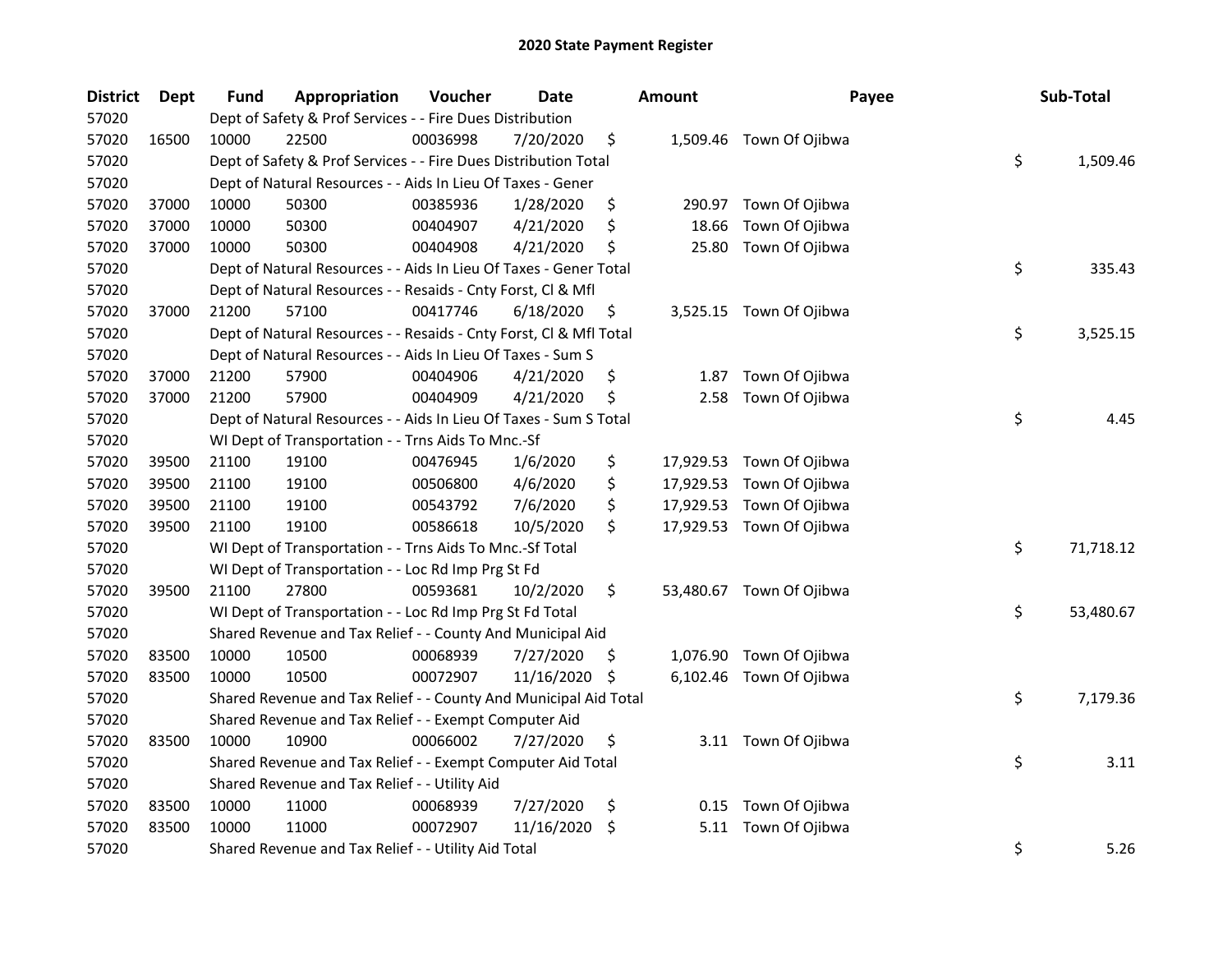# 2020 State Payment Register

| District | Dept | Fund | Appropriation | Voucher | Date | Amount | Payee | Sub-Total |
|---|---|---|---|---|---|---|---|---|
| 57020 | | Dept of Safety & Prof Services - - Fire Dues Distribution | | | | | | |
| 57020 | 16500 | 10000 | 22500 | 00036998 | 7/20/2020 | $ 1,509.46 | Town Of Ojibwa | |
| 57020 | | Dept of Safety & Prof Services - - Fire Dues Distribution Total | | | | | | $ 1,509.46 |
| 57020 | | Dept of Natural Resources - - Aids In Lieu Of Taxes - Gener | | | | | | |
| 57020 | 37000 | 10000 | 50300 | 00385936 | 1/28/2020 | $ 290.97 | Town Of Ojibwa | |
| 57020 | 37000 | 10000 | 50300 | 00404907 | 4/21/2020 | $ 18.66 | Town Of Ojibwa | |
| 57020 | 37000 | 10000 | 50300 | 00404908 | 4/21/2020 | $ 25.80 | Town Of Ojibwa | |
| 57020 | | Dept of Natural Resources - - Aids In Lieu Of Taxes - Gener Total | | | | | | $ 335.43 |
| 57020 | | Dept of Natural Resources - - Resaids - Cnty Forst, Cl & Mfl | | | | | | |
| 57020 | 37000 | 21200 | 57100 | 00417746 | 6/18/2020 | $ 3,525.15 | Town Of Ojibwa | |
| 57020 | | Dept of Natural Resources - - Resaids - Cnty Forst, Cl & Mfl Total | | | | | | $ 3,525.15 |
| 57020 | | Dept of Natural Resources - - Aids In Lieu Of Taxes - Sum S | | | | | | |
| 57020 | 37000 | 21200 | 57900 | 00404906 | 4/21/2020 | $ 1.87 | Town Of Ojibwa | |
| 57020 | 37000 | 21200 | 57900 | 00404909 | 4/21/2020 | $ 2.58 | Town Of Ojibwa | |
| 57020 | | Dept of Natural Resources - - Aids In Lieu Of Taxes - Sum S Total | | | | | | $ 4.45 |
| 57020 | | WI Dept of Transportation - - Trns Aids To Mnc.-Sf | | | | | | |
| 57020 | 39500 | 21100 | 19100 | 00476945 | 1/6/2020 | $ 17,929.53 | Town Of Ojibwa | |
| 57020 | 39500 | 21100 | 19100 | 00506800 | 4/6/2020 | $ 17,929.53 | Town Of Ojibwa | |
| 57020 | 39500 | 21100 | 19100 | 00543792 | 7/6/2020 | $ 17,929.53 | Town Of Ojibwa | |
| 57020 | 39500 | 21100 | 19100 | 00586618 | 10/5/2020 | $ 17,929.53 | Town Of Ojibwa | |
| 57020 | | WI Dept of Transportation - - Trns Aids To Mnc.-Sf Total | | | | | | $ 71,718.12 |
| 57020 | | WI Dept of Transportation - - Loc Rd Imp Prg St Fd | | | | | | |
| 57020 | 39500 | 21100 | 27800 | 00593681 | 10/2/2020 | $ 53,480.67 | Town Of Ojibwa | |
| 57020 | | WI Dept of Transportation - - Loc Rd Imp Prg St Fd Total | | | | | | $ 53,480.67 |
| 57020 | | Shared Revenue and Tax Relief - - County And Municipal Aid | | | | | | |
| 57020 | 83500 | 10000 | 10500 | 00068939 | 7/27/2020 | $ 1,076.90 | Town Of Ojibwa | |
| 57020 | 83500 | 10000 | 10500 | 00072907 | 11/16/2020 | $ 6,102.46 | Town Of Ojibwa | |
| 57020 | | Shared Revenue and Tax Relief - - County And Municipal Aid Total | | | | | | $ 7,179.36 |
| 57020 | | Shared Revenue and Tax Relief - - Exempt Computer Aid | | | | | | |
| 57020 | 83500 | 10000 | 10900 | 00066002 | 7/27/2020 | $ 3.11 | Town Of Ojibwa | |
| 57020 | | Shared Revenue and Tax Relief - - Exempt Computer Aid Total | | | | | | $ 3.11 |
| 57020 | | Shared Revenue and Tax Relief - - Utility Aid | | | | | | |
| 57020 | 83500 | 10000 | 11000 | 00068939 | 7/27/2020 | $ 0.15 | Town Of Ojibwa | |
| 57020 | 83500 | 10000 | 11000 | 00072907 | 11/16/2020 | $ 5.11 | Town Of Ojibwa | |
| 57020 | | Shared Revenue and Tax Relief - - Utility Aid Total | | | | | | $ 5.26 |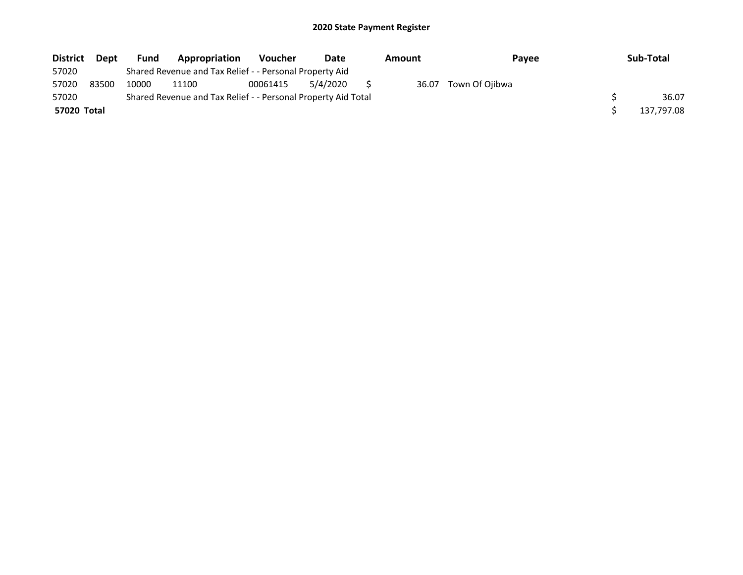# 2020 State Payment Register

| District | Dept | Fund | Appropriation | Voucher | Date | Amount | Payee | Sub-Total |
|---|---|---|---|---|---|---|---|---|
| 57020 | | Shared Revenue and Tax Relief - - Personal Property Aid | | | | | | |
| 57020 | 83500 | 10000 | 11100 | 00061415 | 5/4/2020 | $ 36.07 | Town Of Ojibwa | |
| 57020 | | Shared Revenue and Tax Relief - - Personal Property Aid Total | | | | | | $ 36.07 |
| **57020 Total** | | | | | | | | $ 137,797.08 |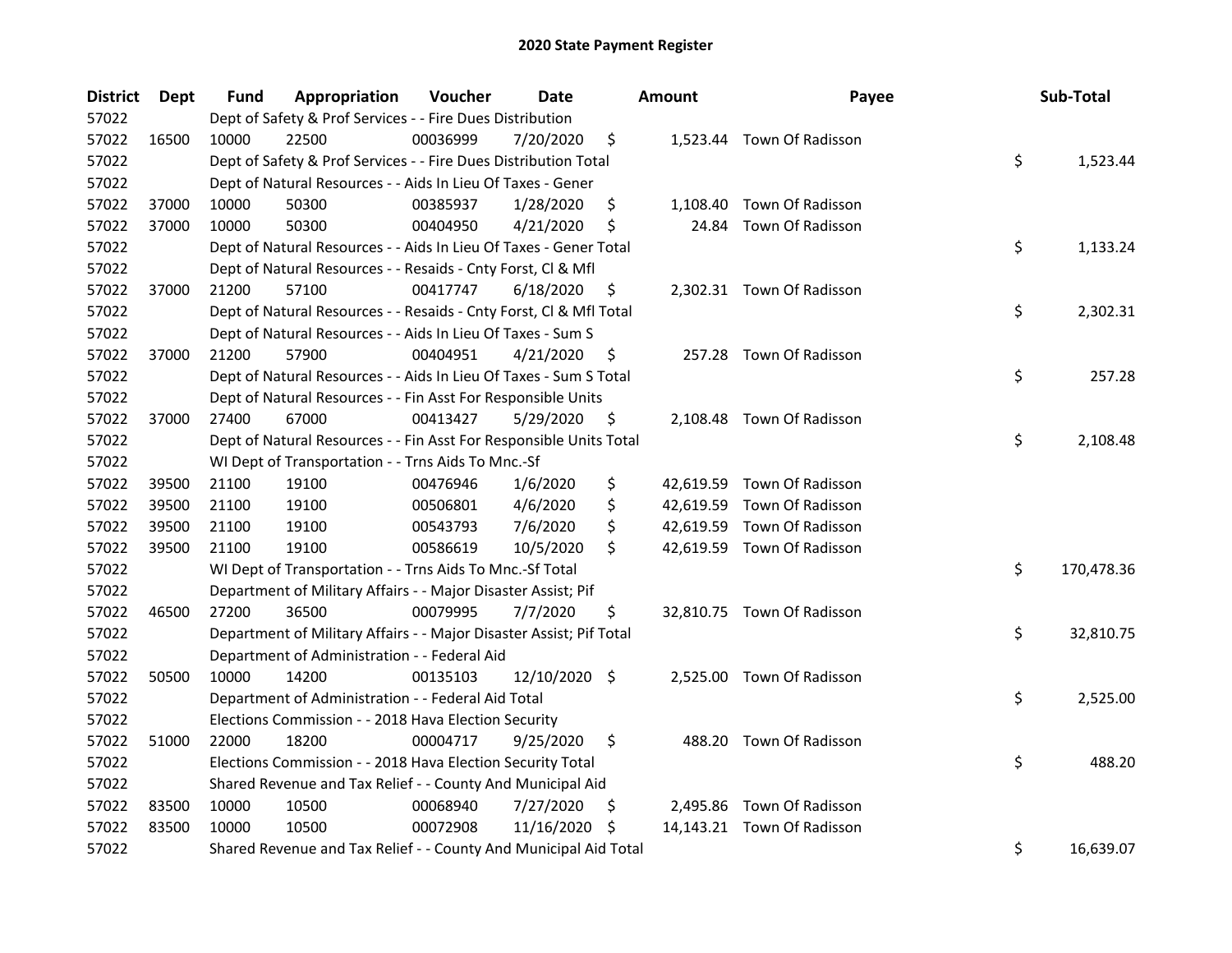# 2020 State Payment Register

| District | Dept | Fund | Appropriation | Voucher | Date | Amount | Payee | Sub-Total |
|---|---|---|---|---|---|---|---|---|
| 57022 | | Dept of Safety & Prof Services - - Fire Dues Distribution | | | | | | |
| 57022 | 16500 | 10000 | 22500 | 00036999 | 7/20/2020 | $ 1,523.44 | Town Of Radisson | |
| 57022 | | Dept of Safety & Prof Services - - Fire Dues Distribution Total | | | | | | $ 1,523.44 |
| 57022 | | Dept of Natural Resources - - Aids In Lieu Of Taxes - Gener | | | | | | |
| 57022 | 37000 | 10000 | 50300 | 00385937 | 1/28/2020 | $ 1,108.40 | Town Of Radisson | |
| 57022 | 37000 | 10000 | 50300 | 00404950 | 4/21/2020 | $ 24.84 | Town Of Radisson | |
| 57022 | | Dept of Natural Resources - - Aids In Lieu Of Taxes - Gener Total | | | | | | $ 1,133.24 |
| 57022 | | Dept of Natural Resources - - Resaids - Cnty Forst, Cl & Mfl | | | | | | |
| 57022 | 37000 | 21200 | 57100 | 00417747 | 6/18/2020 | $ 2,302.31 | Town Of Radisson | |
| 57022 | | Dept of Natural Resources - - Resaids - Cnty Forst, Cl & Mfl Total | | | | | | $ 2,302.31 |
| 57022 | | Dept of Natural Resources - - Aids In Lieu Of Taxes - Sum S | | | | | | |
| 57022 | 37000 | 21200 | 57900 | 00404951 | 4/21/2020 | $ 257.28 | Town Of Radisson | |
| 57022 | | Dept of Natural Resources - - Aids In Lieu Of Taxes - Sum S Total | | | | | | $ 257.28 |
| 57022 | | Dept of Natural Resources - - Fin Asst For Responsible Units | | | | | | |
| 57022 | 37000 | 27400 | 67000 | 00413427 | 5/29/2020 | $ 2,108.48 | Town Of Radisson | |
| 57022 | | Dept of Natural Resources - - Fin Asst For Responsible Units Total | | | | | | $ 2,108.48 |
| 57022 | | WI Dept of Transportation - - Trns Aids To Mnc.-Sf | | | | | | |
| 57022 | 39500 | 21100 | 19100 | 00476946 | 1/6/2020 | $ 42,619.59 | Town Of Radisson | |
| 57022 | 39500 | 21100 | 19100 | 00506801 | 4/6/2020 | $ 42,619.59 | Town Of Radisson | |
| 57022 | 39500 | 21100 | 19100 | 00543793 | 7/6/2020 | $ 42,619.59 | Town Of Radisson | |
| 57022 | 39500 | 21100 | 19100 | 00586619 | 10/5/2020 | $ 42,619.59 | Town Of Radisson | |
| 57022 | | WI Dept of Transportation - - Trns Aids To Mnc.-Sf Total | | | | | | $ 170,478.36 |
| 57022 | | Department of Military Affairs - - Major Disaster Assist; Pif | | | | | | |
| 57022 | 46500 | 27200 | 36500 | 00079995 | 7/7/2020 | $ 32,810.75 | Town Of Radisson | |
| 57022 | | Department of Military Affairs - - Major Disaster Assist; Pif Total | | | | | | $ 32,810.75 |
| 57022 | | Department of Administration - - Federal Aid | | | | | | |
| 57022 | 50500 | 10000 | 14200 | 00135103 | 12/10/2020 | $ 2,525.00 | Town Of Radisson | |
| 57022 | | Department of Administration - - Federal Aid Total | | | | | | $ 2,525.00 |
| 57022 | | Elections Commission - - 2018 Hava Election Security | | | | | | |
| 57022 | 51000 | 22000 | 18200 | 00004717 | 9/25/2020 | $ 488.20 | Town Of Radisson | |
| 57022 | | Elections Commission - - 2018 Hava Election Security Total | | | | | | $ 488.20 |
| 57022 | | Shared Revenue and Tax Relief - - County And Municipal Aid | | | | | | |
| 57022 | 83500 | 10000 | 10500 | 00068940 | 7/27/2020 | $ 2,495.86 | Town Of Radisson | |
| 57022 | 83500 | 10000 | 10500 | 00072908 | 11/16/2020 | $ 14,143.21 | Town Of Radisson | |
| 57022 | | Shared Revenue and Tax Relief - - County And Municipal Aid Total | | | | | | $ 16,639.07 |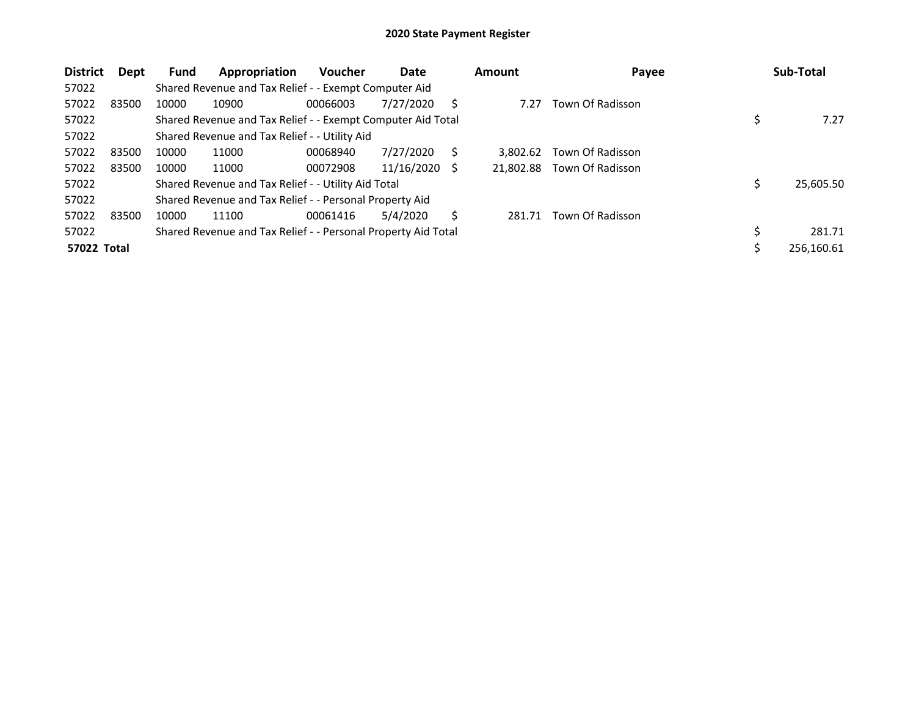# 2020 State Payment Register

| District | Dept | Fund | Appropriation | Voucher | Date | Amount | Payee | Sub-Total |
|---|---|---|---|---|---|---|---|---|
| 57022 | | Shared Revenue and Tax Relief - - Exempt Computer Aid | | | | | | |
| 57022 | 83500 | 10000 | 10900 | 00066003 | 7/27/2020 | $ 7.27 | Town Of Radisson | |
| 57022 | | Shared Revenue and Tax Relief - - Exempt Computer Aid Total | | | | | | $ 7.27 |
| 57022 | | Shared Revenue and Tax Relief - - Utility Aid | | | | | | |
| 57022 | 83500 | 10000 | 11000 | 00068940 | 7/27/2020 | $ 3,802.62 | Town Of Radisson | |
| 57022 | 83500 | 10000 | 11000 | 00072908 | 11/16/2020 | $ 21,802.88 | Town Of Radisson | |
| 57022 | | Shared Revenue and Tax Relief - - Utility Aid Total | | | | | | $ 25,605.50 |
| 57022 | | Shared Revenue and Tax Relief - - Personal Property Aid | | | | | | |
| 57022 | 83500 | 10000 | 11100 | 00061416 | 5/4/2020 | $ 281.71 | Town Of Radisson | |
| 57022 | | Shared Revenue and Tax Relief - - Personal Property Aid Total | | | | | | $ 281.71 |
| **57022 Total** | | | | | | | | $ 256,160.61 |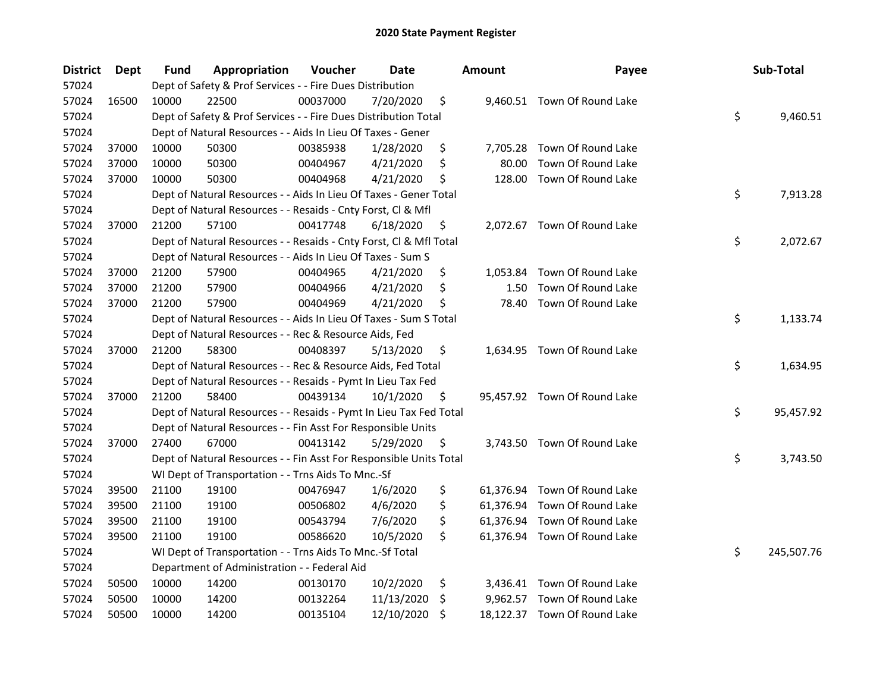# 2020 State Payment Register

| District | Dept | Fund | Appropriation | Voucher | Date | Amount | Payee | Sub-Total |
|---|---|---|---|---|---|---|---|---|
| 57024 | | Dept of Safety & Prof Services - - Fire Dues Distribution | | | | | | |
| 57024 | 16500 | 10000 | 22500 | 00037000 | 7/20/2020 | $ 9,460.51 | Town Of Round Lake | |
| 57024 | | Dept of Safety & Prof Services - - Fire Dues Distribution Total | | | | | | $ 9,460.51 |
| 57024 | | Dept of Natural Resources - - Aids In Lieu Of Taxes - Gener | | | | | | |
| 57024 | 37000 | 10000 | 50300 | 00385938 | 1/28/2020 | $ 7,705.28 | Town Of Round Lake | |
| 57024 | 37000 | 10000 | 50300 | 00404967 | 4/21/2020 | $ 80.00 | Town Of Round Lake | |
| 57024 | 37000 | 10000 | 50300 | 00404968 | 4/21/2020 | $ 128.00 | Town Of Round Lake | |
| 57024 | | Dept of Natural Resources - - Aids In Lieu Of Taxes - Gener Total | | | | | | $ 7,913.28 |
| 57024 | | Dept of Natural Resources - - Resaids - Cnty Forst, Cl & Mfl | | | | | | |
| 57024 | 37000 | 21200 | 57100 | 00417748 | 6/18/2020 | $ 2,072.67 | Town Of Round Lake | |
| 57024 | | Dept of Natural Resources - - Resaids - Cnty Forst, Cl & Mfl Total | | | | | | $ 2,072.67 |
| 57024 | | Dept of Natural Resources - - Aids In Lieu Of Taxes - Sum S | | | | | | |
| 57024 | 37000 | 21200 | 57900 | 00404965 | 4/21/2020 | $ 1,053.84 | Town Of Round Lake | |
| 57024 | 37000 | 21200 | 57900 | 00404966 | 4/21/2020 | $ 1.50 | Town Of Round Lake | |
| 57024 | 37000 | 21200 | 57900 | 00404969 | 4/21/2020 | $ 78.40 | Town Of Round Lake | |
| 57024 | | Dept of Natural Resources - - Aids In Lieu Of Taxes - Sum S Total | | | | | | $ 1,133.74 |
| 57024 | | Dept of Natural Resources - - Rec & Resource Aids, Fed | | | | | | |
| 57024 | 37000 | 21200 | 58300 | 00408397 | 5/13/2020 | $ 1,634.95 | Town Of Round Lake | |
| 57024 | | Dept of Natural Resources - - Rec & Resource Aids, Fed Total | | | | | | $ 1,634.95 |
| 57024 | | Dept of Natural Resources - - Resaids - Pymt In Lieu Tax Fed | | | | | | |
| 57024 | 37000 | 21200 | 58400 | 00439134 | 10/1/2020 | $ 95,457.92 | Town Of Round Lake | |
| 57024 | | Dept of Natural Resources - - Resaids - Pymt In Lieu Tax Fed Total | | | | | | $ 95,457.92 |
| 57024 | | Dept of Natural Resources - - Fin Asst For Responsible Units | | | | | | |
| 57024 | 37000 | 27400 | 67000 | 00413142 | 5/29/2020 | $ 3,743.50 | Town Of Round Lake | |
| 57024 | | Dept of Natural Resources - - Fin Asst For Responsible Units Total | | | | | | $ 3,743.50 |
| 57024 | | WI Dept of Transportation - - Trns Aids To Mnc.-Sf | | | | | | |
| 57024 | 39500 | 21100 | 19100 | 00476947 | 1/6/2020 | $ 61,376.94 | Town Of Round Lake | |
| 57024 | 39500 | 21100 | 19100 | 00506802 | 4/6/2020 | $ 61,376.94 | Town Of Round Lake | |
| 57024 | 39500 | 21100 | 19100 | 00543794 | 7/6/2020 | $ 61,376.94 | Town Of Round Lake | |
| 57024 | 39500 | 21100 | 19100 | 00586620 | 10/5/2020 | $ 61,376.94 | Town Of Round Lake | |
| 57024 | | WI Dept of Transportation - - Trns Aids To Mnc.-Sf Total | | | | | | $ 245,507.76 |
| 57024 | | Department of Administration - - Federal Aid | | | | | | |
| 57024 | 50500 | 10000 | 14200 | 00130170 | 10/2/2020 | $ 3,436.41 | Town Of Round Lake | |
| 57024 | 50500 | 10000 | 14200 | 00132264 | 11/13/2020 | $ 9,962.57 | Town Of Round Lake | |
| 57024 | 50500 | 10000 | 14200 | 00135104 | 12/10/2020 | $ 18,122.37 | Town Of Round Lake | |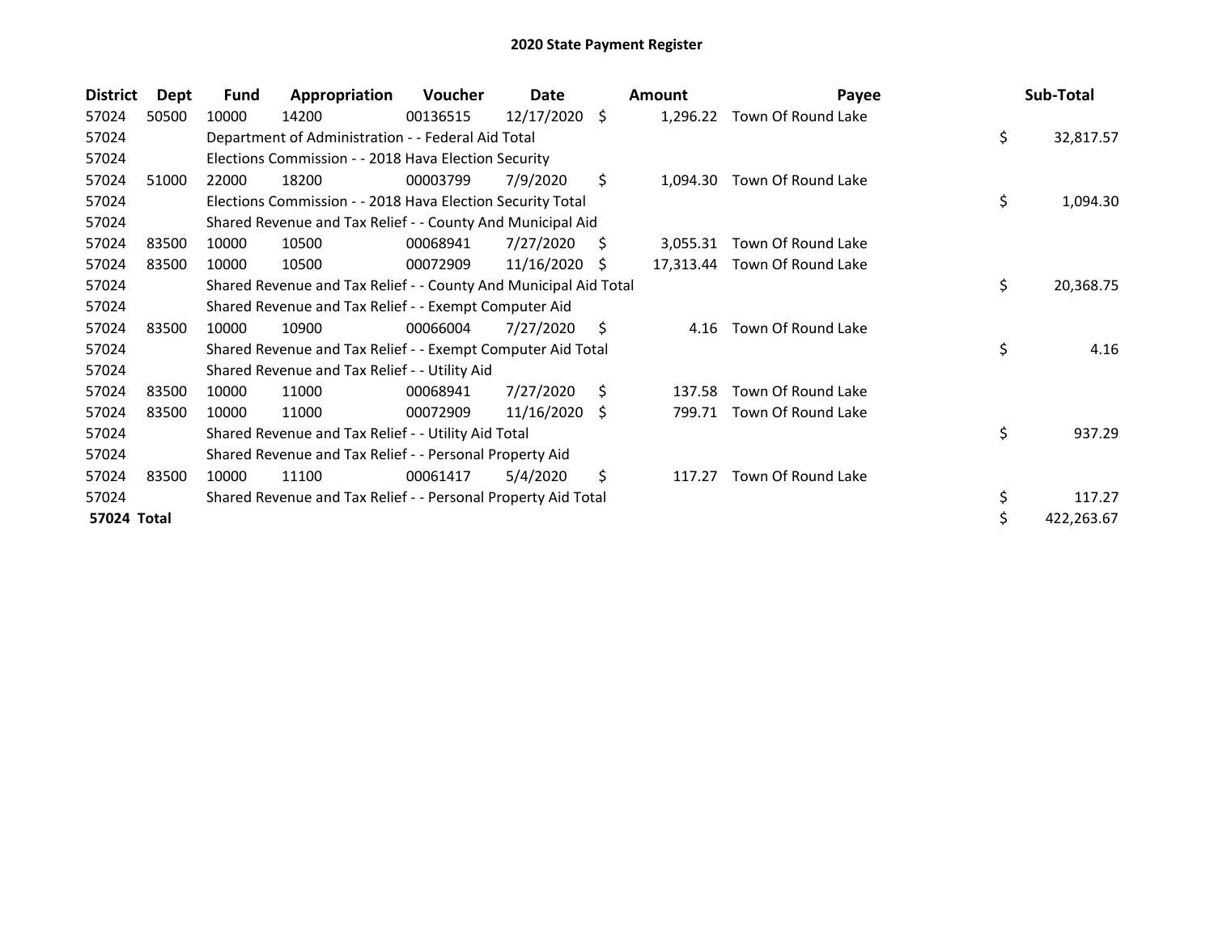# 2020 State Payment Register

| District | Dept | Fund | Appropriation | Voucher | Date | Amount | Payee | Sub-Total |
|---|---|---|---|---|---|---|---|---|
| 57024 | 50500 | 10000 | 14200 | 00136515 | 12/17/2020 | $ 1,296.22 | Town Of Round Lake | |
| 57024 | | Department of Administration - - Federal Aid Total | | | | | | $ 32,817.57 |
| 57024 | | Elections Commission - - 2018 Hava Election Security | | | | | | |
| 57024 | 51000 | 22000 | 18200 | 00003799 | 7/9/2020 | $ 1,094.30 | Town Of Round Lake | |
| 57024 | | Elections Commission - - 2018 Hava Election Security Total | | | | | | $ 1,094.30 |
| 57024 | | Shared Revenue and Tax Relief - - County And Municipal Aid | | | | | | |
| 57024 | 83500 | 10000 | 10500 | 00068941 | 7/27/2020 | $ 3,055.31 | Town Of Round Lake | |
| 57024 | 83500 | 10000 | 10500 | 00072909 | 11/16/2020 | $ 17,313.44 | Town Of Round Lake | |
| 57024 | | Shared Revenue and Tax Relief - - County And Municipal Aid Total | | | | | | $ 20,368.75 |
| 57024 | | Shared Revenue and Tax Relief - - Exempt Computer Aid | | | | | | |
| 57024 | 83500 | 10000 | 10900 | 00066004 | 7/27/2020 | $ 4.16 | Town Of Round Lake | |
| 57024 | | Shared Revenue and Tax Relief - - Exempt Computer Aid Total | | | | | | $ 4.16 |
| 57024 | | Shared Revenue and Tax Relief - - Utility Aid | | | | | | |
| 57024 | 83500 | 10000 | 11000 | 00068941 | 7/27/2020 | $ 137.58 | Town Of Round Lake | |
| 57024 | 83500 | 10000 | 11000 | 00072909 | 11/16/2020 | $ 799.71 | Town Of Round Lake | |
| 57024 | | Shared Revenue and Tax Relief - - Utility Aid Total | | | | | | $ 937.29 |
| 57024 | | Shared Revenue and Tax Relief - - Personal Property Aid | | | | | | |
| 57024 | 83500 | 10000 | 11100 | 00061417 | 5/4/2020 | $ 117.27 | Town Of Round Lake | |
| 57024 | | Shared Revenue and Tax Relief - - Personal Property Aid Total | | | | | | $ 117.27 |
| **57024 Total** | | | | | | | | $ 422,263.67 |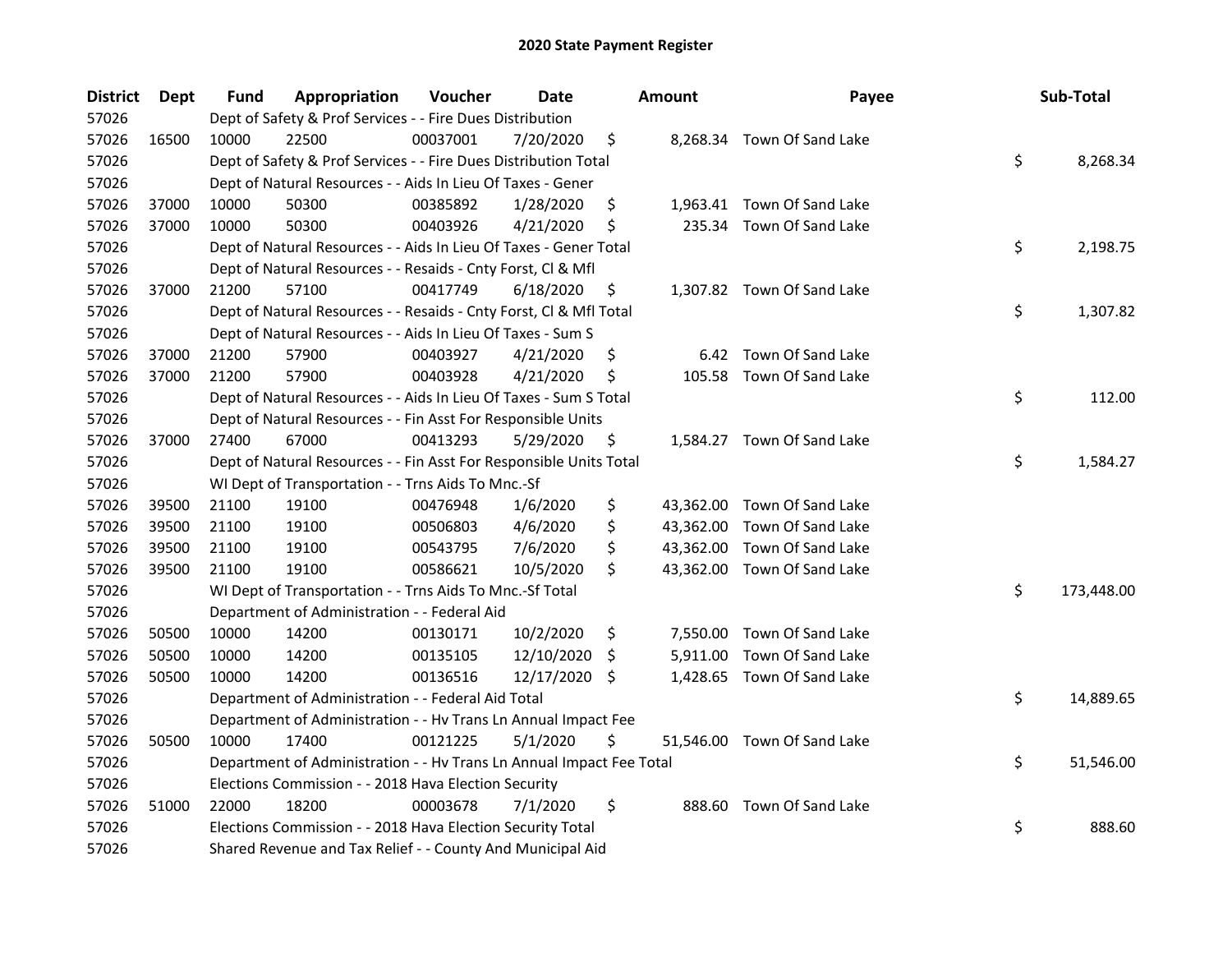# 2020 State Payment Register

| District | Dept | Fund | Appropriation | Voucher | Date | Amount | Payee | Sub-Total |
|---|---|---|---|---|---|---|---|---|
| 57026 | | Dept of Safety & Prof Services - - Fire Dues Distribution | | | | | | |
| 57026 | 16500 | 10000 | 22500 | 00037001 | 7/20/2020 | $ 8,268.34 | Town Of Sand Lake | |
| 57026 | | Dept of Safety & Prof Services - - Fire Dues Distribution Total | | | | | | $ 8,268.34 |
| 57026 | | Dept of Natural Resources - - Aids In Lieu Of Taxes - Gener | | | | | | |
| 57026 | 37000 | 10000 | 50300 | 00385892 | 1/28/2020 | $ 1,963.41 | Town Of Sand Lake | |
| 57026 | 37000 | 10000 | 50300 | 00403926 | 4/21/2020 | $ 235.34 | Town Of Sand Lake | |
| 57026 | | Dept of Natural Resources - - Aids In Lieu Of Taxes - Gener Total | | | | | | $ 2,198.75 |
| 57026 | | Dept of Natural Resources - - Resaids - Cnty Forst, Cl & Mfl | | | | | | |
| 57026 | 37000 | 21200 | 57100 | 00417749 | 6/18/2020 | $ 1,307.82 | Town Of Sand Lake | |
| 57026 | | Dept of Natural Resources - - Resaids - Cnty Forst, Cl & Mfl Total | | | | | | $ 1,307.82 |
| 57026 | | Dept of Natural Resources - - Aids In Lieu Of Taxes - Sum S | | | | | | |
| 57026 | 37000 | 21200 | 57900 | 00403927 | 4/21/2020 | $ 6.42 | Town Of Sand Lake | |
| 57026 | 37000 | 21200 | 57900 | 00403928 | 4/21/2020 | $ 105.58 | Town Of Sand Lake | |
| 57026 | | Dept of Natural Resources - - Aids In Lieu Of Taxes - Sum S Total | | | | | | $ 112.00 |
| 57026 | | Dept of Natural Resources - - Fin Asst For Responsible Units | | | | | | |
| 57026 | 37000 | 27400 | 67000 | 00413293 | 5/29/2020 | $ 1,584.27 | Town Of Sand Lake | |
| 57026 | | Dept of Natural Resources - - Fin Asst For Responsible Units Total | | | | | | $ 1,584.27 |
| 57026 | | WI Dept of Transportation - - Trns Aids To Mnc.-Sf | | | | | | |
| 57026 | 39500 | 21100 | 19100 | 00476948 | 1/6/2020 | $ 43,362.00 | Town Of Sand Lake | |
| 57026 | 39500 | 21100 | 19100 | 00506803 | 4/6/2020 | $ 43,362.00 | Town Of Sand Lake | |
| 57026 | 39500 | 21100 | 19100 | 00543795 | 7/6/2020 | $ 43,362.00 | Town Of Sand Lake | |
| 57026 | 39500 | 21100 | 19100 | 00586621 | 10/5/2020 | $ 43,362.00 | Town Of Sand Lake | |
| 57026 | | WI Dept of Transportation - - Trns Aids To Mnc.-Sf Total | | | | | | $ 173,448.00 |
| 57026 | | Department of Administration - - Federal Aid | | | | | | |
| 57026 | 50500 | 10000 | 14200 | 00130171 | 10/2/2020 | $ 7,550.00 | Town Of Sand Lake | |
| 57026 | 50500 | 10000 | 14200 | 00135105 | 12/10/2020 | $ 5,911.00 | Town Of Sand Lake | |
| 57026 | 50500 | 10000 | 14200 | 00136516 | 12/17/2020 | $ 1,428.65 | Town Of Sand Lake | |
| 57026 | | Department of Administration - - Federal Aid Total | | | | | | $ 14,889.65 |
| 57026 | | Department of Administration - - Hv Trans Ln Annual Impact Fee | | | | | | |
| 57026 | 50500 | 10000 | 17400 | 00121225 | 5/1/2020 | $ 51,546.00 | Town Of Sand Lake | |
| 57026 | | Department of Administration - - Hv Trans Ln Annual Impact Fee Total | | | | | | $ 51,546.00 |
| 57026 | | Elections Commission - - 2018 Hava Election Security | | | | | | |
| 57026 | 51000 | 22000 | 18200 | 00003678 | 7/1/2020 | $ 888.60 | Town Of Sand Lake | |
| 57026 | | Elections Commission - - 2018 Hava Election Security Total | | | | | | $ 888.60 |
| 57026 | | Shared Revenue and Tax Relief - - County And Municipal Aid | | | | | | |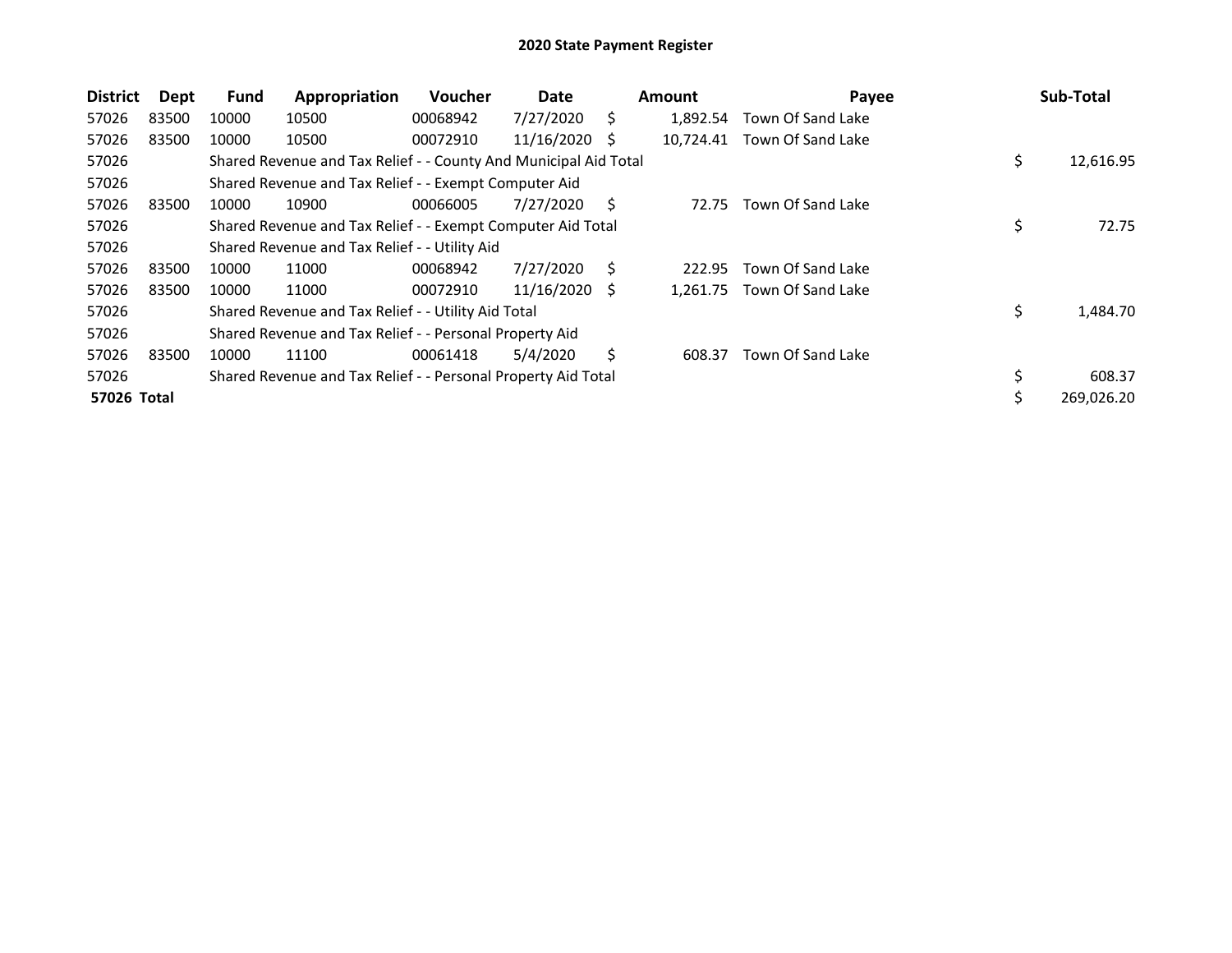# 2020 State Payment Register

| District | Dept | Fund | Appropriation | Voucher | Date | Amount | Payee | Sub-Total |
|---|---|---|---|---|---|---|---|---|
| 57026 | 83500 | 10000 | 10500 | 00068942 | 7/27/2020 | $ 1,892.54 | Town Of Sand Lake | |
| 57026 | 83500 | 10000 | 10500 | 00072910 | 11/16/2020 | $ 10,724.41 | Town Of Sand Lake | |
| 57026 | | Shared Revenue and Tax Relief - - County And Municipal Aid Total | | | | | | $ 12,616.95 |
| 57026 | | Shared Revenue and Tax Relief - - Exempt Computer Aid | | | | | | |
| 57026 | 83500 | 10000 | 10900 | 00066005 | 7/27/2020 | $ 72.75 | Town Of Sand Lake | |
| 57026 | | Shared Revenue and Tax Relief - - Exempt Computer Aid Total | | | | | | $ 72.75 |
| 57026 | | Shared Revenue and Tax Relief - - Utility Aid | | | | | | |
| 57026 | 83500 | 10000 | 11000 | 00068942 | 7/27/2020 | $ 222.95 | Town Of Sand Lake | |
| 57026 | 83500 | 10000 | 11000 | 00072910 | 11/16/2020 | $ 1,261.75 | Town Of Sand Lake | |
| 57026 | | Shared Revenue and Tax Relief - - Utility Aid Total | | | | | | $ 1,484.70 |
| 57026 | | Shared Revenue and Tax Relief - - Personal Property Aid | | | | | | |
| 57026 | 83500 | 10000 | 11100 | 00061418 | 5/4/2020 | $ 608.37 | Town Of Sand Lake | |
| 57026 | | Shared Revenue and Tax Relief - - Personal Property Aid Total | | | | | | $ 608.37 |
| **57026 Total** | | | | | | | | $ 269,026.20 |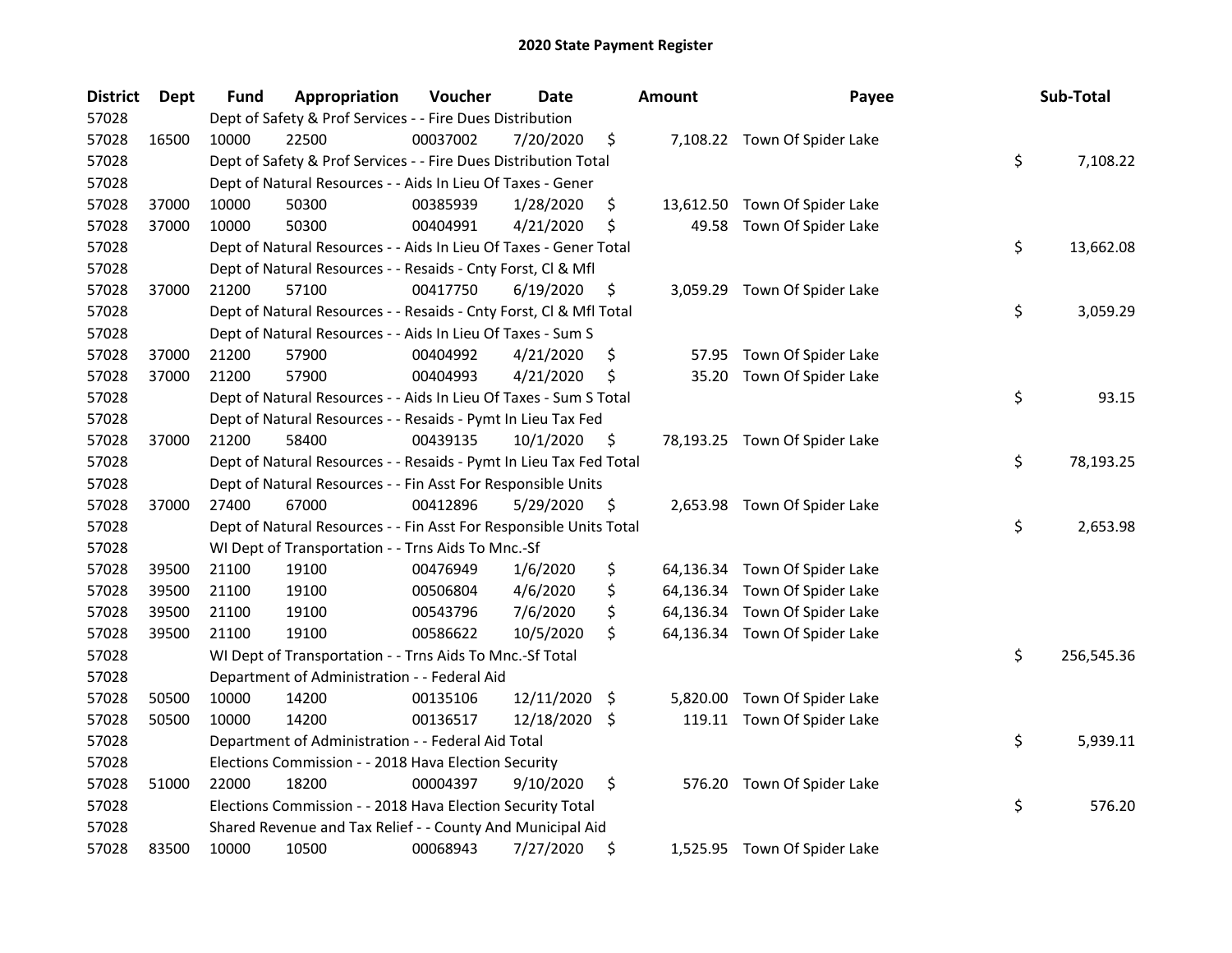# 2020 State Payment Register

| District | Dept | Fund | Appropriation | Voucher | Date | Amount | Payee | Sub-Total |
|---|---|---|---|---|---|---|---|---|
| 57028 | | Dept of Safety & Prof Services - - Fire Dues Distribution | | | | | | |
| 57028 | 16500 | 10000 | 22500 | 00037002 | 7/20/2020 | $ 7,108.22 | Town Of Spider Lake | |
| 57028 | | Dept of Safety & Prof Services - - Fire Dues Distribution Total | | | | | | $ 7,108.22 |
| 57028 | | Dept of Natural Resources - - Aids In Lieu Of Taxes - Gener | | | | | | |
| 57028 | 37000 | 10000 | 50300 | 00385939 | 1/28/2020 | $ 13,612.50 | Town Of Spider Lake | |
| 57028 | 37000 | 10000 | 50300 | 00404991 | 4/21/2020 | $ 49.58 | Town Of Spider Lake | |
| 57028 | | Dept of Natural Resources - - Aids In Lieu Of Taxes - Gener Total | | | | | | $ 13,662.08 |
| 57028 | | Dept of Natural Resources - - Resaids - Cnty Forst, Cl & Mfl | | | | | | |
| 57028 | 37000 | 21200 | 57100 | 00417750 | 6/19/2020 | $ 3,059.29 | Town Of Spider Lake | |
| 57028 | | Dept of Natural Resources - - Resaids - Cnty Forst, Cl & Mfl Total | | | | | | $ 3,059.29 |
| 57028 | | Dept of Natural Resources - - Aids In Lieu Of Taxes - Sum S | | | | | | |
| 57028 | 37000 | 21200 | 57900 | 00404992 | 4/21/2020 | $ 57.95 | Town Of Spider Lake | |
| 57028 | 37000 | 21200 | 57900 | 00404993 | 4/21/2020 | $ 35.20 | Town Of Spider Lake | |
| 57028 | | Dept of Natural Resources - - Aids In Lieu Of Taxes - Sum S Total | | | | | | $ 93.15 |
| 57028 | | Dept of Natural Resources - - Resaids - Pymt In Lieu Tax Fed | | | | | | |
| 57028 | 37000 | 21200 | 58400 | 00439135 | 10/1/2020 | $ 78,193.25 | Town Of Spider Lake | |
| 57028 | | Dept of Natural Resources - - Resaids - Pymt In Lieu Tax Fed Total | | | | | | $ 78,193.25 |
| 57028 | | Dept of Natural Resources - - Fin Asst For Responsible Units | | | | | | |
| 57028 | 37000 | 27400 | 67000 | 00412896 | 5/29/2020 | $ 2,653.98 | Town Of Spider Lake | |
| 57028 | | Dept of Natural Resources - - Fin Asst For Responsible Units Total | | | | | | $ 2,653.98 |
| 57028 | | WI Dept of Transportation - - Trns Aids To Mnc.-Sf | | | | | | |
| 57028 | 39500 | 21100 | 19100 | 00476949 | 1/6/2020 | $ 64,136.34 | Town Of Spider Lake | |
| 57028 | 39500 | 21100 | 19100 | 00506804 | 4/6/2020 | $ 64,136.34 | Town Of Spider Lake | |
| 57028 | 39500 | 21100 | 19100 | 00543796 | 7/6/2020 | $ 64,136.34 | Town Of Spider Lake | |
| 57028 | 39500 | 21100 | 19100 | 00586622 | 10/5/2020 | $ 64,136.34 | Town Of Spider Lake | |
| 57028 | | WI Dept of Transportation - - Trns Aids To Mnc.-Sf Total | | | | | | $ 256,545.36 |
| 57028 | | Department of Administration - - Federal Aid | | | | | | |
| 57028 | 50500 | 10000 | 14200 | 00135106 | 12/11/2020 | $ 5,820.00 | Town Of Spider Lake | |
| 57028 | 50500 | 10000 | 14200 | 00136517 | 12/18/2020 | $ 119.11 | Town Of Spider Lake | |
| 57028 | | Department of Administration - - Federal Aid Total | | | | | | $ 5,939.11 |
| 57028 | | Elections Commission - - 2018 Hava Election Security | | | | | | |
| 57028 | 51000 | 22000 | 18200 | 00004397 | 9/10/2020 | $ 576.20 | Town Of Spider Lake | |
| 57028 | | Elections Commission - - 2018 Hava Election Security Total | | | | | | $ 576.20 |
| 57028 | | Shared Revenue and Tax Relief - - County And Municipal Aid | | | | | | |
| 57028 | 83500 | 10000 | 10500 | 00068943 | 7/27/2020 | $ 1,525.95 | Town Of Spider Lake | |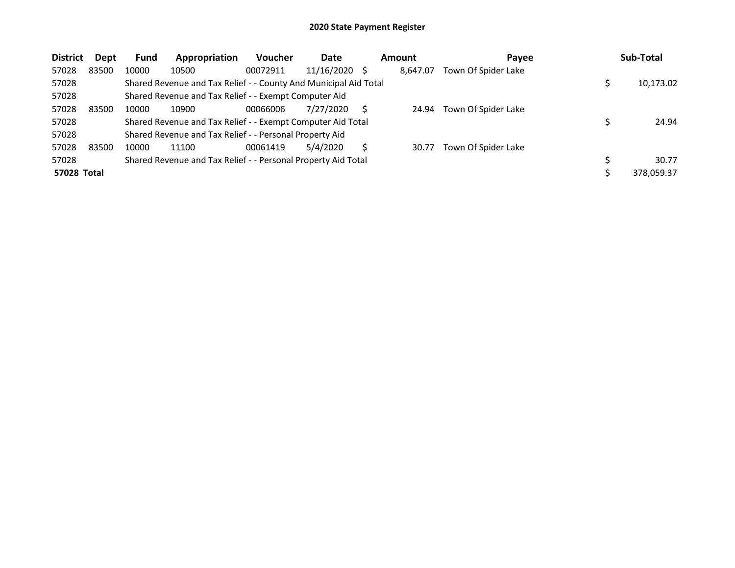## 2020 State Payment Register

| District | Dept | Fund | Appropriation | Voucher | Date | Amount | Payee | Sub-Total |
|---|---|---|---|---|---|---|---|---|
| 57028 | 83500 | 10000 | 10500 | 00072911 | 11/16/2020 | $ 8,647.07 | Town Of Spider Lake | |
| 57028 | | Shared Revenue and Tax Relief - - County And Municipal Aid Total | | | | | | $ 10,173.02 |
| 57028 | | Shared Revenue and Tax Relief - - Exempt Computer Aid | | | | | | |
| 57028 | 83500 | 10000 | 10900 | 00066006 | 7/27/2020 | $ 24.94 | Town Of Spider Lake | |
| 57028 | | Shared Revenue and Tax Relief - - Exempt Computer Aid Total | | | | | | $ 24.94 |
| 57028 | | Shared Revenue and Tax Relief - - Personal Property Aid | | | | | | |
| 57028 | 83500 | 10000 | 11100 | 00061419 | 5/4/2020 | $ 30.77 | Town Of Spider Lake | |
| 57028 | | Shared Revenue and Tax Relief - - Personal Property Aid Total | | | | | | $ 30.77 |
| **57028 Total** | | | | | | | | $ 378,059.37 |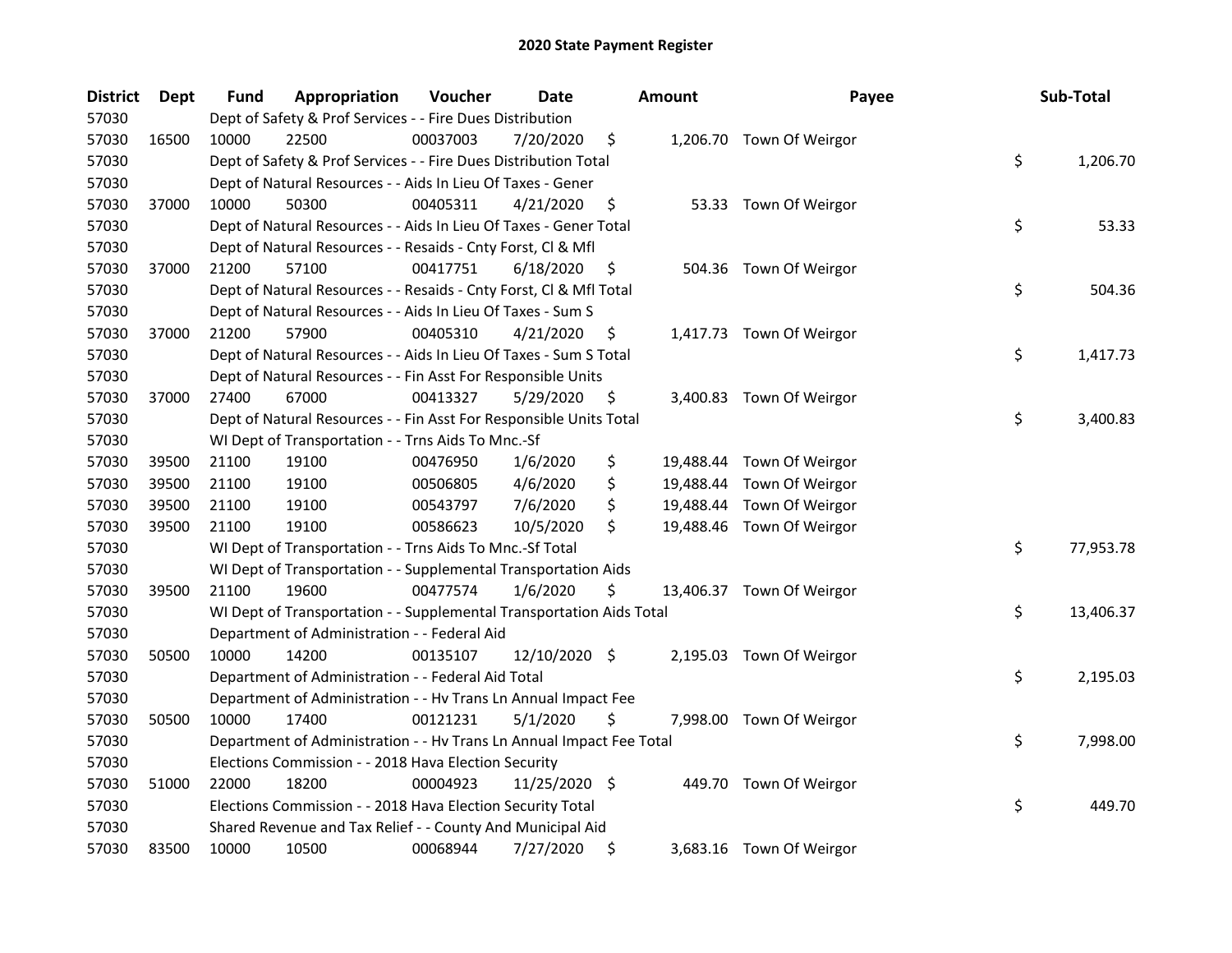# 2020 State Payment Register

| District | Dept | Fund | Appropriation | Voucher | Date | Amount | Payee | Sub-Total |
|---|---|---|---|---|---|---|---|---|
| 57030 | | Dept of Safety & Prof Services - - Fire Dues Distribution | | | | | | |
| 57030 | 16500 | 10000 | 22500 | 00037003 | 7/20/2020 | $ 1,206.70 | Town Of Weirgor | |
| 57030 | | Dept of Safety & Prof Services - - Fire Dues Distribution Total | | | | | | $ 1,206.70 |
| 57030 | | Dept of Natural Resources - - Aids In Lieu Of Taxes - Gener | | | | | | |
| 57030 | 37000 | 10000 | 50300 | 00405311 | 4/21/2020 | $ 53.33 | Town Of Weirgor | |
| 57030 | | Dept of Natural Resources - - Aids In Lieu Of Taxes - Gener Total | | | | | | $ 53.33 |
| 57030 | | Dept of Natural Resources - - Resaids - Cnty Forst, Cl & Mfl | | | | | | |
| 57030 | 37000 | 21200 | 57100 | 00417751 | 6/18/2020 | $ 504.36 | Town Of Weirgor | |
| 57030 | | Dept of Natural Resources - - Resaids - Cnty Forst, Cl & Mfl Total | | | | | | $ 504.36 |
| 57030 | | Dept of Natural Resources - - Aids In Lieu Of Taxes - Sum S | | | | | | |
| 57030 | 37000 | 21200 | 57900 | 00405310 | 4/21/2020 | $ 1,417.73 | Town Of Weirgor | |
| 57030 | | Dept of Natural Resources - - Aids In Lieu Of Taxes - Sum S Total | | | | | | $ 1,417.73 |
| 57030 | | Dept of Natural Resources - - Fin Asst For Responsible Units | | | | | | |
| 57030 | 37000 | 27400 | 67000 | 00413327 | 5/29/2020 | $ 3,400.83 | Town Of Weirgor | |
| 57030 | | Dept of Natural Resources - - Fin Asst For Responsible Units Total | | | | | | $ 3,400.83 |
| 57030 | | WI Dept of Transportation - - Trns Aids To Mnc.-Sf | | | | | | |
| 57030 | 39500 | 21100 | 19100 | 00476950 | 1/6/2020 | $ 19,488.44 | Town Of Weirgor | |
| 57030 | 39500 | 21100 | 19100 | 00506805 | 4/6/2020 | $ 19,488.44 | Town Of Weirgor | |
| 57030 | 39500 | 21100 | 19100 | 00543797 | 7/6/2020 | $ 19,488.44 | Town Of Weirgor | |
| 57030 | 39500 | 21100 | 19100 | 00586623 | 10/5/2020 | $ 19,488.46 | Town Of Weirgor | |
| 57030 | | WI Dept of Transportation - - Trns Aids To Mnc.-Sf Total | | | | | | $ 77,953.78 |
| 57030 | | WI Dept of Transportation - - Supplemental Transportation Aids | | | | | | |
| 57030 | 39500 | 21100 | 19600 | 00477574 | 1/6/2020 | $ 13,406.37 | Town Of Weirgor | |
| 57030 | | WI Dept of Transportation - - Supplemental Transportation Aids Total | | | | | | $ 13,406.37 |
| 57030 | | Department of Administration - - Federal Aid | | | | | | |
| 57030 | 50500 | 10000 | 14200 | 00135107 | 12/10/2020 | $ 2,195.03 | Town Of Weirgor | |
| 57030 | | Department of Administration - - Federal Aid Total | | | | | | $ 2,195.03 |
| 57030 | | Department of Administration - - Hv Trans Ln Annual Impact Fee | | | | | | |
| 57030 | 50500 | 10000 | 17400 | 00121231 | 5/1/2020 | $ 7,998.00 | Town Of Weirgor | |
| 57030 | | Department of Administration - - Hv Trans Ln Annual Impact Fee Total | | | | | | $ 7,998.00 |
| 57030 | | Elections Commission - - 2018 Hava Election Security | | | | | | |
| 57030 | 51000 | 22000 | 18200 | 00004923 | 11/25/2020 | $ 449.70 | Town Of Weirgor | |
| 57030 | | Elections Commission - - 2018 Hava Election Security Total | | | | | | $ 449.70 |
| 57030 | | Shared Revenue and Tax Relief - - County And Municipal Aid | | | | | | |
| 57030 | 83500 | 10000 | 10500 | 00068944 | 7/27/2020 | $ 3,683.16 | Town Of Weirgor | |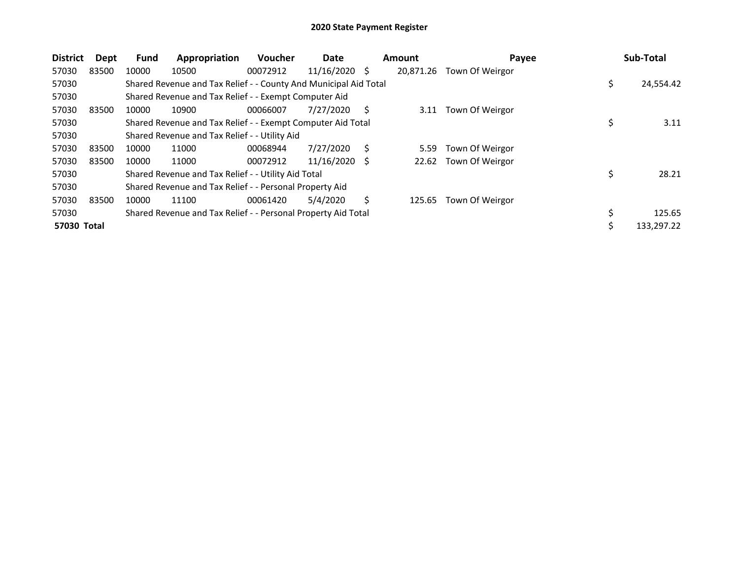## 2020 State Payment Register

| District | Dept | Fund | Appropriation | Voucher | Date | Amount | Payee | Sub-Total |
|---|---|---|---|---|---|---|---|---|
| 57030 | 83500 | 10000 | 10500 | 00072912 | 11/16/2020 | $ 20,871.26 | Town Of Weirgor | |
| 57030 | | Shared Revenue and Tax Relief - - County And Municipal Aid Total | | | | | | $ 24,554.42 |
| 57030 | | Shared Revenue and Tax Relief - - Exempt Computer Aid | | | | | | |
| 57030 | 83500 | 10000 | 10900 | 00066007 | 7/27/2020 | $ 3.11 | Town Of Weirgor | |
| 57030 | | Shared Revenue and Tax Relief - - Exempt Computer Aid Total | | | | | | $ 3.11 |
| 57030 | | Shared Revenue and Tax Relief - - Utility Aid | | | | | | |
| 57030 | 83500 | 10000 | 11000 | 00068944 | 7/27/2020 | $ 5.59 | Town Of Weirgor | |
| 57030 | 83500 | 10000 | 11000 | 00072912 | 11/16/2020 | $ 22.62 | Town Of Weirgor | |
| 57030 | | Shared Revenue and Tax Relief - - Utility Aid Total | | | | | | $ 28.21 |
| 57030 | | Shared Revenue and Tax Relief - - Personal Property Aid | | | | | | |
| 57030 | 83500 | 10000 | 11100 | 00061420 | 5/4/2020 | $ 125.65 | Town Of Weirgor | |
| 57030 | | Shared Revenue and Tax Relief - - Personal Property Aid Total | | | | | | $ 125.65 |
| **57030 Total** | | | | | | | | $ 133,297.22 |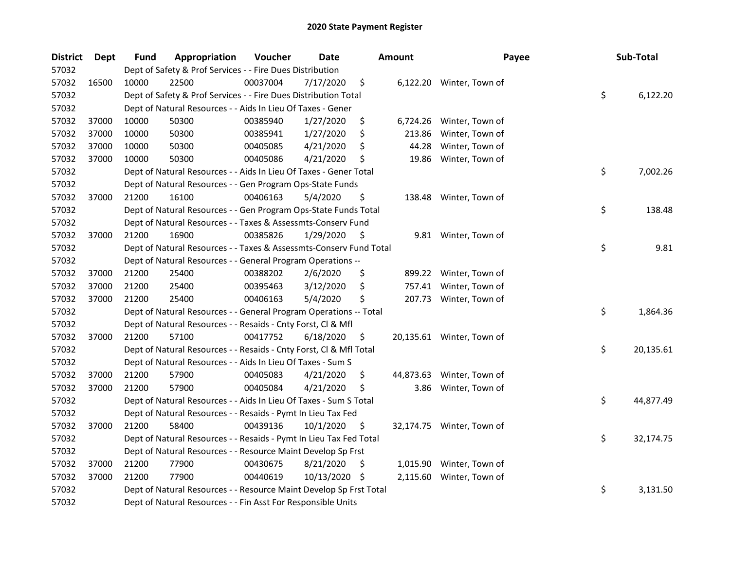# 2020 State Payment Register

| District | Dept | Fund | Appropriation | Voucher | Date | Amount | Payee | Sub-Total |
|---|---|---|---|---|---|---|---|---|
| 57032 | | Dept of Safety & Prof Services - - Fire Dues Distribution | | | | | | |
| 57032 | 16500 | 10000 | 22500 | 00037004 | 7/17/2020 | $ 6,122.20 | Winter, Town of | |
| 57032 | | Dept of Safety & Prof Services - - Fire Dues Distribution Total | | | | | | $ 6,122.20 |
| 57032 | | Dept of Natural Resources - - Aids In Lieu Of Taxes - Gener | | | | | | |
| 57032 | 37000 | 10000 | 50300 | 00385940 | 1/27/2020 | $ 6,724.26 | Winter, Town of | |
| 57032 | 37000 | 10000 | 50300 | 00385941 | 1/27/2020 | $ 213.86 | Winter, Town of | |
| 57032 | 37000 | 10000 | 50300 | 00405085 | 4/21/2020 | $ 44.28 | Winter, Town of | |
| 57032 | 37000 | 10000 | 50300 | 00405086 | 4/21/2020 | $ 19.86 | Winter, Town of | |
| 57032 | | Dept of Natural Resources - - Aids In Lieu Of Taxes - Gener Total | | | | | | $ 7,002.26 |
| 57032 | | Dept of Natural Resources - - Gen Program Ops-State Funds | | | | | | |
| 57032 | 37000 | 21200 | 16100 | 00406163 | 5/4/2020 | $ 138.48 | Winter, Town of | |
| 57032 | | Dept of Natural Resources - - Gen Program Ops-State Funds Total | | | | | | $ 138.48 |
| 57032 | | Dept of Natural Resources - - Taxes & Assessmts-Conserv Fund | | | | | | |
| 57032 | 37000 | 21200 | 16900 | 00385826 | 1/29/2020 | $ 9.81 | Winter, Town of | |
| 57032 | | Dept of Natural Resources - - Taxes & Assessmts-Conserv Fund Total | | | | | | $ 9.81 |
| 57032 | | Dept of Natural Resources - - General Program Operations -- | | | | | | |
| 57032 | 37000 | 21200 | 25400 | 00388202 | 2/6/2020 | $ 899.22 | Winter, Town of | |
| 57032 | 37000 | 21200 | 25400 | 00395463 | 3/12/2020 | $ 757.41 | Winter, Town of | |
| 57032 | 37000 | 21200 | 25400 | 00406163 | 5/4/2020 | $ 207.73 | Winter, Town of | |
| 57032 | | Dept of Natural Resources - - General Program Operations -- Total | | | | | | $ 1,864.36 |
| 57032 | | Dept of Natural Resources - - Resaids - Cnty Forst, Cl & Mfl | | | | | | |
| 57032 | 37000 | 21200 | 57100 | 00417752 | 6/18/2020 | $ 20,135.61 | Winter, Town of | |
| 57032 | | Dept of Natural Resources - - Resaids - Cnty Forst, Cl & Mfl Total | | | | | | $ 20,135.61 |
| 57032 | | Dept of Natural Resources - - Aids In Lieu Of Taxes - Sum S | | | | | | |
| 57032 | 37000 | 21200 | 57900 | 00405083 | 4/21/2020 | $ 44,873.63 | Winter, Town of | |
| 57032 | 37000 | 21200 | 57900 | 00405084 | 4/21/2020 | $ 3.86 | Winter, Town of | |
| 57032 | | Dept of Natural Resources - - Aids In Lieu Of Taxes - Sum S Total | | | | | | $ 44,877.49 |
| 57032 | | Dept of Natural Resources - - Resaids - Pymt In Lieu Tax Fed | | | | | | |
| 57032 | 37000 | 21200 | 58400 | 00439136 | 10/1/2020 | $ 32,174.75 | Winter, Town of | |
| 57032 | | Dept of Natural Resources - - Resaids - Pymt In Lieu Tax Fed Total | | | | | | $ 32,174.75 |
| 57032 | | Dept of Natural Resources - - Resource Maint Develop Sp Frst | | | | | | |
| 57032 | 37000 | 21200 | 77900 | 00430675 | 8/21/2020 | $ 1,015.90 | Winter, Town of | |
| 57032 | 37000 | 21200 | 77900 | 00440619 | 10/13/2020 | $ 2,115.60 | Winter, Town of | |
| 57032 | | Dept of Natural Resources - - Resource Maint Develop Sp Frst Total | | | | | | $ 3,131.50 |
| 57032 | | Dept of Natural Resources - - Fin Asst For Responsible Units | | | | | | |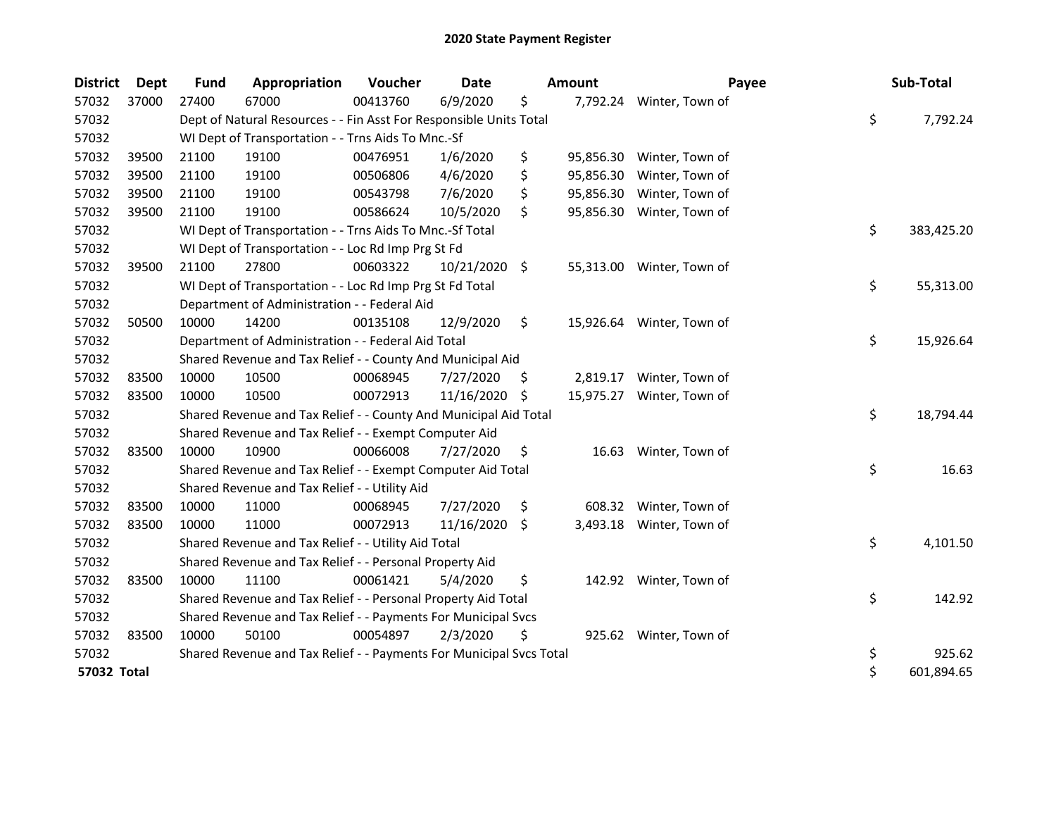# 2020 State Payment Register

| District | Dept | Fund | Appropriation | Voucher | Date | Amount | Payee | Sub-Total |
|---|---|---|---|---|---|---|---|---|
| 57032 | 37000 | 27400 | 67000 | 00413760 | 6/9/2020 | $ 7,792.24 | Winter, Town of | |
| 57032 | | Dept of Natural Resources - - Fin Asst For Responsible Units Total | | | | | | $ 7,792.24 |
| 57032 | | WI Dept of Transportation - - Trns Aids To Mnc.-Sf | | | | | | |
| 57032 | 39500 | 21100 | 19100 | 00476951 | 1/6/2020 | $ 95,856.30 | Winter, Town of | |
| 57032 | 39500 | 21100 | 19100 | 00506806 | 4/6/2020 | $ 95,856.30 | Winter, Town of | |
| 57032 | 39500 | 21100 | 19100 | 00543798 | 7/6/2020 | $ 95,856.30 | Winter, Town of | |
| 57032 | 39500 | 21100 | 19100 | 00586624 | 10/5/2020 | $ 95,856.30 | Winter, Town of | |
| 57032 | | WI Dept of Transportation - - Trns Aids To Mnc.-Sf Total | | | | | | $ 383,425.20 |
| 57032 | | WI Dept of Transportation - - Loc Rd Imp Prg St Fd | | | | | | |
| 57032 | 39500 | 21100 | 27800 | 00603322 | 10/21/2020 | $ 55,313.00 | Winter, Town of | |
| 57032 | | WI Dept of Transportation - - Loc Rd Imp Prg St Fd Total | | | | | | $ 55,313.00 |
| 57032 | | Department of Administration - - Federal Aid | | | | | | |
| 57032 | 50500 | 10000 | 14200 | 00135108 | 12/9/2020 | $ 15,926.64 | Winter, Town of | |
| 57032 | | Department of Administration - - Federal Aid Total | | | | | | $ 15,926.64 |
| 57032 | | Shared Revenue and Tax Relief - - County And Municipal Aid | | | | | | |
| 57032 | 83500 | 10000 | 10500 | 00068945 | 7/27/2020 | $ 2,819.17 | Winter, Town of | |
| 57032 | 83500 | 10000 | 10500 | 00072913 | 11/16/2020 | $ 15,975.27 | Winter, Town of | |
| 57032 | | Shared Revenue and Tax Relief - - County And Municipal Aid Total | | | | | | $ 18,794.44 |
| 57032 | | Shared Revenue and Tax Relief - - Exempt Computer Aid | | | | | | |
| 57032 | 83500 | 10000 | 10900 | 00066008 | 7/27/2020 | $ 16.63 | Winter, Town of | |
| 57032 | | Shared Revenue and Tax Relief - - Exempt Computer Aid Total | | | | | | $ 16.63 |
| 57032 | | Shared Revenue and Tax Relief - - Utility Aid | | | | | | |
| 57032 | 83500 | 10000 | 11000 | 00068945 | 7/27/2020 | $ 608.32 | Winter, Town of | |
| 57032 | 83500 | 10000 | 11000 | 00072913 | 11/16/2020 | $ 3,493.18 | Winter, Town of | |
| 57032 | | Shared Revenue and Tax Relief - - Utility Aid Total | | | | | | $ 4,101.50 |
| 57032 | | Shared Revenue and Tax Relief - - Personal Property Aid | | | | | | |
| 57032 | 83500 | 10000 | 11100 | 00061421 | 5/4/2020 | $ 142.92 | Winter, Town of | |
| 57032 | | Shared Revenue and Tax Relief - - Personal Property Aid Total | | | | | | $ 142.92 |
| 57032 | | Shared Revenue and Tax Relief - - Payments For Municipal Svcs | | | | | | |
| 57032 | 83500 | 10000 | 50100 | 00054897 | 2/3/2020 | $ 925.62 | Winter, Town of | |
| 57032 | | Shared Revenue and Tax Relief - - Payments For Municipal Svcs Total | | | | | | $ 925.62 |
| **57032 Total** | | | | | | | | $ 601,894.65 |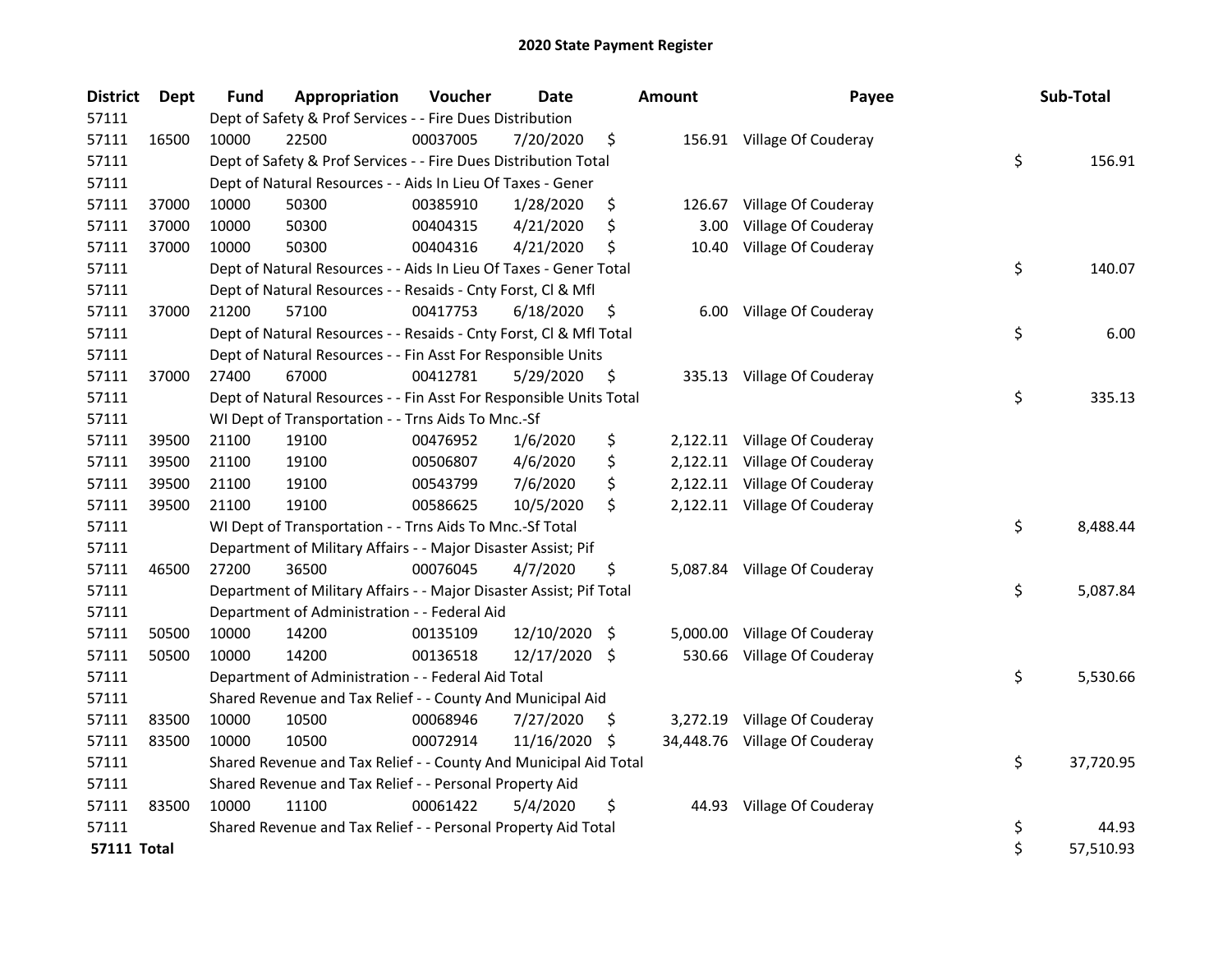# 2020 State Payment Register

| District | Dept | Fund | Appropriation | Voucher | Date | Amount | Payee | Sub-Total |
|---|---|---|---|---|---|---|---|---|
| 57111 | | Dept of Safety & Prof Services - - Fire Dues Distribution | | | | | | |
| 57111 | 16500 | 10000 | 22500 | 00037005 | 7/20/2020 | $ 156.91 | Village Of Couderay | |
| 57111 | | Dept of Safety & Prof Services - - Fire Dues Distribution Total | | | | | | $ 156.91 |
| 57111 | | Dept of Natural Resources - - Aids In Lieu Of Taxes - Gener | | | | | | |
| 57111 | 37000 | 10000 | 50300 | 00385910 | 1/28/2020 | $ 126.67 | Village Of Couderay | |
| 57111 | 37000 | 10000 | 50300 | 00404315 | 4/21/2020 | $ 3.00 | Village Of Couderay | |
| 57111 | 37000 | 10000 | 50300 | 00404316 | 4/21/2020 | $ 10.40 | Village Of Couderay | |
| 57111 | | Dept of Natural Resources - - Aids In Lieu Of Taxes - Gener Total | | | | | | $ 140.07 |
| 57111 | | Dept of Natural Resources - - Resaids - Cnty Forst, Cl & Mfl | | | | | | |
| 57111 | 37000 | 21200 | 57100 | 00417753 | 6/18/2020 | $ 6.00 | Village Of Couderay | |
| 57111 | | Dept of Natural Resources - - Resaids - Cnty Forst, Cl & Mfl Total | | | | | | $ 6.00 |
| 57111 | | Dept of Natural Resources - - Fin Asst For Responsible Units | | | | | | |
| 57111 | 37000 | 27400 | 67000 | 00412781 | 5/29/2020 | $ 335.13 | Village Of Couderay | |
| 57111 | | Dept of Natural Resources - - Fin Asst For Responsible Units Total | | | | | | $ 335.13 |
| 57111 | | WI Dept of Transportation - - Trns Aids To Mnc.-Sf | | | | | | |
| 57111 | 39500 | 21100 | 19100 | 00476952 | 1/6/2020 | $ 2,122.11 | Village Of Couderay | |
| 57111 | 39500 | 21100 | 19100 | 00506807 | 4/6/2020 | $ 2,122.11 | Village Of Couderay | |
| 57111 | 39500 | 21100 | 19100 | 00543799 | 7/6/2020 | $ 2,122.11 | Village Of Couderay | |
| 57111 | 39500 | 21100 | 19100 | 00586625 | 10/5/2020 | $ 2,122.11 | Village Of Couderay | |
| 57111 | | WI Dept of Transportation - - Trns Aids To Mnc.-Sf Total | | | | | | $ 8,488.44 |
| 57111 | | Department of Military Affairs - - Major Disaster Assist; Pif | | | | | | |
| 57111 | 46500 | 27200 | 36500 | 00076045 | 4/7/2020 | $ 5,087.84 | Village Of Couderay | |
| 57111 | | Department of Military Affairs - - Major Disaster Assist; Pif Total | | | | | | $ 5,087.84 |
| 57111 | | Department of Administration - - Federal Aid | | | | | | |
| 57111 | 50500 | 10000 | 14200 | 00135109 | 12/10/2020 | $ 5,000.00 | Village Of Couderay | |
| 57111 | 50500 | 10000 | 14200 | 00136518 | 12/17/2020 | $ 530.66 | Village Of Couderay | |
| 57111 | | Department of Administration - - Federal Aid Total | | | | | | $ 5,530.66 |
| 57111 | | Shared Revenue and Tax Relief - - County And Municipal Aid | | | | | | |
| 57111 | 83500 | 10000 | 10500 | 00068946 | 7/27/2020 | $ 3,272.19 | Village Of Couderay | |
| 57111 | 83500 | 10000 | 10500 | 00072914 | 11/16/2020 | $ 34,448.76 | Village Of Couderay | |
| 57111 | | Shared Revenue and Tax Relief - - County And Municipal Aid Total | | | | | | $ 37,720.95 |
| 57111 | | Shared Revenue and Tax Relief - - Personal Property Aid | | | | | | |
| 57111 | 83500 | 10000 | 11100 | 00061422 | 5/4/2020 | $ 44.93 | Village Of Couderay | |
| 57111 | | Shared Revenue and Tax Relief - - Personal Property Aid Total | | | | | | $ 44.93 |
| **57111 Total** | | | | | | | | $ 57,510.93 |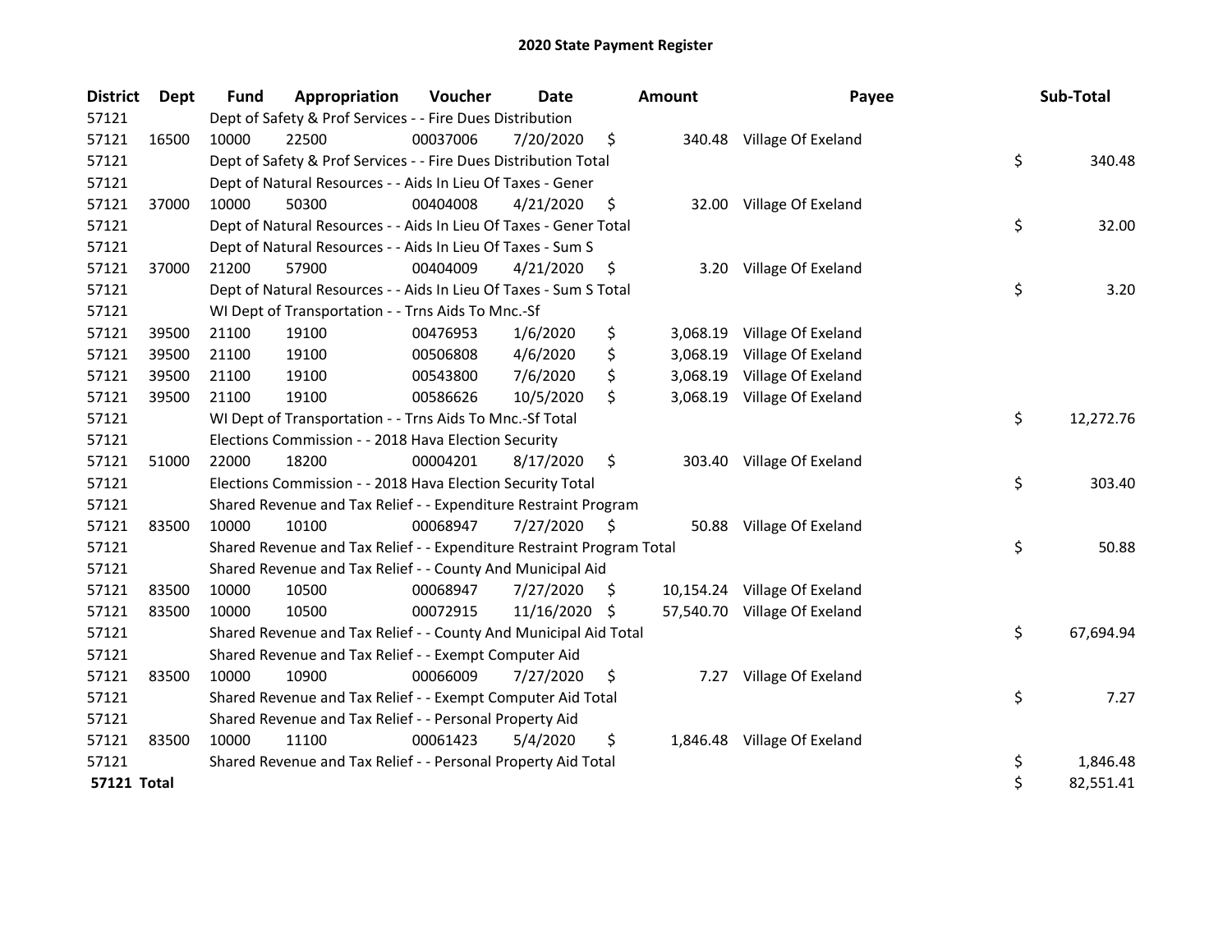# 2020 State Payment Register

| District | Dept | Fund | Appropriation | Voucher | Date | Amount | Payee | Sub-Total |
|---|---|---|---|---|---|---|---|---|
| 57121 | | Dept of Safety & Prof Services - - Fire Dues Distribution | | | | | | |
| 57121 | 16500 | 10000 | 22500 | 00037006 | 7/20/2020 | $ 340.48 | Village Of Exeland | |
| 57121 | | Dept of Safety & Prof Services - - Fire Dues Distribution Total | | | | | | $ 340.48 |
| 57121 | | Dept of Natural Resources - - Aids In Lieu Of Taxes - Gener | | | | | | |
| 57121 | 37000 | 10000 | 50300 | 00404008 | 4/21/2020 | $ 32.00 | Village Of Exeland | |
| 57121 | | Dept of Natural Resources - - Aids In Lieu Of Taxes - Gener Total | | | | | | $ 32.00 |
| 57121 | | Dept of Natural Resources - - Aids In Lieu Of Taxes - Sum S | | | | | | |
| 57121 | 37000 | 21200 | 57900 | 00404009 | 4/21/2020 | $ 3.20 | Village Of Exeland | |
| 57121 | | Dept of Natural Resources - - Aids In Lieu Of Taxes - Sum S Total | | | | | | $ 3.20 |
| 57121 | | WI Dept of Transportation - - Trns Aids To Mnc.-Sf | | | | | | |
| 57121 | 39500 | 21100 | 19100 | 00476953 | 1/6/2020 | $ 3,068.19 | Village Of Exeland | |
| 57121 | 39500 | 21100 | 19100 | 00506808 | 4/6/2020 | $ 3,068.19 | Village Of Exeland | |
| 57121 | 39500 | 21100 | 19100 | 00543800 | 7/6/2020 | $ 3,068.19 | Village Of Exeland | |
| 57121 | 39500 | 21100 | 19100 | 00586626 | 10/5/2020 | $ 3,068.19 | Village Of Exeland | |
| 57121 | | WI Dept of Transportation - - Trns Aids To Mnc.-Sf Total | | | | | | $ 12,272.76 |
| 57121 | | Elections Commission - - 2018 Hava Election Security | | | | | | |
| 57121 | 51000 | 22000 | 18200 | 00004201 | 8/17/2020 | $ 303.40 | Village Of Exeland | |
| 57121 | | Elections Commission - - 2018 Hava Election Security Total | | | | | | $ 303.40 |
| 57121 | | Shared Revenue and Tax Relief - - Expenditure Restraint Program | | | | | | |
| 57121 | 83500 | 10000 | 10100 | 00068947 | 7/27/2020 | $ 50.88 | Village Of Exeland | |
| 57121 | | Shared Revenue and Tax Relief - - Expenditure Restraint Program Total | | | | | | $ 50.88 |
| 57121 | | Shared Revenue and Tax Relief - - County And Municipal Aid | | | | | | |
| 57121 | 83500 | 10000 | 10500 | 00068947 | 7/27/2020 | $ 10,154.24 | Village Of Exeland | |
| 57121 | 83500 | 10000 | 10500 | 00072915 | 11/16/2020 | $ 57,540.70 | Village Of Exeland | |
| 57121 | | Shared Revenue and Tax Relief - - County And Municipal Aid Total | | | | | | $ 67,694.94 |
| 57121 | | Shared Revenue and Tax Relief - - Exempt Computer Aid | | | | | | |
| 57121 | 83500 | 10000 | 10900 | 00066009 | 7/27/2020 | $ 7.27 | Village Of Exeland | |
| 57121 | | Shared Revenue and Tax Relief - - Exempt Computer Aid Total | | | | | | $ 7.27 |
| 57121 | | Shared Revenue and Tax Relief - - Personal Property Aid | | | | | | |
| 57121 | 83500 | 10000 | 11100 | 00061423 | 5/4/2020 | $ 1,846.48 | Village Of Exeland | |
| 57121 | | Shared Revenue and Tax Relief - - Personal Property Aid Total | | | | | | $ 1,846.48 |
| **57121 Total** | | | | | | | | $ 82,551.41 |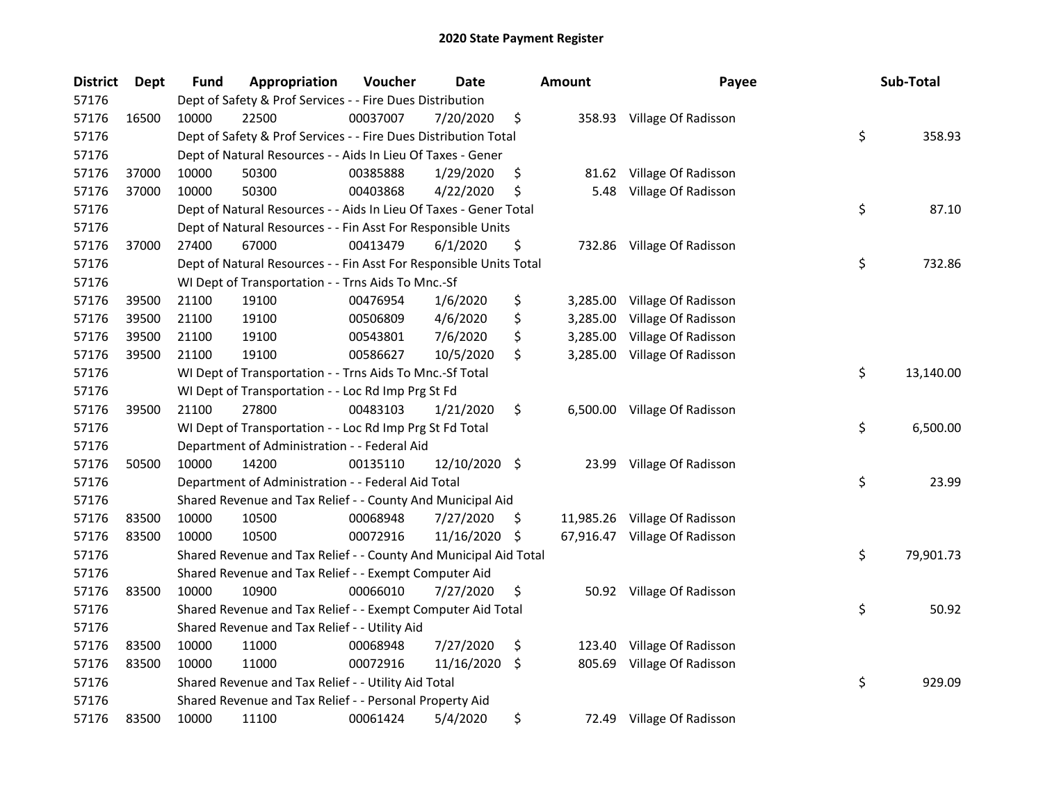# 2020 State Payment Register

| District | Dept | Fund | Appropriation | Voucher | Date | Amount | Payee | Sub-Total |
|---|---|---|---|---|---|---|---|---|
| 57176 | | Dept of Safety & Prof Services - - Fire Dues Distribution | | | | | | |
| 57176 | 16500 | 10000 | 22500 | 00037007 | 7/20/2020 | $ 358.93 | Village Of Radisson | |
| 57176 | | Dept of Safety & Prof Services - - Fire Dues Distribution Total | | | | | | $ 358.93 |
| 57176 | | Dept of Natural Resources - - Aids In Lieu Of Taxes - Gener | | | | | | |
| 57176 | 37000 | 10000 | 50300 | 00385888 | 1/29/2020 | $ 81.62 | Village Of Radisson | |
| 57176 | 37000 | 10000 | 50300 | 00403868 | 4/22/2020 | $ 5.48 | Village Of Radisson | |
| 57176 | | Dept of Natural Resources - - Aids In Lieu Of Taxes - Gener Total | | | | | | $ 87.10 |
| 57176 | | Dept of Natural Resources - - Fin Asst For Responsible Units | | | | | | |
| 57176 | 37000 | 27400 | 67000 | 00413479 | 6/1/2020 | $ 732.86 | Village Of Radisson | |
| 57176 | | Dept of Natural Resources - - Fin Asst For Responsible Units Total | | | | | | $ 732.86 |
| 57176 | | WI Dept of Transportation - - Trns Aids To Mnc.-Sf | | | | | | |
| 57176 | 39500 | 21100 | 19100 | 00476954 | 1/6/2020 | $ 3,285.00 | Village Of Radisson | |
| 57176 | 39500 | 21100 | 19100 | 00506809 | 4/6/2020 | $ 3,285.00 | Village Of Radisson | |
| 57176 | 39500 | 21100 | 19100 | 00543801 | 7/6/2020 | $ 3,285.00 | Village Of Radisson | |
| 57176 | 39500 | 21100 | 19100 | 00586627 | 10/5/2020 | $ 3,285.00 | Village Of Radisson | |
| 57176 | | WI Dept of Transportation - - Trns Aids To Mnc.-Sf Total | | | | | | $ 13,140.00 |
| 57176 | | WI Dept of Transportation - - Loc Rd Imp Prg St Fd | | | | | | |
| 57176 | 39500 | 21100 | 27800 | 00483103 | 1/21/2020 | $ 6,500.00 | Village Of Radisson | |
| 57176 | | WI Dept of Transportation - - Loc Rd Imp Prg St Fd Total | | | | | | $ 6,500.00 |
| 57176 | | Department of Administration - - Federal Aid | | | | | | |
| 57176 | 50500 | 10000 | 14200 | 00135110 | 12/10/2020 | $ 23.99 | Village Of Radisson | |
| 57176 | | Department of Administration - - Federal Aid Total | | | | | | $ 23.99 |
| 57176 | | Shared Revenue and Tax Relief - - County And Municipal Aid | | | | | | |
| 57176 | 83500 | 10000 | 10500 | 00068948 | 7/27/2020 | $ 11,985.26 | Village Of Radisson | |
| 57176 | 83500 | 10000 | 10500 | 00072916 | 11/16/2020 | $ 67,916.47 | Village Of Radisson | |
| 57176 | | Shared Revenue and Tax Relief - - County And Municipal Aid Total | | | | | | $ 79,901.73 |
| 57176 | | Shared Revenue and Tax Relief - - Exempt Computer Aid | | | | | | |
| 57176 | 83500 | 10000 | 10900 | 00066010 | 7/27/2020 | $ 50.92 | Village Of Radisson | |
| 57176 | | Shared Revenue and Tax Relief - - Exempt Computer Aid Total | | | | | | $ 50.92 |
| 57176 | | Shared Revenue and Tax Relief - - Utility Aid | | | | | | |
| 57176 | 83500 | 10000 | 11000 | 00068948 | 7/27/2020 | $ 123.40 | Village Of Radisson | |
| 57176 | 83500 | 10000 | 11000 | 00072916 | 11/16/2020 | $ 805.69 | Village Of Radisson | |
| 57176 | | Shared Revenue and Tax Relief - - Utility Aid Total | | | | | | $ 929.09 |
| 57176 | | Shared Revenue and Tax Relief - - Personal Property Aid | | | | | | |
| 57176 | 83500 | 10000 | 11100 | 00061424 | 5/4/2020 | $ 72.49 | Village Of Radisson | |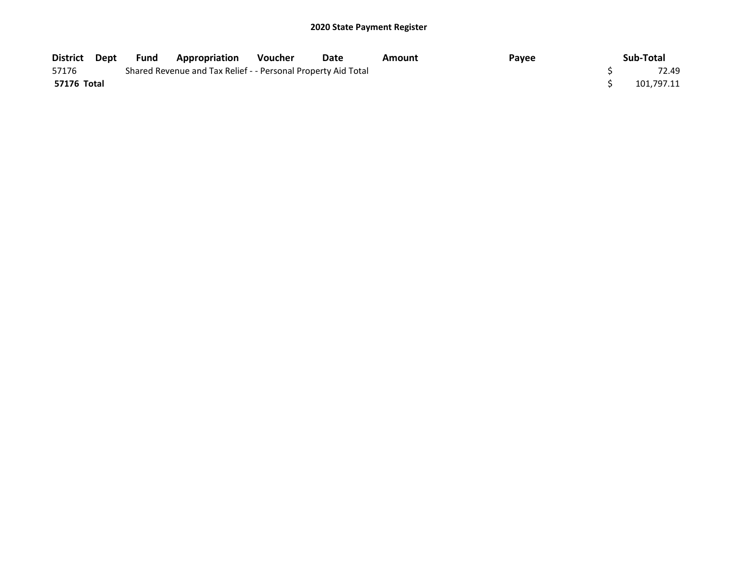## 2020 State Payment Register

| District | Dept | Fund | Appropriation | Voucher | Date | Amount | Payee | Sub-Total |
|---|---|---|---|---|---|---|---|---|
| 57176 | | Shared Revenue and Tax Relief - - Personal Property Aid Total | | | | | | $ 72.49 |
| **57176 Total** | | | | | | | | $ 101,797.11 |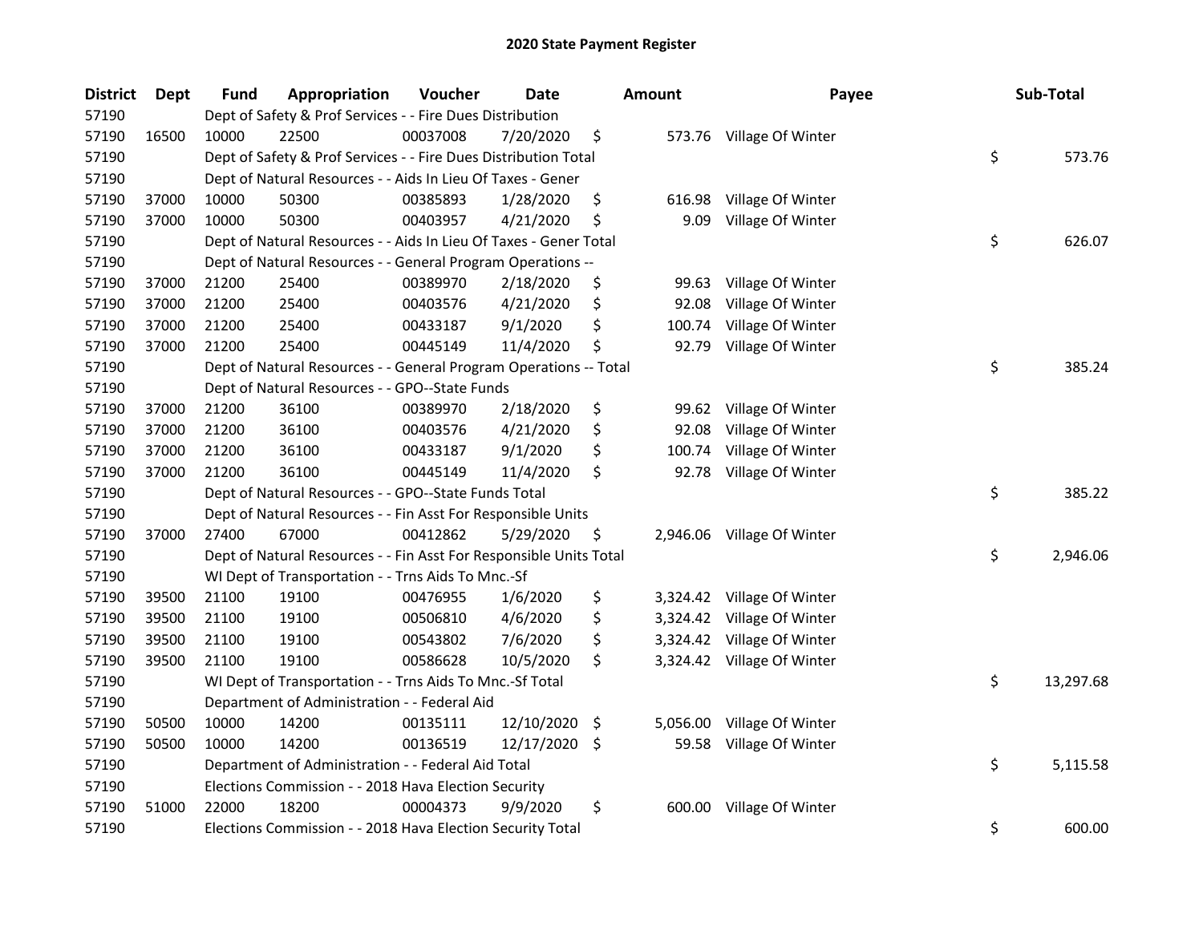# 2020 State Payment Register

| District | Dept | Fund | Appropriation | Voucher | Date | Amount | Payee | Sub-Total |
|---|---|---|---|---|---|---|---|---|
| 57190 | | Dept of Safety & Prof Services - - Fire Dues Distribution | | | | | | |
| 57190 | 16500 | 10000 | 22500 | 00037008 | 7/20/2020 | $ 573.76 | Village Of Winter | |
| 57190 | | Dept of Safety & Prof Services - - Fire Dues Distribution Total | | | | | | $ 573.76 |
| 57190 | | Dept of Natural Resources - - Aids In Lieu Of Taxes - Gener | | | | | | |
| 57190 | 37000 | 10000 | 50300 | 00385893 | 1/28/2020 | $ 616.98 | Village Of Winter | |
| 57190 | 37000 | 10000 | 50300 | 00403957 | 4/21/2020 | $ 9.09 | Village Of Winter | |
| 57190 | | Dept of Natural Resources - - Aids In Lieu Of Taxes - Gener Total | | | | | | $ 626.07 |
| 57190 | | Dept of Natural Resources - - General Program Operations -- | | | | | | |
| 57190 | 37000 | 21200 | 25400 | 00389970 | 2/18/2020 | $ 99.63 | Village Of Winter | |
| 57190 | 37000 | 21200 | 25400 | 00403576 | 4/21/2020 | $ 92.08 | Village Of Winter | |
| 57190 | 37000 | 21200 | 25400 | 00433187 | 9/1/2020 | $ 100.74 | Village Of Winter | |
| 57190 | 37000 | 21200 | 25400 | 00445149 | 11/4/2020 | $ 92.79 | Village Of Winter | |
| 57190 | | Dept of Natural Resources - - General Program Operations -- Total | | | | | | $ 385.24 |
| 57190 | | Dept of Natural Resources - - GPO--State Funds | | | | | | |
| 57190 | 37000 | 21200 | 36100 | 00389970 | 2/18/2020 | $ 99.62 | Village Of Winter | |
| 57190 | 37000 | 21200 | 36100 | 00403576 | 4/21/2020 | $ 92.08 | Village Of Winter | |
| 57190 | 37000 | 21200 | 36100 | 00433187 | 9/1/2020 | $ 100.74 | Village Of Winter | |
| 57190 | 37000 | 21200 | 36100 | 00445149 | 11/4/2020 | $ 92.78 | Village Of Winter | |
| 57190 | | Dept of Natural Resources - - GPO--State Funds Total | | | | | | $ 385.22 |
| 57190 | | Dept of Natural Resources - - Fin Asst For Responsible Units | | | | | | |
| 57190 | 37000 | 27400 | 67000 | 00412862 | 5/29/2020 | $ 2,946.06 | Village Of Winter | |
| 57190 | | Dept of Natural Resources - - Fin Asst For Responsible Units Total | | | | | | $ 2,946.06 |
| 57190 | | WI Dept of Transportation - - Trns Aids To Mnc.-Sf | | | | | | |
| 57190 | 39500 | 21100 | 19100 | 00476955 | 1/6/2020 | $ 3,324.42 | Village Of Winter | |
| 57190 | 39500 | 21100 | 19100 | 00506810 | 4/6/2020 | $ 3,324.42 | Village Of Winter | |
| 57190 | 39500 | 21100 | 19100 | 00543802 | 7/6/2020 | $ 3,324.42 | Village Of Winter | |
| 57190 | 39500 | 21100 | 19100 | 00586628 | 10/5/2020 | $ 3,324.42 | Village Of Winter | |
| 57190 | | WI Dept of Transportation - - Trns Aids To Mnc.-Sf Total | | | | | | $ 13,297.68 |
| 57190 | | Department of Administration - - Federal Aid | | | | | | |
| 57190 | 50500 | 10000 | 14200 | 00135111 | 12/10/2020 | $ 5,056.00 | Village Of Winter | |
| 57190 | 50500 | 10000 | 14200 | 00136519 | 12/17/2020 | $ 59.58 | Village Of Winter | |
| 57190 | | Department of Administration - - Federal Aid Total | | | | | | $ 5,115.58 |
| 57190 | | Elections Commission - - 2018 Hava Election Security | | | | | | |
| 57190 | 51000 | 22000 | 18200 | 00004373 | 9/9/2020 | $ 600.00 | Village Of Winter | |
| 57190 | | Elections Commission - - 2018 Hava Election Security Total | | | | | | $ 600.00 |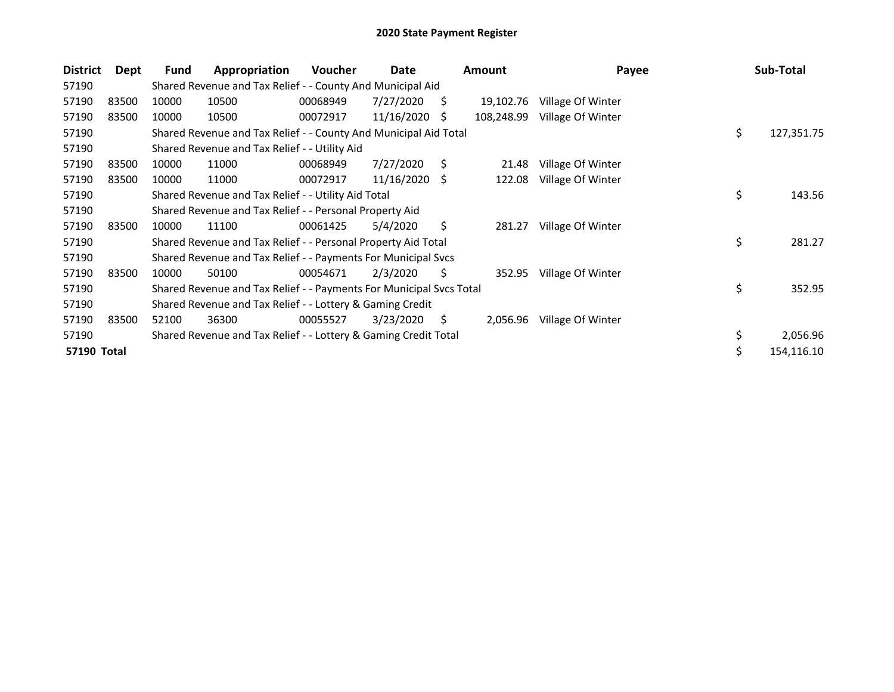# 2020 State Payment Register

| District | Dept | Fund | Appropriation | Voucher | Date | Amount | Payee | Sub-Total |
|---|---|---|---|---|---|---|---|---|
| 57190 | | Shared Revenue and Tax Relief - - County And Municipal Aid | | | | | | |
| 57190 | 83500 | 10000 | 10500 | 00068949 | 7/27/2020 | $ 19,102.76 | Village Of Winter | |
| 57190 | 83500 | 10000 | 10500 | 00072917 | 11/16/2020 | $ 108,248.99 | Village Of Winter | |
| 57190 | | Shared Revenue and Tax Relief - - County And Municipal Aid Total | | | | | | $ 127,351.75 |
| 57190 | | Shared Revenue and Tax Relief - - Utility Aid | | | | | | |
| 57190 | 83500 | 10000 | 11000 | 00068949 | 7/27/2020 | $ 21.48 | Village Of Winter | |
| 57190 | 83500 | 10000 | 11000 | 00072917 | 11/16/2020 | $ 122.08 | Village Of Winter | |
| 57190 | | Shared Revenue and Tax Relief - - Utility Aid Total | | | | | | $ 143.56 |
| 57190 | | Shared Revenue and Tax Relief - - Personal Property Aid | | | | | | |
| 57190 | 83500 | 10000 | 11100 | 00061425 | 5/4/2020 | $ 281.27 | Village Of Winter | |
| 57190 | | Shared Revenue and Tax Relief - - Personal Property Aid Total | | | | | | $ 281.27 |
| 57190 | | Shared Revenue and Tax Relief - - Payments For Municipal Svcs | | | | | | |
| 57190 | 83500 | 10000 | 50100 | 00054671 | 2/3/2020 | $ 352.95 | Village Of Winter | |
| 57190 | | Shared Revenue and Tax Relief - - Payments For Municipal Svcs Total | | | | | | $ 352.95 |
| 57190 | | Shared Revenue and Tax Relief - - Lottery & Gaming Credit | | | | | | |
| 57190 | 83500 | 52100 | 36300 | 00055527 | 3/23/2020 | $ 2,056.96 | Village Of Winter | |
| 57190 | | Shared Revenue and Tax Relief - - Lottery & Gaming Credit Total | | | | | | $ 2,056.96 |
| **57190 Total** | | | | | | | | $ 154,116.10 |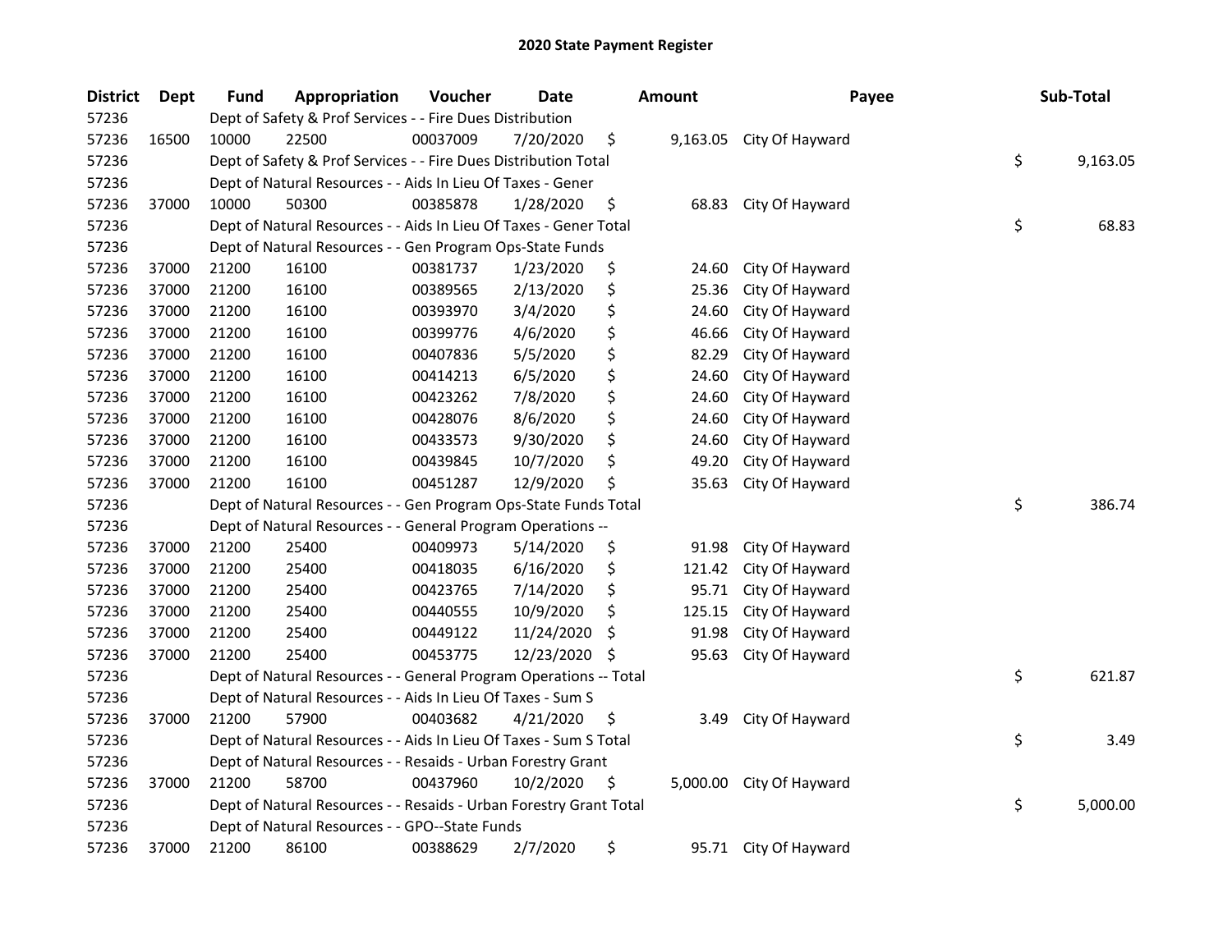# 2020 State Payment Register

| District | Dept | Fund | Appropriation | Voucher | Date | Amount | Payee | Sub-Total |
|---|---|---|---|---|---|---|---|---|
| 57236 | | Dept of Safety & Prof Services - - Fire Dues Distribution | | | | | | |
| 57236 | 16500 | 10000 | 22500 | 00037009 | 7/20/2020 | $ 9,163.05 | City Of Hayward | |
| 57236 | | Dept of Safety & Prof Services - - Fire Dues Distribution Total | | | | | | $ 9,163.05 |
| 57236 | | Dept of Natural Resources - - Aids In Lieu Of Taxes - Gener | | | | | | |
| 57236 | 37000 | 10000 | 50300 | 00385878 | 1/28/2020 | $ 68.83 | City Of Hayward | |
| 57236 | | Dept of Natural Resources - - Aids In Lieu Of Taxes - Gener Total | | | | | | $ 68.83 |
| 57236 | | Dept of Natural Resources - - Gen Program Ops-State Funds | | | | | | |
| 57236 | 37000 | 21200 | 16100 | 00381737 | 1/23/2020 | $ 24.60 | City Of Hayward | |
| 57236 | 37000 | 21200 | 16100 | 00389565 | 2/13/2020 | $ 25.36 | City Of Hayward | |
| 57236 | 37000 | 21200 | 16100 | 00393970 | 3/4/2020 | $ 24.60 | City Of Hayward | |
| 57236 | 37000 | 21200 | 16100 | 00399776 | 4/6/2020 | $ 46.66 | City Of Hayward | |
| 57236 | 37000 | 21200 | 16100 | 00407836 | 5/5/2020 | $ 82.29 | City Of Hayward | |
| 57236 | 37000 | 21200 | 16100 | 00414213 | 6/5/2020 | $ 24.60 | City Of Hayward | |
| 57236 | 37000 | 21200 | 16100 | 00423262 | 7/8/2020 | $ 24.60 | City Of Hayward | |
| 57236 | 37000 | 21200 | 16100 | 00428076 | 8/6/2020 | $ 24.60 | City Of Hayward | |
| 57236 | 37000 | 21200 | 16100 | 00433573 | 9/30/2020 | $ 24.60 | City Of Hayward | |
| 57236 | 37000 | 21200 | 16100 | 00439845 | 10/7/2020 | $ 49.20 | City Of Hayward | |
| 57236 | 37000 | 21200 | 16100 | 00451287 | 12/9/2020 | $ 35.63 | City Of Hayward | |
| 57236 | | Dept of Natural Resources - - Gen Program Ops-State Funds Total | | | | | | $ 386.74 |
| 57236 | | Dept of Natural Resources - - General Program Operations -- | | | | | | |
| 57236 | 37000 | 21200 | 25400 | 00409973 | 5/14/2020 | $ 91.98 | City Of Hayward | |
| 57236 | 37000 | 21200 | 25400 | 00418035 | 6/16/2020 | $ 121.42 | City Of Hayward | |
| 57236 | 37000 | 21200 | 25400 | 00423765 | 7/14/2020 | $ 95.71 | City Of Hayward | |
| 57236 | 37000 | 21200 | 25400 | 00440555 | 10/9/2020 | $ 125.15 | City Of Hayward | |
| 57236 | 37000 | 21200 | 25400 | 00449122 | 11/24/2020 | $ 91.98 | City Of Hayward | |
| 57236 | 37000 | 21200 | 25400 | 00453775 | 12/23/2020 | $ 95.63 | City Of Hayward | |
| 57236 | | Dept of Natural Resources - - General Program Operations -- Total | | | | | | $ 621.87 |
| 57236 | | Dept of Natural Resources - - Aids In Lieu Of Taxes - Sum S | | | | | | |
| 57236 | 37000 | 21200 | 57900 | 00403682 | 4/21/2020 | $ 3.49 | City Of Hayward | |
| 57236 | | Dept of Natural Resources - - Aids In Lieu Of Taxes - Sum S Total | | | | | | $ 3.49 |
| 57236 | | Dept of Natural Resources - - Resaids - Urban Forestry Grant | | | | | | |
| 57236 | 37000 | 21200 | 58700 | 00437960 | 10/2/2020 | $ 5,000.00 | City Of Hayward | |
| 57236 | | Dept of Natural Resources - - Resaids - Urban Forestry Grant Total | | | | | | $ 5,000.00 |
| 57236 | | Dept of Natural Resources - - GPO--State Funds | | | | | | |
| 57236 | 37000 | 21200 | 86100 | 00388629 | 2/7/2020 | $ 95.71 | City Of Hayward | |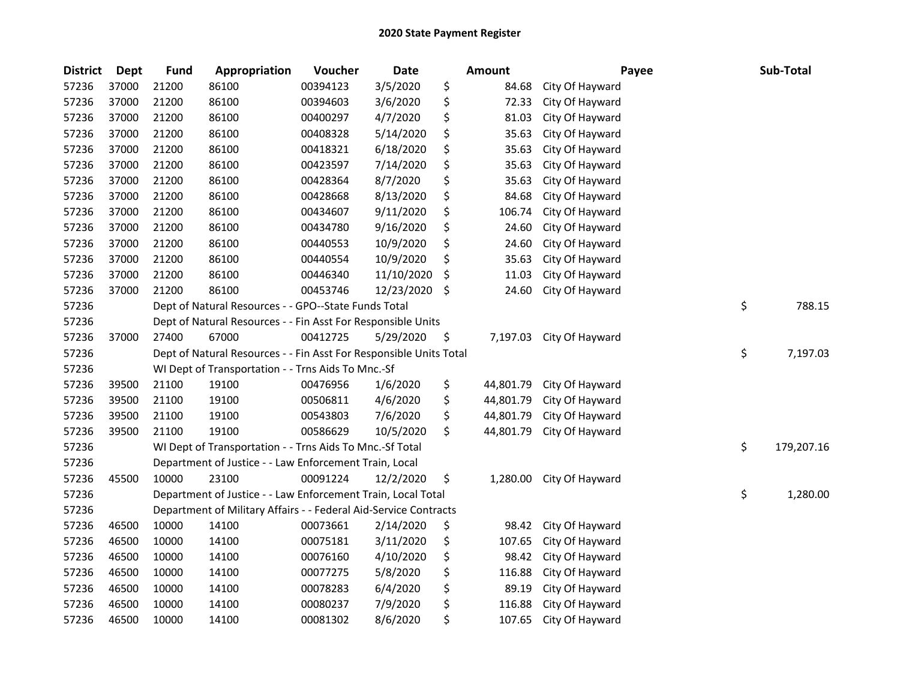# 2020 State Payment Register

| District | Dept | Fund | Appropriation | Voucher | Date | Amount | Payee | Sub-Total |
|---|---|---|---|---|---|---|---|---|
| 57236 | 37000 | 21200 | 86100 | 00394123 | 3/5/2020 | $ 84.68 | City Of Hayward | |
| 57236 | 37000 | 21200 | 86100 | 00394603 | 3/6/2020 | $ 72.33 | City Of Hayward | |
| 57236 | 37000 | 21200 | 86100 | 00400297 | 4/7/2020 | $ 81.03 | City Of Hayward | |
| 57236 | 37000 | 21200 | 86100 | 00408328 | 5/14/2020 | $ 35.63 | City Of Hayward | |
| 57236 | 37000 | 21200 | 86100 | 00418321 | 6/18/2020 | $ 35.63 | City Of Hayward | |
| 57236 | 37000 | 21200 | 86100 | 00423597 | 7/14/2020 | $ 35.63 | City Of Hayward | |
| 57236 | 37000 | 21200 | 86100 | 00428364 | 8/7/2020 | $ 35.63 | City Of Hayward | |
| 57236 | 37000 | 21200 | 86100 | 00428668 | 8/13/2020 | $ 84.68 | City Of Hayward | |
| 57236 | 37000 | 21200 | 86100 | 00434607 | 9/11/2020 | $ 106.74 | City Of Hayward | |
| 57236 | 37000 | 21200 | 86100 | 00434780 | 9/16/2020 | $ 24.60 | City Of Hayward | |
| 57236 | 37000 | 21200 | 86100 | 00440553 | 10/9/2020 | $ 24.60 | City Of Hayward | |
| 57236 | 37000 | 21200 | 86100 | 00440554 | 10/9/2020 | $ 35.63 | City Of Hayward | |
| 57236 | 37000 | 21200 | 86100 | 00446340 | 11/10/2020 | $ 11.03 | City Of Hayward | |
| 57236 | 37000 | 21200 | 86100 | 00453746 | 12/23/2020 | $ 24.60 | City Of Hayward | |
| 57236 | | Dept of Natural Resources - - GPO--State Funds Total | | | | | | $ 788.15 |
| 57236 | | Dept of Natural Resources - - Fin Asst For Responsible Units | | | | | | |
| 57236 | 37000 | 27400 | 67000 | 00412725 | 5/29/2020 | $ 7,197.03 | City Of Hayward | |
| 57236 | | Dept of Natural Resources - - Fin Asst For Responsible Units Total | | | | | | $ 7,197.03 |
| 57236 | | WI Dept of Transportation - - Trns Aids To Mnc.-Sf | | | | | | |
| 57236 | 39500 | 21100 | 19100 | 00476956 | 1/6/2020 | $ 44,801.79 | City Of Hayward | |
| 57236 | 39500 | 21100 | 19100 | 00506811 | 4/6/2020 | $ 44,801.79 | City Of Hayward | |
| 57236 | 39500 | 21100 | 19100 | 00543803 | 7/6/2020 | $ 44,801.79 | City Of Hayward | |
| 57236 | 39500 | 21100 | 19100 | 00586629 | 10/5/2020 | $ 44,801.79 | City Of Hayward | |
| 57236 | | WI Dept of Transportation - - Trns Aids To Mnc.-Sf Total | | | | | | $ 179,207.16 |
| 57236 | | Department of Justice - - Law Enforcement Train, Local | | | | | | |
| 57236 | 45500 | 10000 | 23100 | 00091224 | 12/2/2020 | $ 1,280.00 | City Of Hayward | |
| 57236 | | Department of Justice - - Law Enforcement Train, Local Total | | | | | | $ 1,280.00 |
| 57236 | | Department of Military Affairs - - Federal Aid-Service Contracts | | | | | | |
| 57236 | 46500 | 10000 | 14100 | 00073661 | 2/14/2020 | $ 98.42 | City Of Hayward | |
| 57236 | 46500 | 10000 | 14100 | 00075181 | 3/11/2020 | $ 107.65 | City Of Hayward | |
| 57236 | 46500 | 10000 | 14100 | 00076160 | 4/10/2020 | $ 98.42 | City Of Hayward | |
| 57236 | 46500 | 10000 | 14100 | 00077275 | 5/8/2020 | $ 116.88 | City Of Hayward | |
| 57236 | 46500 | 10000 | 14100 | 00078283 | 6/4/2020 | $ 89.19 | City Of Hayward | |
| 57236 | 46500 | 10000 | 14100 | 00080237 | 7/9/2020 | $ 116.88 | City Of Hayward | |
| 57236 | 46500 | 10000 | 14100 | 00081302 | 8/6/2020 | $ 107.65 | City Of Hayward | |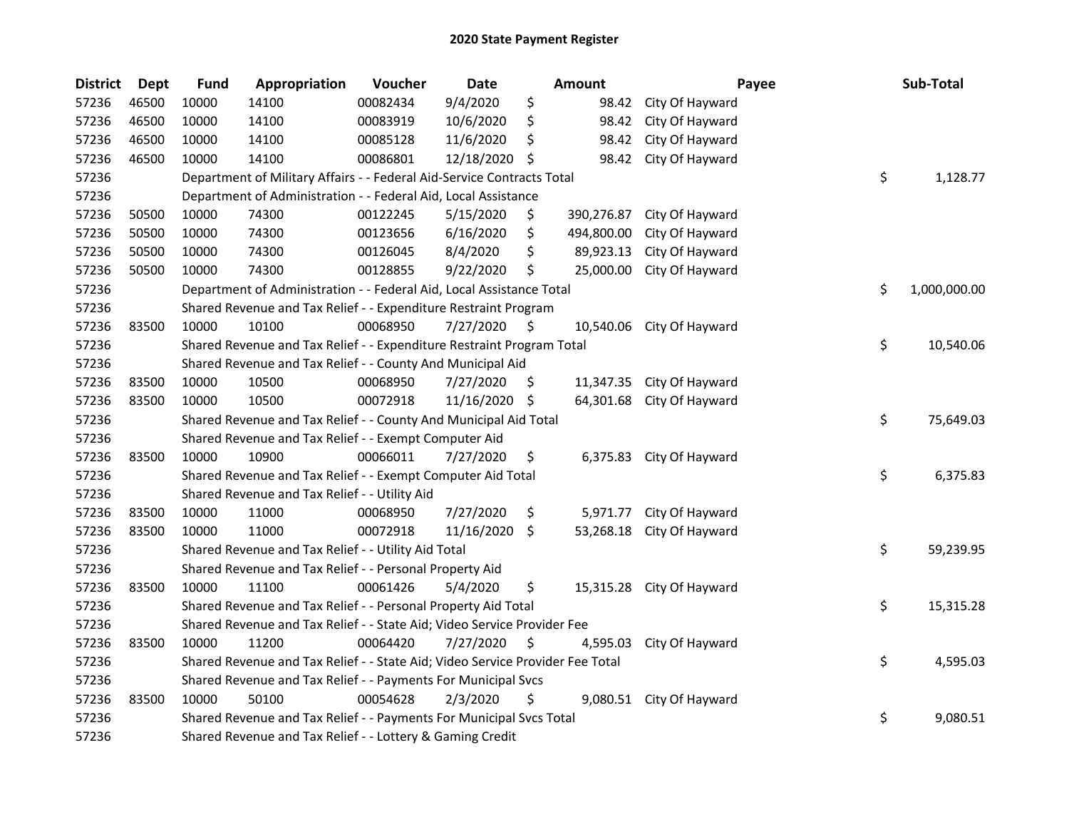## 2020 State Payment Register

| District | Dept | Fund | Appropriation | Voucher | Date | Amount | Payee | Sub-Total |
|---|---|---|---|---|---|---|---|---|
| 57236 | 46500 | 10000 | 14100 | 00082434 | 9/4/2020 | $ 98.42 | City Of Hayward | |
| 57236 | 46500 | 10000 | 14100 | 00083919 | 10/6/2020 | $ 98.42 | City Of Hayward | |
| 57236 | 46500 | 10000 | 14100 | 00085128 | 11/6/2020 | $ 98.42 | City Of Hayward | |
| 57236 | 46500 | 10000 | 14100 | 00086801 | 12/18/2020 | $ 98.42 | City Of Hayward | |
| 57236 | | Department of Military Affairs - - Federal Aid-Service Contracts Total | | | | | | $ 1,128.77 |
| 57236 | | Department of Administration - - Federal Aid, Local Assistance | | | | | | |
| 57236 | 50500 | 10000 | 74300 | 00122245 | 5/15/2020 | $ 390,276.87 | City Of Hayward | |
| 57236 | 50500 | 10000 | 74300 | 00123656 | 6/16/2020 | $ 494,800.00 | City Of Hayward | |
| 57236 | 50500 | 10000 | 74300 | 00126045 | 8/4/2020 | $ 89,923.13 | City Of Hayward | |
| 57236 | 50500 | 10000 | 74300 | 00128855 | 9/22/2020 | $ 25,000.00 | City Of Hayward | |
| 57236 | | Department of Administration - - Federal Aid, Local Assistance Total | | | | | | $ 1,000,000.00 |
| 57236 | | Shared Revenue and Tax Relief - - Expenditure Restraint Program | | | | | | |
| 57236 | 83500 | 10000 | 10100 | 00068950 | 7/27/2020 | $ 10,540.06 | City Of Hayward | |
| 57236 | | Shared Revenue and Tax Relief - - Expenditure Restraint Program Total | | | | | | $ 10,540.06 |
| 57236 | | Shared Revenue and Tax Relief - - County And Municipal Aid | | | | | | |
| 57236 | 83500 | 10000 | 10500 | 00068950 | 7/27/2020 | $ 11,347.35 | City Of Hayward | |
| 57236 | 83500 | 10000 | 10500 | 00072918 | 11/16/2020 | $ 64,301.68 | City Of Hayward | |
| 57236 | | Shared Revenue and Tax Relief - - County And Municipal Aid Total | | | | | | $ 75,649.03 |
| 57236 | | Shared Revenue and Tax Relief - - Exempt Computer Aid | | | | | | |
| 57236 | 83500 | 10000 | 10900 | 00066011 | 7/27/2020 | $ 6,375.83 | City Of Hayward | |
| 57236 | | Shared Revenue and Tax Relief - - Exempt Computer Aid Total | | | | | | $ 6,375.83 |
| 57236 | | Shared Revenue and Tax Relief - - Utility Aid | | | | | | |
| 57236 | 83500 | 10000 | 11000 | 00068950 | 7/27/2020 | $ 5,971.77 | City Of Hayward | |
| 57236 | 83500 | 10000 | 11000 | 00072918 | 11/16/2020 | $ 53,268.18 | City Of Hayward | |
| 57236 | | Shared Revenue and Tax Relief - - Utility Aid Total | | | | | | $ 59,239.95 |
| 57236 | | Shared Revenue and Tax Relief - - Personal Property Aid | | | | | | |
| 57236 | 83500 | 10000 | 11100 | 00061426 | 5/4/2020 | $ 15,315.28 | City Of Hayward | |
| 57236 | | Shared Revenue and Tax Relief - - Personal Property Aid Total | | | | | | $ 15,315.28 |
| 57236 | | Shared Revenue and Tax Relief - - State Aid; Video Service Provider Fee | | | | | | |
| 57236 | 83500 | 10000 | 11200 | 00064420 | 7/27/2020 | $ 4,595.03 | City Of Hayward | |
| 57236 | | Shared Revenue and Tax Relief - - State Aid; Video Service Provider Fee Total | | | | | | $ 4,595.03 |
| 57236 | | Shared Revenue and Tax Relief - - Payments For Municipal Svcs | | | | | | |
| 57236 | 83500 | 10000 | 50100 | 00054628 | 2/3/2020 | $ 9,080.51 | City Of Hayward | |
| 57236 | | Shared Revenue and Tax Relief - - Payments For Municipal Svcs Total | | | | | | $ 9,080.51 |
| 57236 | | Shared Revenue and Tax Relief - - Lottery & Gaming Credit | | | | | | |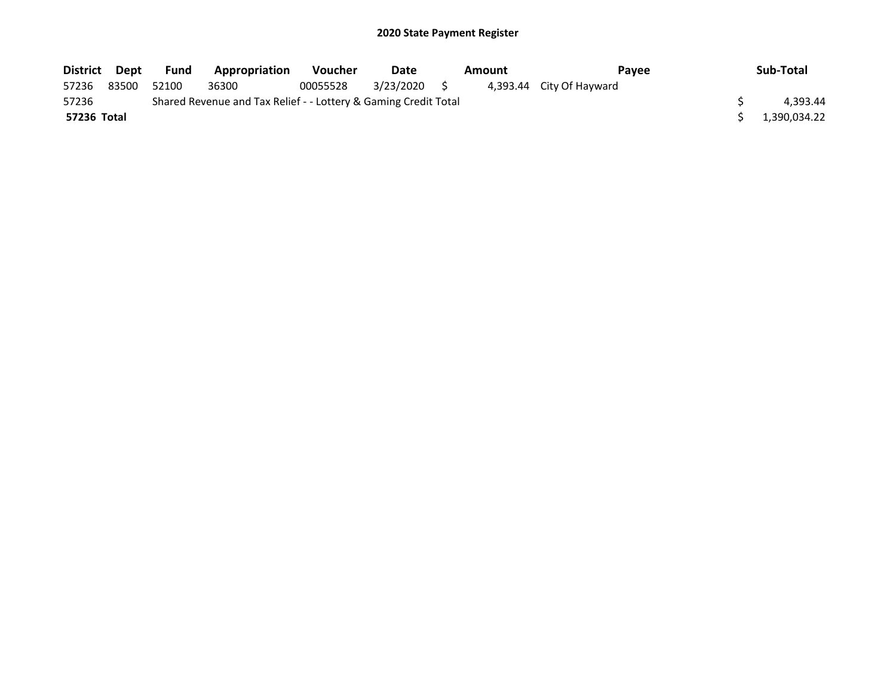## 2020 State Payment Register

| District | Dept | Fund | Appropriation | Voucher | Date | Amount | Payee | Sub-Total |
|---|---|---|---|---|---|---|---|---|
| 57236 | 83500 | 52100 | 36300 | 00055528 | 3/23/2020 | $ 4,393.44 | City Of Hayward | |
| 57236 | | Shared Revenue and Tax Relief - - Lottery & Gaming Credit Total | | | | | | $ 4,393.44 |
| **57236 Total** | | | | | | | | $ 1,390,034.22 |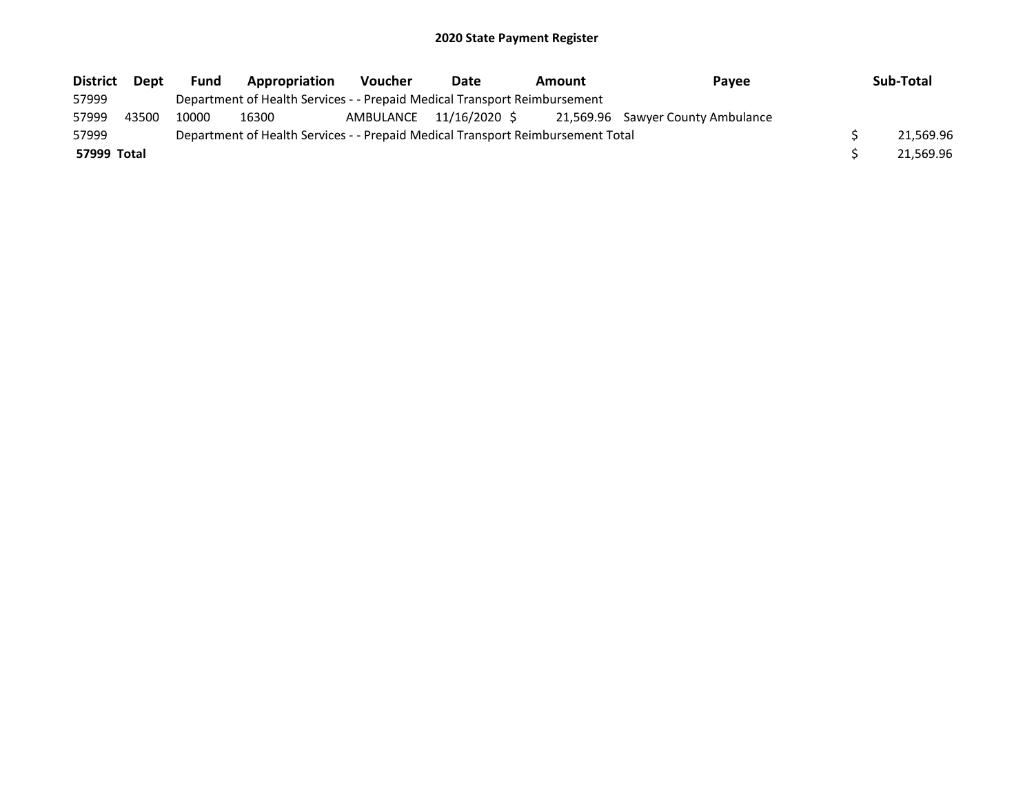# 2020 State Payment Register

| District | Dept | Fund | Appropriation | Voucher | Date | Amount | Payee | Sub-Total |
|---|---|---|---|---|---|---|---|---|
| 57999 | | Department of Health Services - - Prepaid Medical Transport Reimbursement | | | | | | |
| 57999 | 43500 | 10000 | 16300 | AMBULANCE | 11/16/2020 | $ 21,569.96 | Sawyer County Ambulance | |
| 57999 | | Department of Health Services - - Prepaid Medical Transport Reimbursement Total | | | | | | $ 21,569.96 |
| **57999 Total** | | | | | | | | $ 21,569.96 |